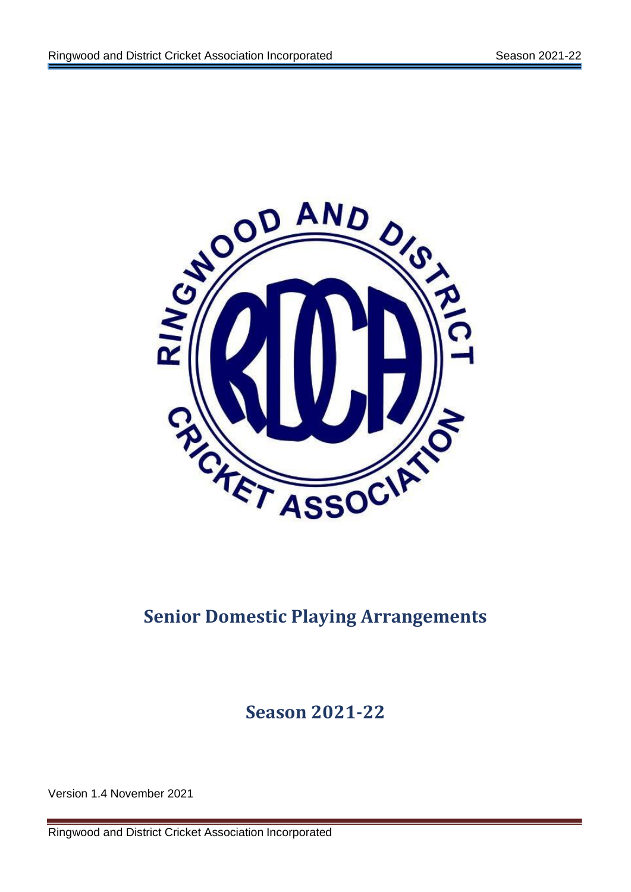# Senior Domestic Playing Arrangements

## Season 2021-22

Version 1.4 November 2021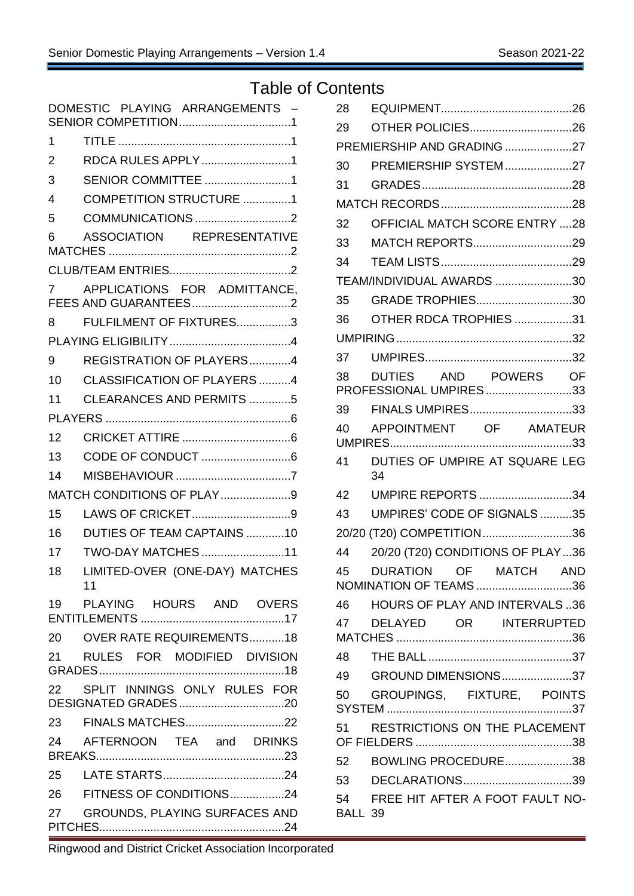# Table of Contents

DOMESTIC PLAYING ARRANGEMENTS – SENIOR COMPETITION ..... 1

1 TITLE ..... 1

2 RDCA RULES APPLY ..... 1

3 SENIOR COMMITTEE ..... 1

4 COMPETITION STRUCTURE ..... 1

5 COMMUNICATIONS ..... 2

6 ASSOCIATION REPRESENTATIVE MATCHES ..... 2

CLUB/TEAM ENTRIES ..... 2

7 APPLICATIONS FOR ADMITTANCE, FEES AND GUARANTEES ..... 2

8 FULFILMENT OF FIXTURES ..... 3

PLAYING ELIGIBILITY ..... 4

9 REGISTRATION OF PLAYERS ..... 4

10 CLASSIFICATION OF PLAYERS ..... 4

11 CLEARANCES AND PERMITS ..... 5

PLAYERS ..... 6

12 CRICKET ATTIRE ..... 6

13 CODE OF CONDUCT ..... 6

14 MISBEHAVIOUR ..... 7

MATCH CONDITIONS OF PLAY ..... 9

15 LAWS OF CRICKET ..... 9

16 DUTIES OF TEAM CAPTAINS ..... 10

17 TWO-DAY MATCHES ..... 11

18 LIMITED-OVER (ONE-DAY) MATCHES ..... 11

19 PLAYING HOURS AND OVERS ENTITLEMENTS ..... 17

20 OVER RATE REQUIREMENTS ..... 18

21 RULES FOR MODIFIED DIVISION GRADES ..... 18

22 SPLIT INNINGS ONLY RULES FOR DESIGNATED GRADES ..... 20

23 FINALS MATCHES ..... 22

24 AFTERNOON TEA and DRINKS BREAKS ..... 23

25 LATE STARTS ..... 24

26 FITNESS OF CONDITIONS ..... 24

27 GROUNDS, PLAYING SURFACES AND PITCHES ..... 24

28 EQUIPMENT ..... 26

29 OTHER POLICIES ..... 26

PREMIERSHIP AND GRADING ..... 27

30 PREMIERSHIP SYSTEM ..... 27

31 GRADES ..... 28

MATCH RECORDS ..... 28

32 OFFICIAL MATCH SCORE ENTRY ..... 28

33 MATCH REPORTS ..... 29

34 TEAM LISTS ..... 29

TEAM/INDIVIDUAL AWARDS ..... 30

35 GRADE TROPHIES ..... 30

36 OTHER RDCA TROPHIES ..... 31

UMPIRING ..... 32

37 UMPIRES ..... 32

38 DUTIES AND POWERS OF PROFESSIONAL UMPIRES ..... 33

39 FINALS UMPIRES ..... 33

40 APPOINTMENT OF AMATEUR UMPIRES ..... 33

41 DUTIES OF UMPIRE AT SQUARE LEG ..... 34

42 UMPIRE REPORTS ..... 34

43 UMPIRES' CODE OF SIGNALS ..... 35

20/20 (T20) COMPETITION ..... 36

44 20/20 (T20) CONDITIONS OF PLAY ..... 36

45 DURATION OF MATCH AND NOMINATION OF TEAMS ..... 36

46 HOURS OF PLAY AND INTERVALS ..... 36

47 DELAYED OR INTERRUPTED MATCHES ..... 36

48 THE BALL ..... 37

49 GROUND DIMENSIONS ..... 37

50 GROUPINGS, FIXTURE, POINTS SYSTEM ..... 37

51 RESTRICTIONS ON THE PLACEMENT OF FIELDERS ..... 38

52 BOWLING PROCEDURE ..... 38

53 DECLARATIONS ..... 39

54 FREE HIT AFTER A FOOT FAULT NO-BALL 39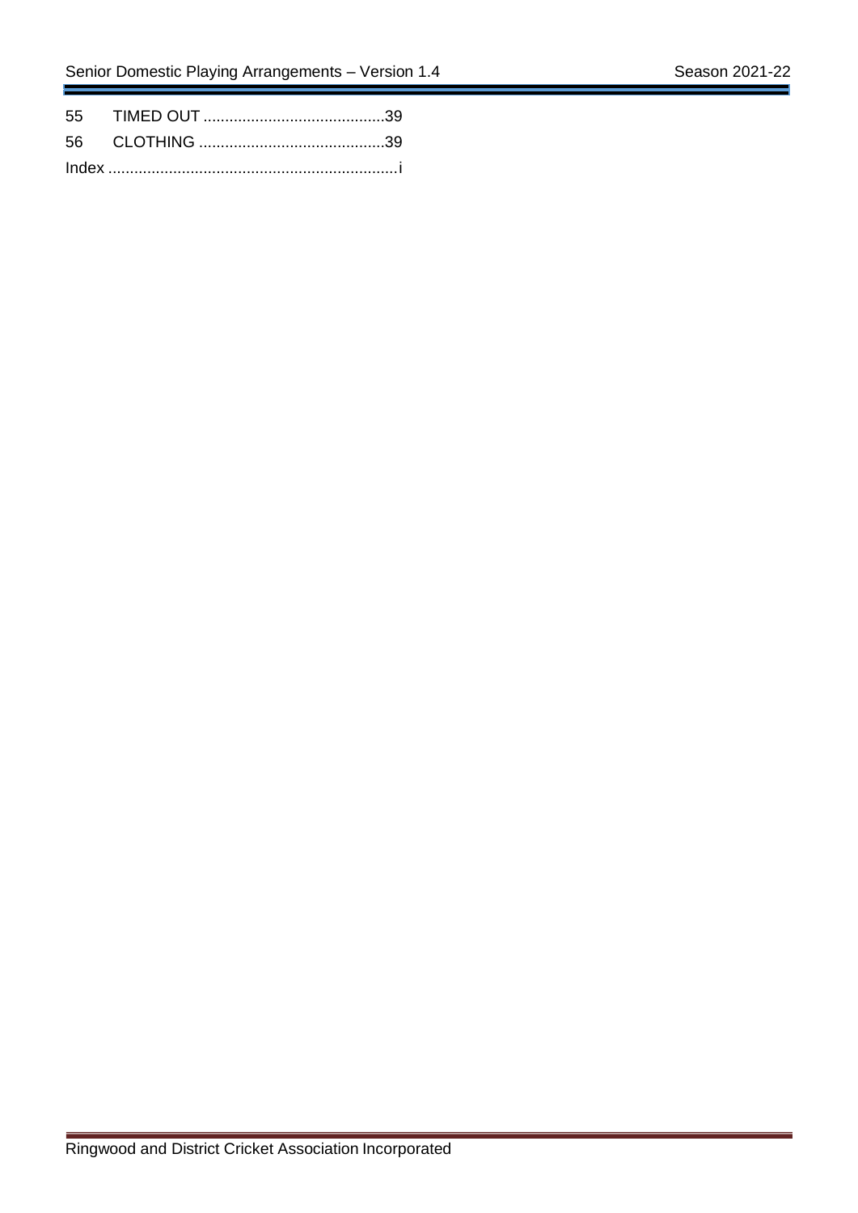55 TIMED OUT ..........................................39

56 CLOTHING ...........................................39

Index ...................................................................i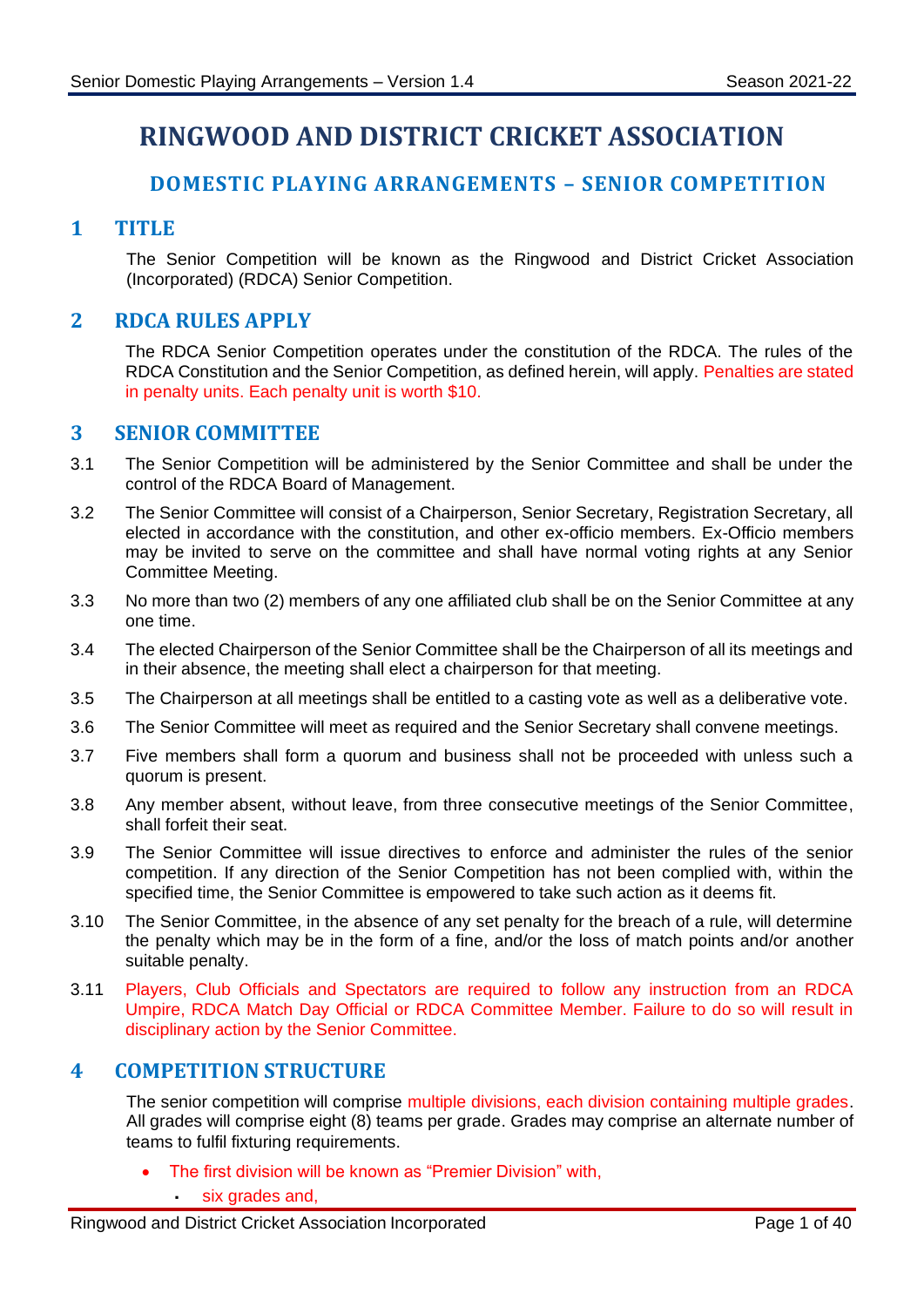# RINGWOOD AND DISTRICT CRICKET ASSOCIATION

## DOMESTIC PLAYING ARRANGEMENTS – SENIOR COMPETITION

## 1 TITLE

The Senior Competition will be known as the Ringwood and District Cricket Association (Incorporated) (RDCA) Senior Competition.

## 2 RDCA RULES APPLY

The RDCA Senior Competition operates under the constitution of the RDCA. The rules of the RDCA Constitution and the Senior Competition, as defined herein, will apply. Penalties are stated in penalty units. Each penalty unit is worth $10.

## 3 SENIOR COMMITTEE

3.1 The Senior Competition will be administered by the Senior Committee and shall be under the control of the RDCA Board of Management.

3.2 The Senior Committee will consist of a Chairperson, Senior Secretary, Registration Secretary, all elected in accordance with the constitution, and other ex-officio members. Ex-Officio members may be invited to serve on the committee and shall have normal voting rights at any Senior Committee Meeting.

3.3 No more than two (2) members of any one affiliated club shall be on the Senior Committee at any one time.

3.4 The elected Chairperson of the Senior Committee shall be the Chairperson of all its meetings and in their absence, the meeting shall elect a chairperson for that meeting.

3.5 The Chairperson at all meetings shall be entitled to a casting vote as well as a deliberative vote.

3.6 The Senior Committee will meet as required and the Senior Secretary shall convene meetings.

3.7 Five members shall form a quorum and business shall not be proceeded with unless such a quorum is present.

3.8 Any member absent, without leave, from three consecutive meetings of the Senior Committee, shall forfeit their seat.

3.9 The Senior Committee will issue directives to enforce and administer the rules of the senior competition. If any direction of the Senior Competition has not been complied with, within the specified time, the Senior Committee is empowered to take such action as it deems fit.

3.10 The Senior Committee, in the absence of any set penalty for the breach of a rule, will determine the penalty which may be in the form of a fine, and/or the loss of match points and/or another suitable penalty.

3.11 Players, Club Officials and Spectators are required to follow any instruction from an RDCA Umpire, RDCA Match Day Official or RDCA Committee Member. Failure to do so will result in disciplinary action by the Senior Committee.

## 4 COMPETITION STRUCTURE

The senior competition will comprise multiple divisions, each division containing multiple grades. All grades will comprise eight (8) teams per grade. Grades may comprise an alternate number of teams to fulfil fixturing requirements.

- The first division will be known as "Premier Division" with,
  - six grades and,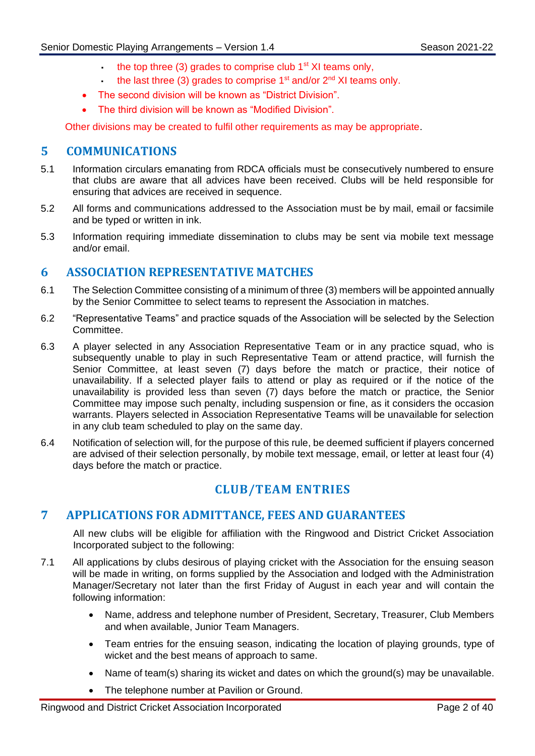- the top three (3) grades to comprise club 1st XI teams only,
  - the last three (3) grades to comprise 1st and/or 2nd XI teams only.
- The second division will be known as “District Division”.
- The third division will be known as “Modified Division”.

Other divisions may be created to fulfil other requirements as may be appropriate.

## 5 COMMUNICATIONS

5.1 Information circulars emanating from RDCA officials must be consecutively numbered to ensure that clubs are aware that all advices have been received. Clubs will be held responsible for ensuring that advices are received in sequence.

5.2 All forms and communications addressed to the Association must be by mail, email or facsimile and be typed or written in ink.

5.3 Information requiring immediate dissemination to clubs may be sent via mobile text message and/or email.

## 6 ASSOCIATION REPRESENTATIVE MATCHES

6.1 The Selection Committee consisting of a minimum of three (3) members will be appointed annually by the Senior Committee to select teams to represent the Association in matches.

6.2 “Representative Teams” and practice squads of the Association will be selected by the Selection Committee.

6.3 A player selected in any Association Representative Team or in any practice squad, who is subsequently unable to play in such Representative Team or attend practice, will furnish the Senior Committee, at least seven (7) days before the match or practice, their notice of unavailability. If a selected player fails to attend or play as required or if the notice of the unavailability is provided less than seven (7) days before the match or practice, the Senior Committee may impose such penalty, including suspension or fine, as it considers the occasion warrants. Players selected in Association Representative Teams will be unavailable for selection in any club team scheduled to play on the same day.

6.4 Notification of selection will, for the purpose of this rule, be deemed sufficient if players concerned are advised of their selection personally, by mobile text message, email, or letter at least four (4) days before the match or practice.

# CLUB/TEAM ENTRIES

## 7 APPLICATIONS FOR ADMITTANCE, FEES AND GUARANTEES

All new clubs will be eligible for affiliation with the Ringwood and District Cricket Association Incorporated subject to the following:

7.1 All applications by clubs desirous of playing cricket with the Association for the ensuing season will be made in writing, on forms supplied by the Association and lodged with the Administration Manager/Secretary not later than the first Friday of August in each year and will contain the following information:

- Name, address and telephone number of President, Secretary, Treasurer, Club Members and when available, Junior Team Managers.
- Team entries for the ensuing season, indicating the location of playing grounds, type of wicket and the best means of approach to same.
- Name of team(s) sharing its wicket and dates on which the ground(s) may be unavailable.
- The telephone number at Pavilion or Ground.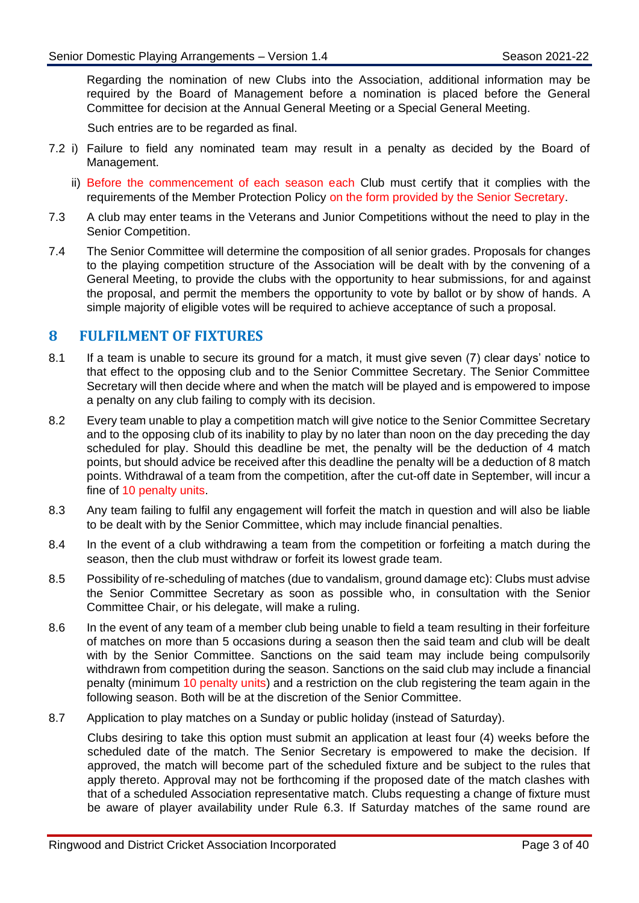Regarding the nomination of new Clubs into the Association, additional information may be required by the Board of Management before a nomination is placed before the General Committee for decision at the Annual General Meeting or a Special General Meeting.

Such entries are to be regarded as final.

7.2 i) Failure to field any nominated team may result in a penalty as decided by the Board of Management.

ii) Before the commencement of each season each Club must certify that it complies with the requirements of the Member Protection Policy on the form provided by the Senior Secretary.

7.3 A club may enter teams in the Veterans and Junior Competitions without the need to play in the Senior Competition.

7.4 The Senior Committee will determine the composition of all senior grades. Proposals for changes to the playing competition structure of the Association will be dealt with by the convening of a General Meeting, to provide the clubs with the opportunity to hear submissions, for and against the proposal, and permit the members the opportunity to vote by ballot or by show of hands. A simple majority of eligible votes will be required to achieve acceptance of such a proposal.

## 8 FULFILMENT OF FIXTURES

8.1 If a team is unable to secure its ground for a match, it must give seven (7) clear days' notice to that effect to the opposing club and to the Senior Committee Secretary. The Senior Committee Secretary will then decide where and when the match will be played and is empowered to impose a penalty on any club failing to comply with its decision.

8.2 Every team unable to play a competition match will give notice to the Senior Committee Secretary and to the opposing club of its inability to play by no later than noon on the day preceding the day scheduled for play. Should this deadline be met, the penalty will be the deduction of 4 match points, but should advice be received after this deadline the penalty will be a deduction of 8 match points. Withdrawal of a team from the competition, after the cut-off date in September, will incur a fine of 10 penalty units.

8.3 Any team failing to fulfil any engagement will forfeit the match in question and will also be liable to be dealt with by the Senior Committee, which may include financial penalties.

8.4 In the event of a club withdrawing a team from the competition or forfeiting a match during the season, then the club must withdraw or forfeit its lowest grade team.

8.5 Possibility of re-scheduling of matches (due to vandalism, ground damage etc): Clubs must advise the Senior Committee Secretary as soon as possible who, in consultation with the Senior Committee Chair, or his delegate, will make a ruling.

8.6 In the event of any team of a member club being unable to field a team resulting in their forfeiture of matches on more than 5 occasions during a season then the said team and club will be dealt with by the Senior Committee. Sanctions on the said team may include being compulsorily withdrawn from competition during the season. Sanctions on the said club may include a financial penalty (minimum 10 penalty units) and a restriction on the club registering the team again in the following season. Both will be at the discretion of the Senior Committee.

8.7 Application to play matches on a Sunday or public holiday (instead of Saturday).

Clubs desiring to take this option must submit an application at least four (4) weeks before the scheduled date of the match. The Senior Secretary is empowered to make the decision. If approved, the match will become part of the scheduled fixture and be subject to the rules that apply thereto. Approval may not be forthcoming if the proposed date of the match clashes with that of a scheduled Association representative match. Clubs requesting a change of fixture must be aware of player availability under Rule 6.3. If Saturday matches of the same round are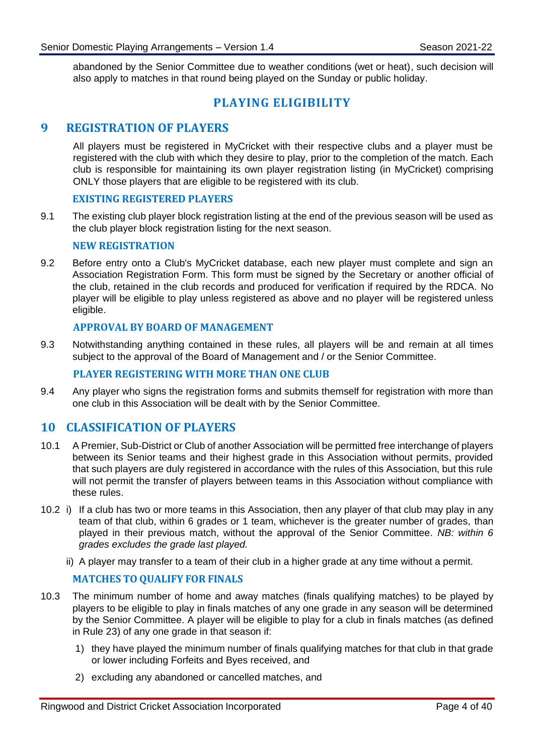abandoned by the Senior Committee due to weather conditions (wet or heat), such decision will also apply to matches in that round being played on the Sunday or public holiday.

# PLAYING ELIGIBILITY

## 9 REGISTRATION OF PLAYERS

All players must be registered in MyCricket with their respective clubs and a player must be registered with the club with which they desire to play, prior to the completion of the match. Each club is responsible for maintaining its own player registration listing (in MyCricket) comprising ONLY those players that are eligible to be registered with its club.

### EXISTING REGISTERED PLAYERS

9.1 The existing club player block registration listing at the end of the previous season will be used as the club player block registration listing for the next season.

### NEW REGISTRATION

9.2 Before entry onto a Club's MyCricket database, each new player must complete and sign an Association Registration Form. This form must be signed by the Secretary or another official of the club, retained in the club records and produced for verification if required by the RDCA. No player will be eligible to play unless registered as above and no player will be registered unless eligible.

### APPROVAL BY BOARD OF MANAGEMENT

9.3 Notwithstanding anything contained in these rules, all players will be and remain at all times subject to the approval of the Board of Management and / or the Senior Committee.

### PLAYER REGISTERING WITH MORE THAN ONE CLUB

9.4 Any player who signs the registration forms and submits themself for registration with more than one club in this Association will be dealt with by the Senior Committee.

## 10 CLASSIFICATION OF PLAYERS

10.1 A Premier, Sub-District or Club of another Association will be permitted free interchange of players between its Senior teams and their highest grade in this Association without permits, provided that such players are duly registered in accordance with the rules of this Association, but this rule will not permit the transfer of players between teams in this Association without compliance with these rules.

10.2 i) If a club has two or more teams in this Association, then any player of that club may play in any team of that club, within 6 grades or 1 team, whichever is the greater number of grades, than played in their previous match, without the approval of the Senior Committee. *NB: within 6 grades excludes the grade last played.*

ii) A player may transfer to a team of their club in a higher grade at any time without a permit.

### MATCHES TO QUALIFY FOR FINALS

10.3 The minimum number of home and away matches (finals qualifying matches) to be played by players to be eligible to play in finals matches of any one grade in any season will be determined by the Senior Committee. A player will be eligible to play for a club in finals matches (as defined in Rule 23) of any one grade in that season if:

1) they have played the minimum number of finals qualifying matches for that club in that grade or lower including Forfeits and Byes received, and
2) excluding any abandoned or cancelled matches, and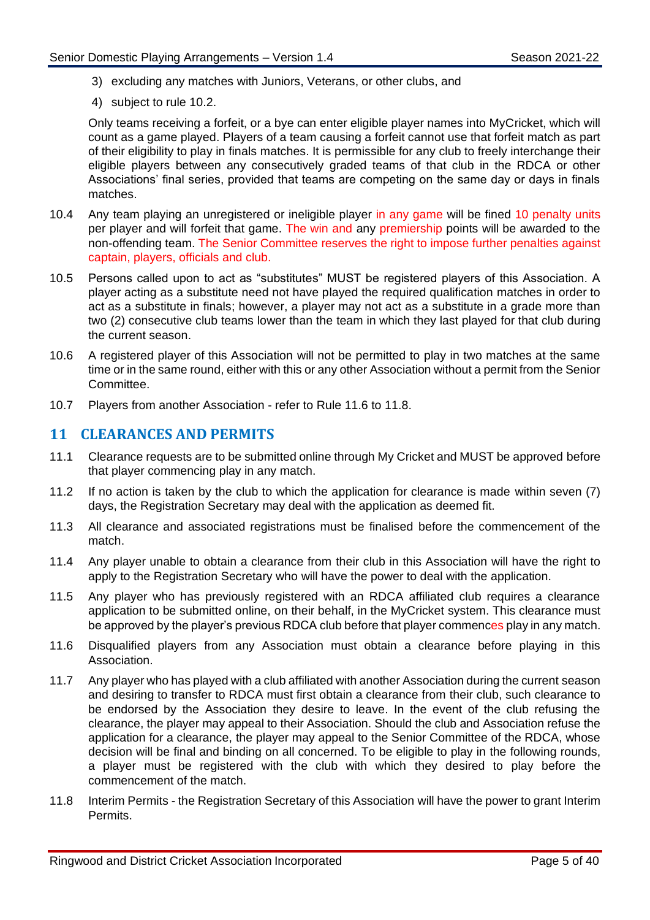3) excluding any matches with Juniors, Veterans, or other clubs, and
4) subject to rule 10.2.

Only teams receiving a forfeit, or a bye can enter eligible player names into MyCricket, which will count as a game played. Players of a team causing a forfeit cannot use that forfeit match as part of their eligibility to play in finals matches. It is permissible for any club to freely interchange their eligible players between any consecutively graded teams of that club in the RDCA or other Associations' final series, provided that teams are competing on the same day or days in finals matches.

10.4 Any team playing an unregistered or ineligible player in any game will be fined 10 penalty units per player and will forfeit that game. The win and any premiership points will be awarded to the non-offending team. The Senior Committee reserves the right to impose further penalties against captain, players, officials and club.

10.5 Persons called upon to act as "substitutes" MUST be registered players of this Association. A player acting as a substitute need not have played the required qualification matches in order to act as a substitute in finals; however, a player may not act as a substitute in a grade more than two (2) consecutive club teams lower than the team in which they last played for that club during the current season.

10.6 A registered player of this Association will not be permitted to play in two matches at the same time or in the same round, either with this or any other Association without a permit from the Senior Committee.

10.7 Players from another Association - refer to Rule 11.6 to 11.8.

## 11 CLEARANCES AND PERMITS

11.1 Clearance requests are to be submitted online through My Cricket and MUST be approved before that player commencing play in any match.

11.2 If no action is taken by the club to which the application for clearance is made within seven (7) days, the Registration Secretary may deal with the application as deemed fit.

11.3 All clearance and associated registrations must be finalised before the commencement of the match.

11.4 Any player unable to obtain a clearance from their club in this Association will have the right to apply to the Registration Secretary who will have the power to deal with the application.

11.5 Any player who has previously registered with an RDCA affiliated club requires a clearance application to be submitted online, on their behalf, in the MyCricket system. This clearance must be approved by the player's previous RDCA club before that player commences play in any match.

11.6 Disqualified players from any Association must obtain a clearance before playing in this Association.

11.7 Any player who has played with a club affiliated with another Association during the current season and desiring to transfer to RDCA must first obtain a clearance from their club, such clearance to be endorsed by the Association they desire to leave. In the event of the club refusing the clearance, the player may appeal to their Association. Should the club and Association refuse the application for a clearance, the player may appeal to the Senior Committee of the RDCA, whose decision will be final and binding on all concerned. To be eligible to play in the following rounds, a player must be registered with the club with which they desired to play before the commencement of the match.

11.8 Interim Permits - the Registration Secretary of this Association will have the power to grant Interim Permits.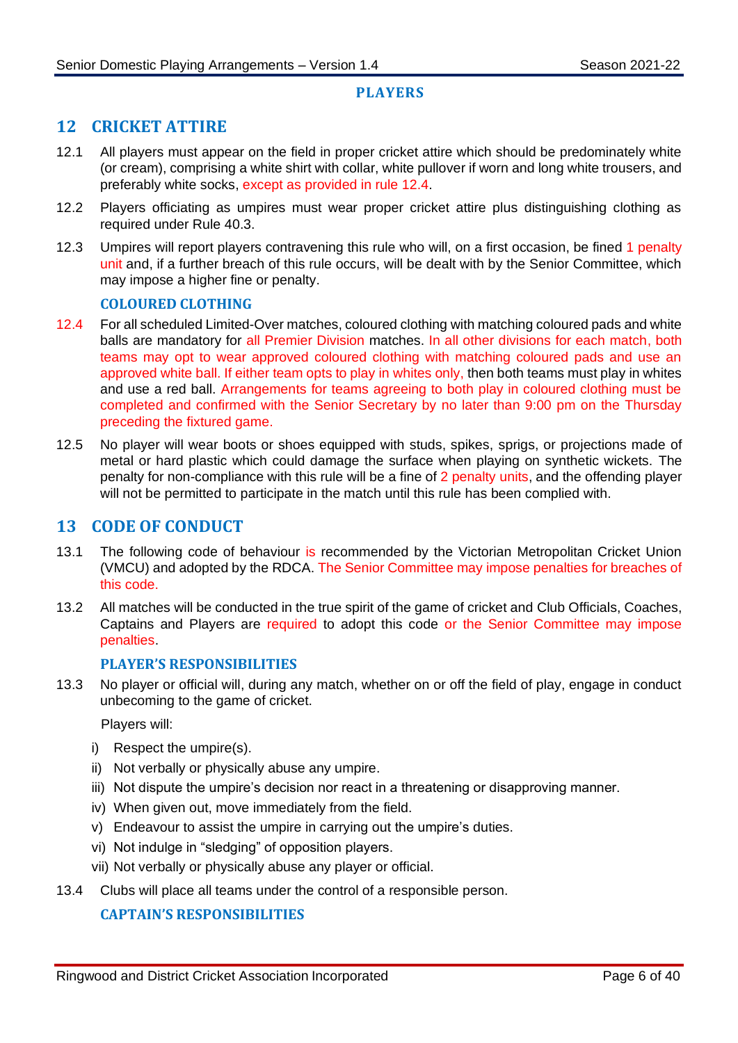# PLAYERS

## 12 CRICKET ATTIRE

12.1 All players must appear on the field in proper cricket attire which should be predominately white (or cream), comprising a white shirt with collar, white pullover if worn and long white trousers, and preferably white socks, except as provided in rule 12.4.

12.2 Players officiating as umpires must wear proper cricket attire plus distinguishing clothing as required under Rule 40.3.

12.3 Umpires will report players contravening this rule who will, on a first occasion, be fined 1 penalty unit and, if a further breach of this rule occurs, will be dealt with by the Senior Committee, which may impose a higher fine or penalty.

### COLOURED CLOTHING

12.4 For all scheduled Limited-Over matches, coloured clothing with matching coloured pads and white balls are mandatory for all Premier Division matches. In all other divisions for each match, both teams may opt to wear approved coloured clothing with matching coloured pads and use an approved white ball. If either team opts to play in whites only, then both teams must play in whites and use a red ball. Arrangements for teams agreeing to both play in coloured clothing must be completed and confirmed with the Senior Secretary by no later than 9:00 pm on the Thursday preceding the fixtured game.

12.5 No player will wear boots or shoes equipped with studs, spikes, sprigs, or projections made of metal or hard plastic which could damage the surface when playing on synthetic wickets. The penalty for non-compliance with this rule will be a fine of 2 penalty units, and the offending player will not be permitted to participate in the match until this rule has been complied with.

## 13 CODE OF CONDUCT

13.1 The following code of behaviour is recommended by the Victorian Metropolitan Cricket Union (VMCU) and adopted by the RDCA. The Senior Committee may impose penalties for breaches of this code.

13.2 All matches will be conducted in the true spirit of the game of cricket and Club Officials, Coaches, Captains and Players are required to adopt this code or the Senior Committee may impose penalties.

### PLAYER'S RESPONSIBILITIES

13.3 No player or official will, during any match, whether on or off the field of play, engage in conduct unbecoming to the game of cricket.

Players will:

i) Respect the umpire(s).
ii) Not verbally or physically abuse any umpire.
iii) Not dispute the umpire's decision nor react in a threatening or disapproving manner.
iv) When given out, move immediately from the field.
v) Endeavour to assist the umpire in carrying out the umpire's duties.
vi) Not indulge in "sledging" of opposition players.
vii) Not verbally or physically abuse any player or official.

13.4 Clubs will place all teams under the control of a responsible person.

### CAPTAIN'S RESPONSIBILITIES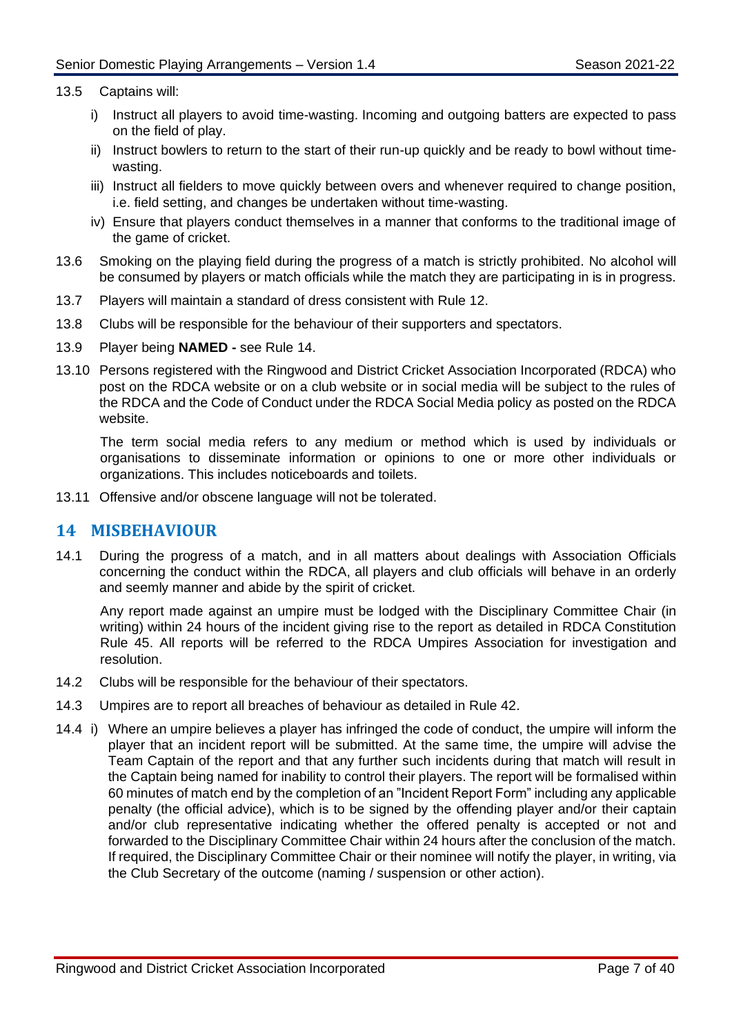13.5 Captains will:

i) Instruct all players to avoid time-wasting. Incoming and outgoing batters are expected to pass on the field of play.

ii) Instruct bowlers to return to the start of their run-up quickly and be ready to bowl without time-wasting.

iii) Instruct all fielders to move quickly between overs and whenever required to change position, i.e. field setting, and changes be undertaken without time-wasting.

iv) Ensure that players conduct themselves in a manner that conforms to the traditional image of the game of cricket.

13.6 Smoking on the playing field during the progress of a match is strictly prohibited. No alcohol will be consumed by players or match officials while the match they are participating in is in progress.

13.7 Players will maintain a standard of dress consistent with Rule 12.

13.8 Clubs will be responsible for the behaviour of their supporters and spectators.

13.9 Player being **NAMED -** see Rule 14.

13.10 Persons registered with the Ringwood and District Cricket Association Incorporated (RDCA) who post on the RDCA website or on a club website or in social media will be subject to the rules of the RDCA and the Code of Conduct under the RDCA Social Media policy as posted on the RDCA website.

The term social media refers to any medium or method which is used by individuals or organisations to disseminate information or opinions to one or more other individuals or organizations. This includes noticeboards and toilets.

13.11 Offensive and/or obscene language will not be tolerated.

## 14 MISBEHAVIOUR

14.1 During the progress of a match, and in all matters about dealings with Association Officials concerning the conduct within the RDCA, all players and club officials will behave in an orderly and seemly manner and abide by the spirit of cricket.

Any report made against an umpire must be lodged with the Disciplinary Committee Chair (in writing) within 24 hours of the incident giving rise to the report as detailed in RDCA Constitution Rule 45. All reports will be referred to the RDCA Umpires Association for investigation and resolution.

14.2 Clubs will be responsible for the behaviour of their spectators.

14.3 Umpires are to report all breaches of behaviour as detailed in Rule 42.

14.4 i) Where an umpire believes a player has infringed the code of conduct, the umpire will inform the player that an incident report will be submitted. At the same time, the umpire will advise the Team Captain of the report and that any further such incidents during that match will result in the Captain being named for inability to control their players. The report will be formalised within 60 minutes of match end by the completion of an "Incident Report Form" including any applicable penalty (the official advice), which is to be signed by the offending player and/or their captain and/or club representative indicating whether the offered penalty is accepted or not and forwarded to the Disciplinary Committee Chair within 24 hours after the conclusion of the match. If required, the Disciplinary Committee Chair or their nominee will notify the player, in writing, via the Club Secretary of the outcome (naming / suspension or other action).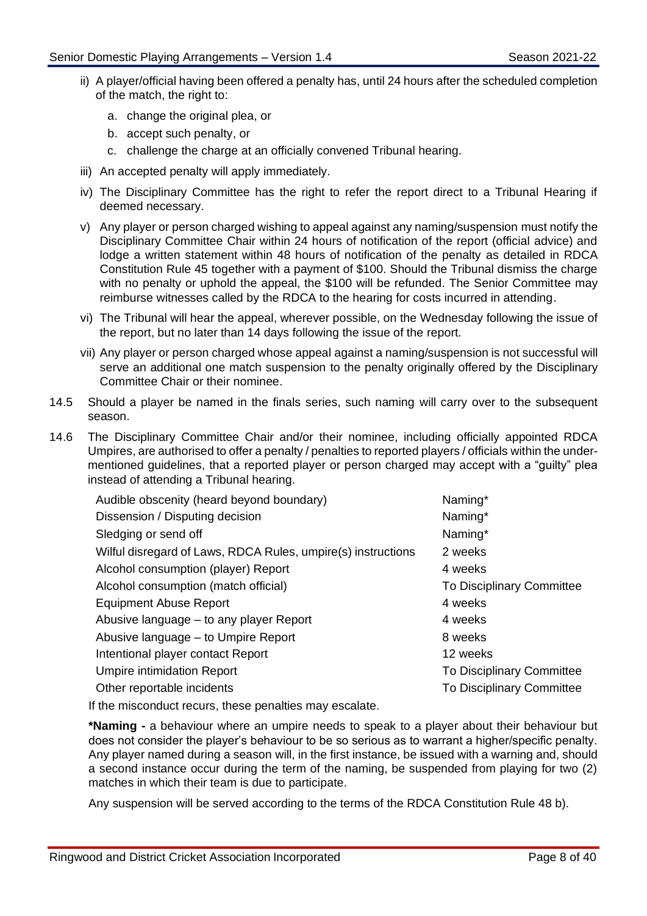ii) A player/official having been offered a penalty has, until 24 hours after the scheduled completion of the match, the right to:

   a. change the original plea, or
   b. accept such penalty, or
   c. challenge the charge at an officially convened Tribunal hearing.

iii) An accepted penalty will apply immediately.

iv) The Disciplinary Committee has the right to refer the report direct to a Tribunal Hearing if deemed necessary.

v) Any player or person charged wishing to appeal against any naming/suspension must notify the Disciplinary Committee Chair within 24 hours of notification of the report (official advice) and lodge a written statement within 48 hours of notification of the penalty as detailed in RDCA Constitution Rule 45 together with a payment of $100. Should the Tribunal dismiss the charge with no penalty or uphold the appeal, the $100 will be refunded. The Senior Committee may reimburse witnesses called by the RDCA to the hearing for costs incurred in attending.

vi) The Tribunal will hear the appeal, wherever possible, on the Wednesday following the issue of the report, but no later than 14 days following the issue of the report.

vii) Any player or person charged whose appeal against a naming/suspension is not successful will serve an additional one match suspension to the penalty originally offered by the Disciplinary Committee Chair or their nominee.

14.5 Should a player be named in the finals series, such naming will carry over to the subsequent season.

14.6 The Disciplinary Committee Chair and/or their nominee, including officially appointed RDCA Umpires, are authorised to offer a penalty / penalties to reported players / officials within the under-mentioned guidelines, that a reported player or person charged may accept with a "guilty" plea instead of attending a Tribunal hearing.

| | |
|---|---|
| Audible obscenity (heard beyond boundary) | Naming* |
| Dissension / Disputing decision | Naming* |
| Sledging or send off | Naming* |
| Wilful disregard of Laws, RDCA Rules, umpire(s) instructions | 2 weeks |
| Alcohol consumption (player) Report | 4 weeks |
| Alcohol consumption (match official) | To Disciplinary Committee |
| Equipment Abuse Report | 4 weeks |
| Abusive language – to any player Report | 4 weeks |
| Abusive language – to Umpire Report | 8 weeks |
| Intentional player contact Report | 12 weeks |
| Umpire intimidation Report | To Disciplinary Committee |
| Other reportable incidents | To Disciplinary Committee |

If the misconduct recurs, these penalties may escalate.

**\*Naming -** a behaviour where an umpire needs to speak to a player about their behaviour but does not consider the player's behaviour to be so serious as to warrant a higher/specific penalty. Any player named during a season will, in the first instance, be issued with a warning and, should a second instance occur during the term of the naming, be suspended from playing for two (2) matches in which their team is due to participate.

Any suspension will be served according to the terms of the RDCA Constitution Rule 48 b).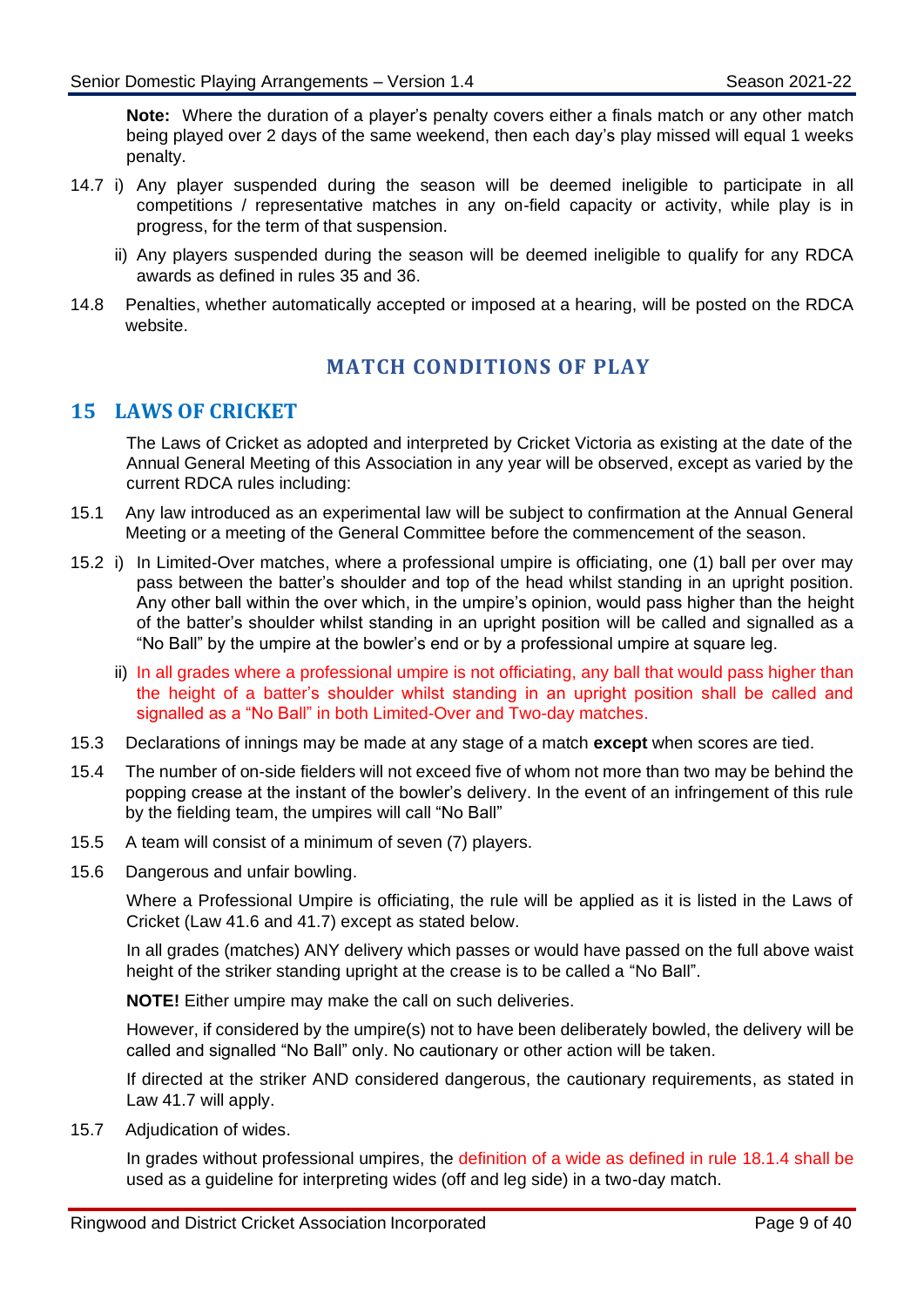**Note:** Where the duration of a player's penalty covers either a finals match or any other match being played over 2 days of the same weekend, then each day's play missed will equal 1 weeks penalty.

14.7 i) Any player suspended during the season will be deemed ineligible to participate in all competitions / representative matches in any on-field capacity or activity, while play is in progress, for the term of that suspension.

ii) Any players suspended during the season will be deemed ineligible to qualify for any RDCA awards as defined in rules 35 and 36.

14.8 Penalties, whether automatically accepted or imposed at a hearing, will be posted on the RDCA website.

# MATCH CONDITIONS OF PLAY

## 15 LAWS OF CRICKET

The Laws of Cricket as adopted and interpreted by Cricket Victoria as existing at the date of the Annual General Meeting of this Association in any year will be observed, except as varied by the current RDCA rules including:

15.1 Any law introduced as an experimental law will be subject to confirmation at the Annual General Meeting or a meeting of the General Committee before the commencement of the season.

15.2 i) In Limited-Over matches, where a professional umpire is officiating, one (1) ball per over may pass between the batter's shoulder and top of the head whilst standing in an upright position. Any other ball within the over which, in the umpire's opinion, would pass higher than the height of the batter's shoulder whilst standing in an upright position will be called and signalled as a "No Ball" by the umpire at the bowler's end or by a professional umpire at square leg.

ii) In all grades where a professional umpire is not officiating, any ball that would pass higher than the height of a batter's shoulder whilst standing in an upright position shall be called and signalled as a "No Ball" in both Limited-Over and Two-day matches.

15.3 Declarations of innings may be made at any stage of a match **except** when scores are tied.

15.4 The number of on-side fielders will not exceed five of whom not more than two may be behind the popping crease at the instant of the bowler's delivery. In the event of an infringement of this rule by the fielding team, the umpires will call "No Ball"

15.5 A team will consist of a minimum of seven (7) players.

15.6 Dangerous and unfair bowling.

Where a Professional Umpire is officiating, the rule will be applied as it is listed in the Laws of Cricket (Law 41.6 and 41.7) except as stated below.

In all grades (matches) ANY delivery which passes or would have passed on the full above waist height of the striker standing upright at the crease is to be called a "No Ball".

**NOTE!** Either umpire may make the call on such deliveries.

However, if considered by the umpire(s) not to have been deliberately bowled, the delivery will be called and signalled "No Ball" only. No cautionary or other action will be taken.

If directed at the striker AND considered dangerous, the cautionary requirements, as stated in Law 41.7 will apply.

15.7 Adjudication of wides.

In grades without professional umpires, the definition of a wide as defined in rule 18.1.4 shall be used as a guideline for interpreting wides (off and leg side) in a two-day match.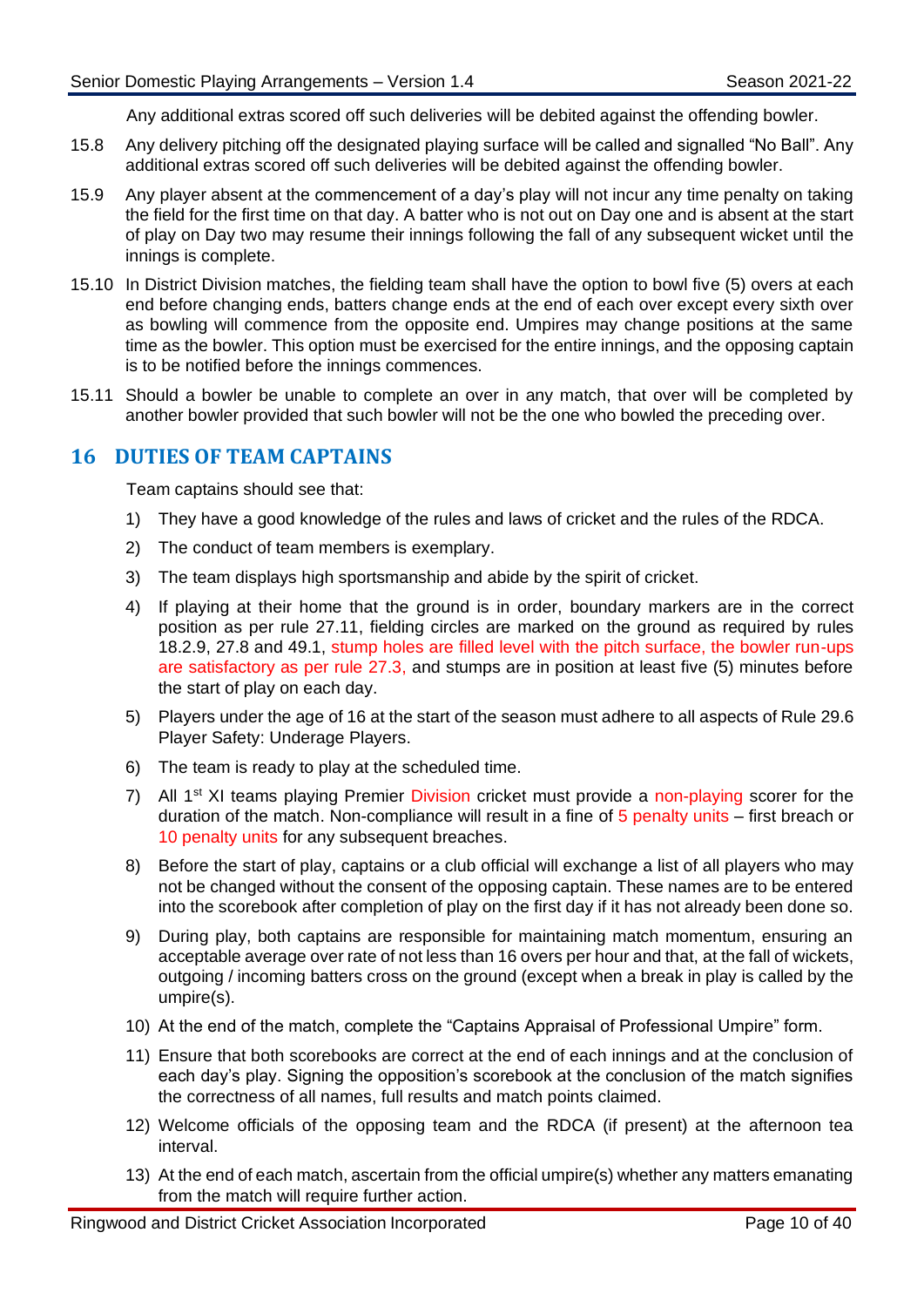Any additional extras scored off such deliveries will be debited against the offending bowler.

15.8 Any delivery pitching off the designated playing surface will be called and signalled "No Ball". Any additional extras scored off such deliveries will be debited against the offending bowler.

15.9 Any player absent at the commencement of a day's play will not incur any time penalty on taking the field for the first time on that day. A batter who is not out on Day one and is absent at the start of play on Day two may resume their innings following the fall of any subsequent wicket until the innings is complete.

15.10 In District Division matches, the fielding team shall have the option to bowl five (5) overs at each end before changing ends, batters change ends at the end of each over except every sixth over as bowling will commence from the opposite end. Umpires may change positions at the same time as the bowler. This option must be exercised for the entire innings, and the opposing captain is to be notified before the innings commences.

15.11 Should a bowler be unable to complete an over in any match, that over will be completed by another bowler provided that such bowler will not be the one who bowled the preceding over.

## 16 DUTIES OF TEAM CAPTAINS

Team captains should see that:

1) They have a good knowledge of the rules and laws of cricket and the rules of the RDCA.
2) The conduct of team members is exemplary.
3) The team displays high sportsmanship and abide by the spirit of cricket.
4) If playing at their home that the ground is in order, boundary markers are in the correct position as per rule 27.11, fielding circles are marked on the ground as required by rules 18.2.9, 27.8 and 49.1, stump holes are filled level with the pitch surface, the bowler run-ups are satisfactory as per rule 27.3, and stumps are in position at least five (5) minutes before the start of play on each day.
5) Players under the age of 16 at the start of the season must adhere to all aspects of Rule 29.6 Player Safety: Underage Players.
6) The team is ready to play at the scheduled time.
7) All 1st XI teams playing Premier Division cricket must provide a non-playing scorer for the duration of the match. Non-compliance will result in a fine of 5 penalty units – first breach or 10 penalty units for any subsequent breaches.
8) Before the start of play, captains or a club official will exchange a list of all players who may not be changed without the consent of the opposing captain. These names are to be entered into the scorebook after completion of play on the first day if it has not already been done so.
9) During play, both captains are responsible for maintaining match momentum, ensuring an acceptable average over rate of not less than 16 overs per hour and that, at the fall of wickets, outgoing / incoming batters cross on the ground (except when a break in play is called by the umpire(s).
10) At the end of the match, complete the "Captains Appraisal of Professional Umpire" form.
11) Ensure that both scorebooks are correct at the end of each innings and at the conclusion of each day's play. Signing the opposition's scorebook at the conclusion of the match signifies the correctness of all names, full results and match points claimed.
12) Welcome officials of the opposing team and the RDCA (if present) at the afternoon tea interval.
13) At the end of each match, ascertain from the official umpire(s) whether any matters emanating from the match will require further action.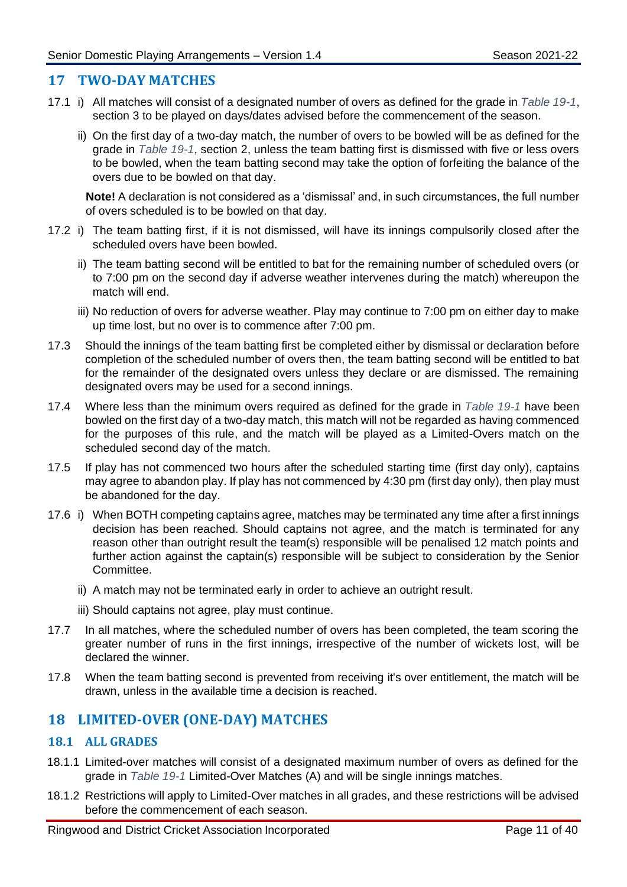## 17 TWO-DAY MATCHES

17.1 i) All matches will consist of a designated number of overs as defined for the grade in *Table 19-1*, section 3 to be played on days/dates advised before the commencement of the season.

ii) On the first day of a two-day match, the number of overs to be bowled will be as defined for the grade in *Table 19-1*, section 2, unless the team batting first is dismissed with five or less overs to be bowled, when the team batting second may take the option of forfeiting the balance of the overs due to be bowled on that day.

**Note!** A declaration is not considered as a 'dismissal' and, in such circumstances, the full number of overs scheduled is to be bowled on that day.

17.2 i) The team batting first, if it is not dismissed, will have its innings compulsorily closed after the scheduled overs have been bowled.

ii) The team batting second will be entitled to bat for the remaining number of scheduled overs (or to 7:00 pm on the second day if adverse weather intervenes during the match) whereupon the match will end.

iii) No reduction of overs for adverse weather. Play may continue to 7:00 pm on either day to make up time lost, but no over is to commence after 7:00 pm.

17.3 Should the innings of the team batting first be completed either by dismissal or declaration before completion of the scheduled number of overs then, the team batting second will be entitled to bat for the remainder of the designated overs unless they declare or are dismissed. The remaining designated overs may be used for a second innings.

17.4 Where less than the minimum overs required as defined for the grade in *Table 19-1* have been bowled on the first day of a two-day match, this match will not be regarded as having commenced for the purposes of this rule, and the match will be played as a Limited-Overs match on the scheduled second day of the match.

17.5 If play has not commenced two hours after the scheduled starting time (first day only), captains may agree to abandon play. If play has not commenced by 4:30 pm (first day only), then play must be abandoned for the day.

17.6 i) When BOTH competing captains agree, matches may be terminated any time after a first innings decision has been reached. Should captains not agree, and the match is terminated for any reason other than outright result the team(s) responsible will be penalised 12 match points and further action against the captain(s) responsible will be subject to consideration by the Senior Committee.

ii) A match may not be terminated early in order to achieve an outright result.

iii) Should captains not agree, play must continue.

17.7 In all matches, where the scheduled number of overs has been completed, the team scoring the greater number of runs in the first innings, irrespective of the number of wickets lost, will be declared the winner.

17.8 When the team batting second is prevented from receiving it's over entitlement, the match will be drawn, unless in the available time a decision is reached.

## 18 LIMITED-OVER (ONE-DAY) MATCHES

### 18.1 ALL GRADES

18.1.1 Limited-over matches will consist of a designated maximum number of overs as defined for the grade in *Table 19-1* Limited-Over Matches (A) and will be single innings matches.

18.1.2 Restrictions will apply to Limited-Over matches in all grades, and these restrictions will be advised before the commencement of each season.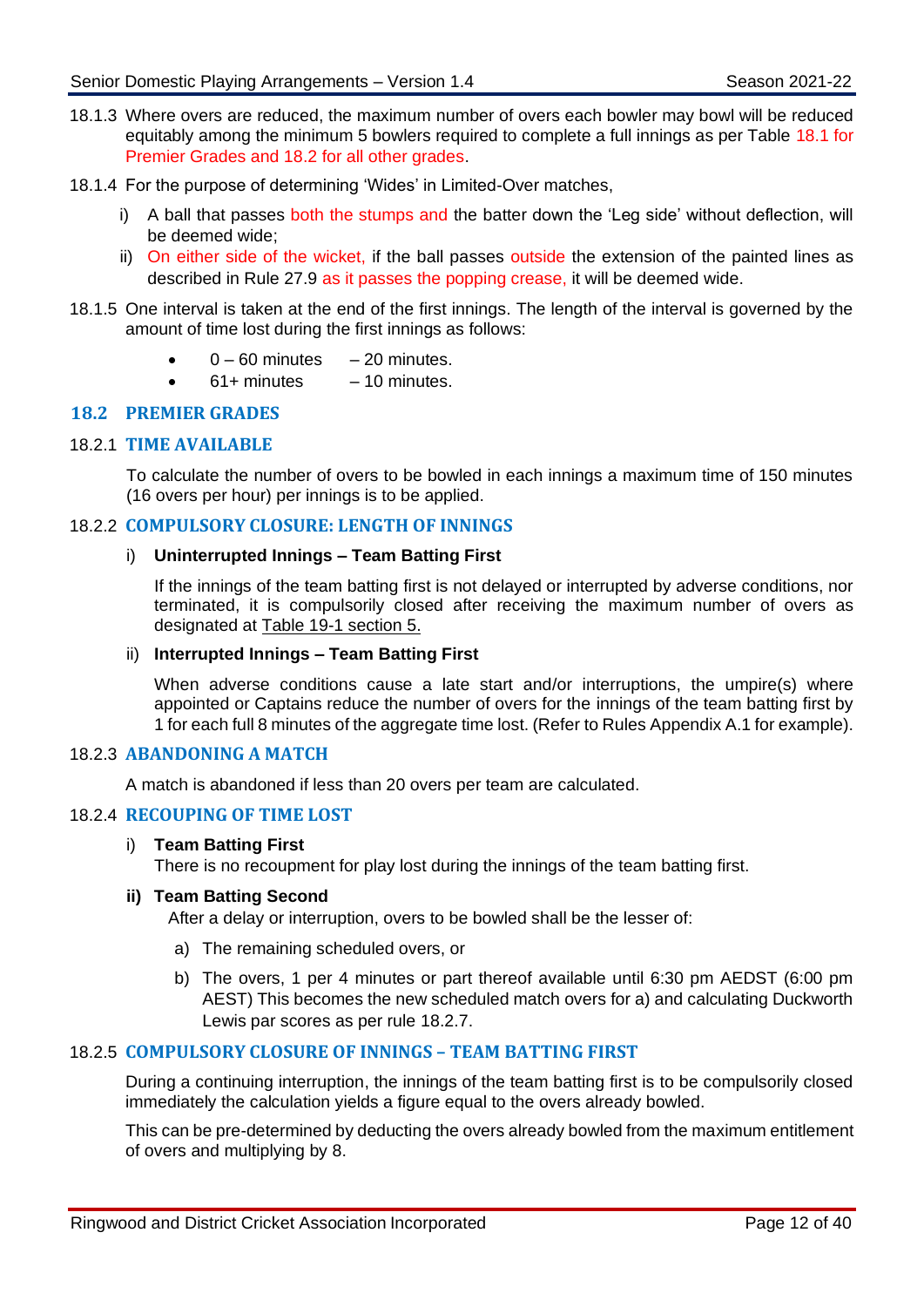18.1.3 Where overs are reduced, the maximum number of overs each bowler may bowl will be reduced equitably among the minimum 5 bowlers required to complete a full innings as per Table 18.1 for Premier Grades and 18.2 for all other grades.

18.1.4 For the purpose of determining 'Wides' in Limited-Over matches,

i) A ball that passes both the stumps and the batter down the 'Leg side' without deflection, will be deemed wide;

ii) On either side of the wicket, if the ball passes outside the extension of the painted lines as described in Rule 27.9 as it passes the popping crease, it will be deemed wide.

18.1.5 One interval is taken at the end of the first innings. The length of the interval is governed by the amount of time lost during the first innings as follows:

- 0 – 60 minutes – 20 minutes.
- 61+ minutes – 10 minutes.

## 18.2 PREMIER GRADES

### 18.2.1 TIME AVAILABLE

To calculate the number of overs to be bowled in each innings a maximum time of 150 minutes (16 overs per hour) per innings is to be applied.

### 18.2.2 COMPULSORY CLOSURE: LENGTH OF INNINGS

i) **Uninterrupted Innings – Team Batting First**

If the innings of the team batting first is not delayed or interrupted by adverse conditions, nor terminated, it is compulsorily closed after receiving the maximum number of overs as designated at Table 19-1 section 5.

ii) **Interrupted Innings – Team Batting First**

When adverse conditions cause a late start and/or interruptions, the umpire(s) where appointed or Captains reduce the number of overs for the innings of the team batting first by 1 for each full 8 minutes of the aggregate time lost. (Refer to Rules Appendix A.1 for example).

### 18.2.3 ABANDONING A MATCH

A match is abandoned if less than 20 overs per team are calculated.

### 18.2.4 RECOUPING OF TIME LOST

i) **Team Batting First**
There is no recoupment for play lost during the innings of the team batting first.

**ii) Team Batting Second**
After a delay or interruption, overs to be bowled shall be the lesser of:

a) The remaining scheduled overs, or

b) The overs, 1 per 4 minutes or part thereof available until 6:30 pm AEDST (6:00 pm AEST) This becomes the new scheduled match overs for a) and calculating Duckworth Lewis par scores as per rule 18.2.7.

### 18.2.5 COMPULSORY CLOSURE OF INNINGS – TEAM BATTING FIRST

During a continuing interruption, the innings of the team batting first is to be compulsorily closed immediately the calculation yields a figure equal to the overs already bowled.

This can be pre-determined by deducting the overs already bowled from the maximum entitlement of overs and multiplying by 8.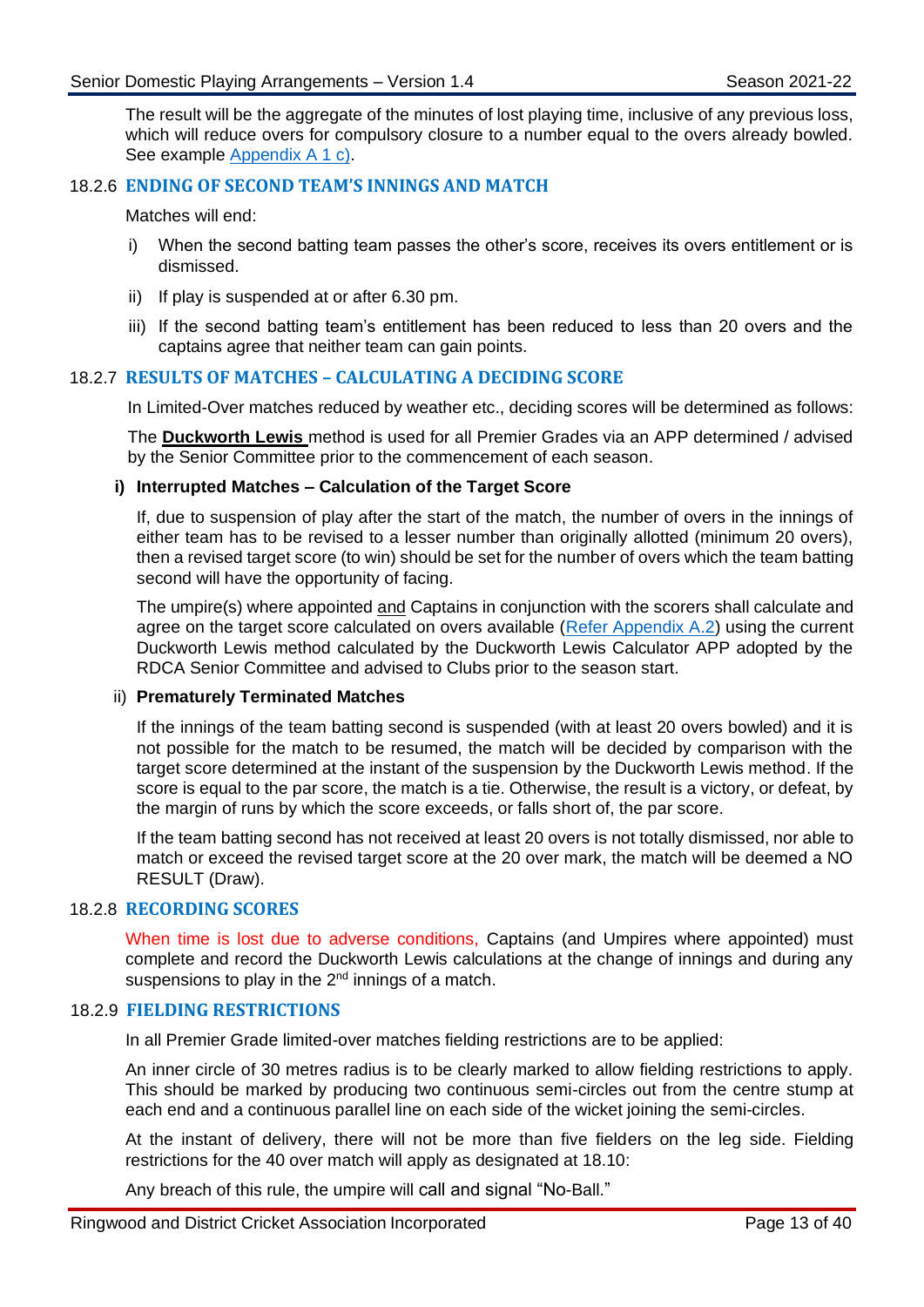The result will be the aggregate of the minutes of lost playing time, inclusive of any previous loss, which will reduce overs for compulsory closure to a number equal to the overs already bowled. See example Appendix A 1 c).

### 18.2.6 ENDING OF SECOND TEAM'S INNINGS AND MATCH

Matches will end:

i) When the second batting team passes the other's score, receives its overs entitlement or is dismissed.

ii) If play is suspended at or after 6.30 pm.

iii) If the second batting team's entitlement has been reduced to less than 20 overs and the captains agree that neither team can gain points.

### 18.2.7 RESULTS OF MATCHES – CALCULATING A DECIDING SCORE

In Limited-Over matches reduced by weather etc., deciding scores will be determined as follows:

The **Duckworth Lewis** method is used for all Premier Grades via an APP determined / advised by the Senior Committee prior to the commencement of each season.

**i) Interrupted Matches – Calculation of the Target Score**

If, due to suspension of play after the start of the match, the number of overs in the innings of either team has to be revised to a lesser number than originally allotted (minimum 20 overs), then a revised target score (to win) should be set for the number of overs which the team batting second will have the opportunity of facing.

The umpire(s) where appointed and Captains in conjunction with the scorers shall calculate and agree on the target score calculated on overs available (Refer Appendix A.2) using the current Duckworth Lewis method calculated by the Duckworth Lewis Calculator APP adopted by the RDCA Senior Committee and advised to Clubs prior to the season start.

ii) **Prematurely Terminated Matches**

If the innings of the team batting second is suspended (with at least 20 overs bowled) and it is not possible for the match to be resumed, the match will be decided by comparison with the target score determined at the instant of the suspension by the Duckworth Lewis method. If the score is equal to the par score, the match is a tie. Otherwise, the result is a victory, or defeat, by the margin of runs by which the score exceeds, or falls short of, the par score.

If the team batting second has not received at least 20 overs is not totally dismissed, nor able to match or exceed the revised target score at the 20 over mark, the match will be deemed a NO RESULT (Draw).

### 18.2.8 RECORDING SCORES

When time is lost due to adverse conditions, Captains (and Umpires where appointed) must complete and record the Duckworth Lewis calculations at the change of innings and during any suspensions to play in the 2nd innings of a match.

### 18.2.9 FIELDING RESTRICTIONS

In all Premier Grade limited-over matches fielding restrictions are to be applied:

An inner circle of 30 metres radius is to be clearly marked to allow fielding restrictions to apply. This should be marked by producing two continuous semi-circles out from the centre stump at each end and a continuous parallel line on each side of the wicket joining the semi-circles.

At the instant of delivery, there will not be more than five fielders on the leg side. Fielding restrictions for the 40 over match will apply as designated at 18.10:

Any breach of this rule, the umpire will call and signal "No-Ball."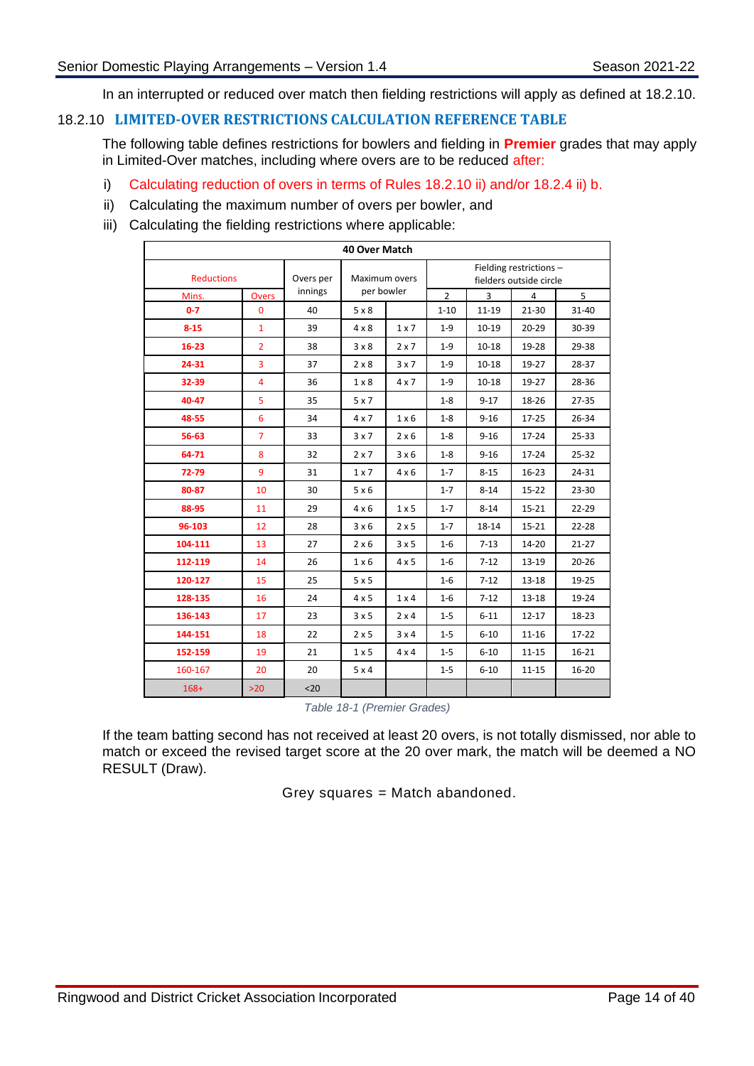In an interrupted or reduced over match then fielding restrictions will apply as defined at 18.2.10.

### 18.2.10 LIMITED-OVER RESTRICTIONS CALCULATION REFERENCE TABLE

The following table defines restrictions for bowlers and fielding in **Premier** grades that may apply in Limited-Over matches, including where overs are to be reduced after:

i) Calculating reduction of overs in terms of Rules 18.2.10 ii) and/or 18.2.4 ii) b.

ii) Calculating the maximum number of overs per bowler, and

iii) Calculating the fielding restrictions where applicable:

| 40 Over Match | | | | | | | | |
|---|---|---|---|---|---|---|---|---|
| Reductions | | Overs per innings | Maximum overs per bowler | | Fielding restrictions – fielders outside circle | | | |
| Mins. | Overs | | | | 2 | 3 | 4 | 5 |
| **0-7** | 0 | 40 | 5 x 8 | | 1-10 | 11-19 | 21-30 | 31-40 |
| **8-15** | 1 | 39 | 4 x 8 | 1 x 7 | 1-9 | 10-19 | 20-29 | 30-39 |
| **16-23** | 2 | 38 | 3 x 8 | 2 x 7 | 1-9 | 10-18 | 19-28 | 29-38 |
| **24-31** | 3 | 37 | 2 x 8 | 3 x 7 | 1-9 | 10-18 | 19-27 | 28-37 |
| **32-39** | 4 | 36 | 1 x 8 | 4 x 7 | 1-9 | 10-18 | 19-27 | 28-36 |
| **40-47** | 5 | 35 | 5 x 7 | | 1-8 | 9-17 | 18-26 | 27-35 |
| **48-55** | 6 | 34 | 4 x 7 | 1 x 6 | 1-8 | 9-16 | 17-25 | 26-34 |
| **56-63** | 7 | 33 | 3 x 7 | 2 x 6 | 1-8 | 9-16 | 17-24 | 25-33 |
| **64-71** | 8 | 32 | 2 x 7 | 3 x 6 | 1-8 | 9-16 | 17-24 | 25-32 |
| **72-79** | 9 | 31 | 1 x 7 | 4 x 6 | 1-7 | 8-15 | 16-23 | 24-31 |
| **80-87** | 10 | 30 | 5 x 6 | | 1-7 | 8-14 | 15-22 | 23-30 |
| **88-95** | 11 | 29 | 4 x 6 | 1 x 5 | 1-7 | 8-14 | 15-21 | 22-29 |
| **96-103** | 12 | 28 | 3 x 6 | 2 x 5 | 1-7 | 18-14 | 15-21 | 22-28 |
| **104-111** | 13 | 27 | 2 x 6 | 3 x 5 | 1-6 | 7-13 | 14-20 | 21-27 |
| **112-119** | 14 | 26 | 1 x 6 | 4 x 5 | 1-6 | 7-12 | 13-19 | 20-26 |
| **120-127** | 15 | 25 | 5 x 5 | | 1-6 | 7-12 | 13-18 | 19-25 |
| **128-135** | 16 | 24 | 4 x 5 | 1 x 4 | 1-6 | 7-12 | 13-18 | 19-24 |
| **136-143** | 17 | 23 | 3 x 5 | 2 x 4 | 1-5 | 6-11 | 12-17 | 18-23 |
| **144-151** | 18 | 22 | 2 x 5 | 3 x 4 | 1-5 | 6-10 | 11-16 | 17-22 |
| **152-159** | 19 | 21 | 1 x 5 | 4 x 4 | 1-5 | 6-10 | 11-15 | 16-21 |
| 160-167 | 20 | 20 | 5 x 4 | | 1-5 | 6-10 | 11-15 | 16-20 |
| 168+ | >20 | <20 | | | | | | |

*Table 18-1 (Premier Grades)*

If the team batting second has not received at least 20 overs, is not totally dismissed, nor able to match or exceed the revised target score at the 20 over mark, the match will be deemed a NO RESULT (Draw).

Grey squares = Match abandoned.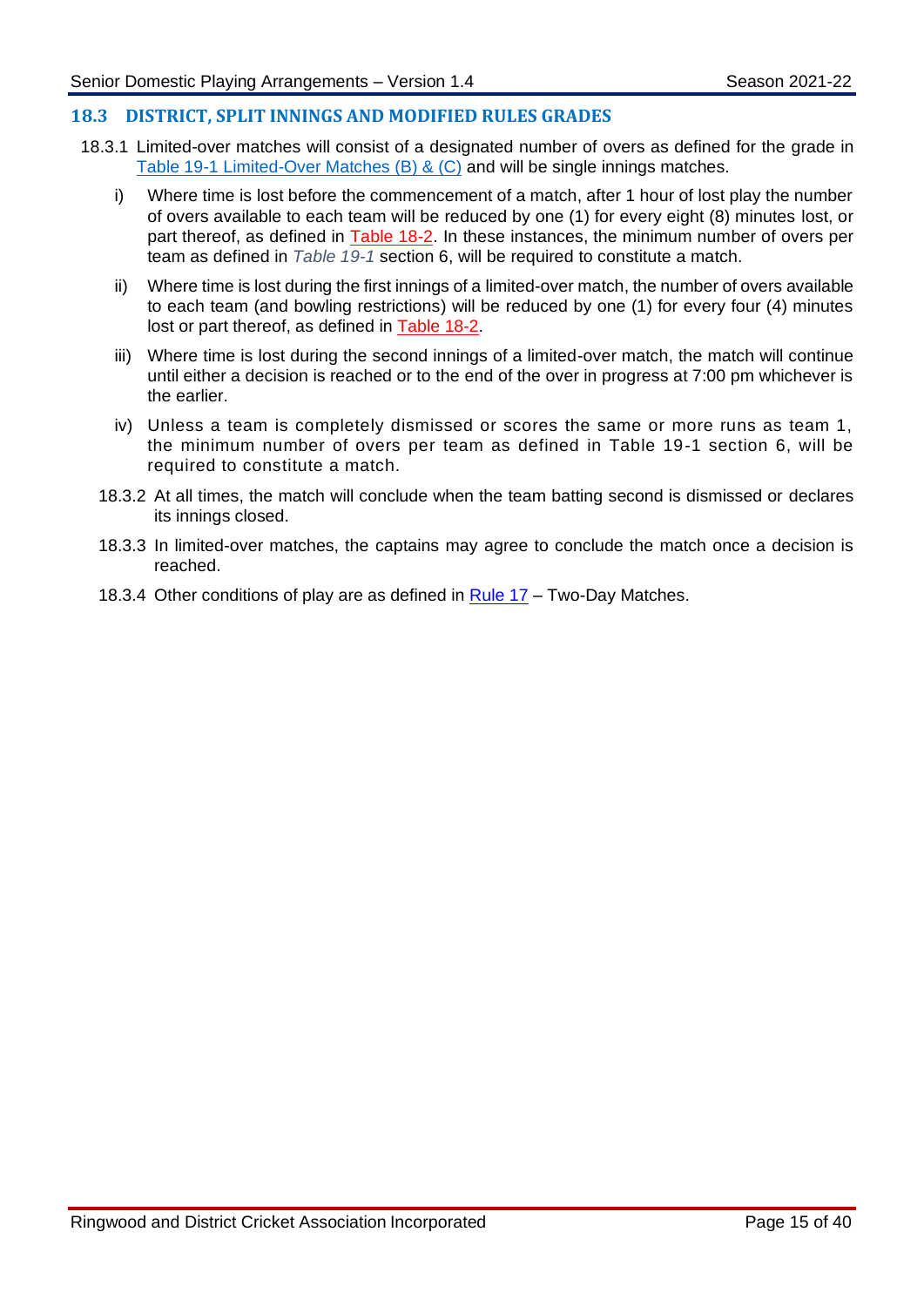## 18.3 DISTRICT, SPLIT INNINGS AND MODIFIED RULES GRADES

18.3.1 Limited-over matches will consist of a designated number of overs as defined for the grade in Table 19-1 Limited-Over Matches (B) & (C) and will be single innings matches.

i) Where time is lost before the commencement of a match, after 1 hour of lost play the number of overs available to each team will be reduced by one (1) for every eight (8) minutes lost, or part thereof, as defined in Table 18-2. In these instances, the minimum number of overs per team as defined in *Table 19-1* section 6, will be required to constitute a match.

ii) Where time is lost during the first innings of a limited-over match, the number of overs available to each team (and bowling restrictions) will be reduced by one (1) for every four (4) minutes lost or part thereof, as defined in Table 18-2.

iii) Where time is lost during the second innings of a limited-over match, the match will continue until either a decision is reached or to the end of the over in progress at 7:00 pm whichever is the earlier.

iv) Unless a team is completely dismissed or scores the same or more runs as team 1, the minimum number of overs per team as defined in Table 19-1 section 6, will be required to constitute a match.

18.3.2 At all times, the match will conclude when the team batting second is dismissed or declares its innings closed.

18.3.3 In limited-over matches, the captains may agree to conclude the match once a decision is reached.

18.3.4 Other conditions of play are as defined in Rule 17 – Two-Day Matches.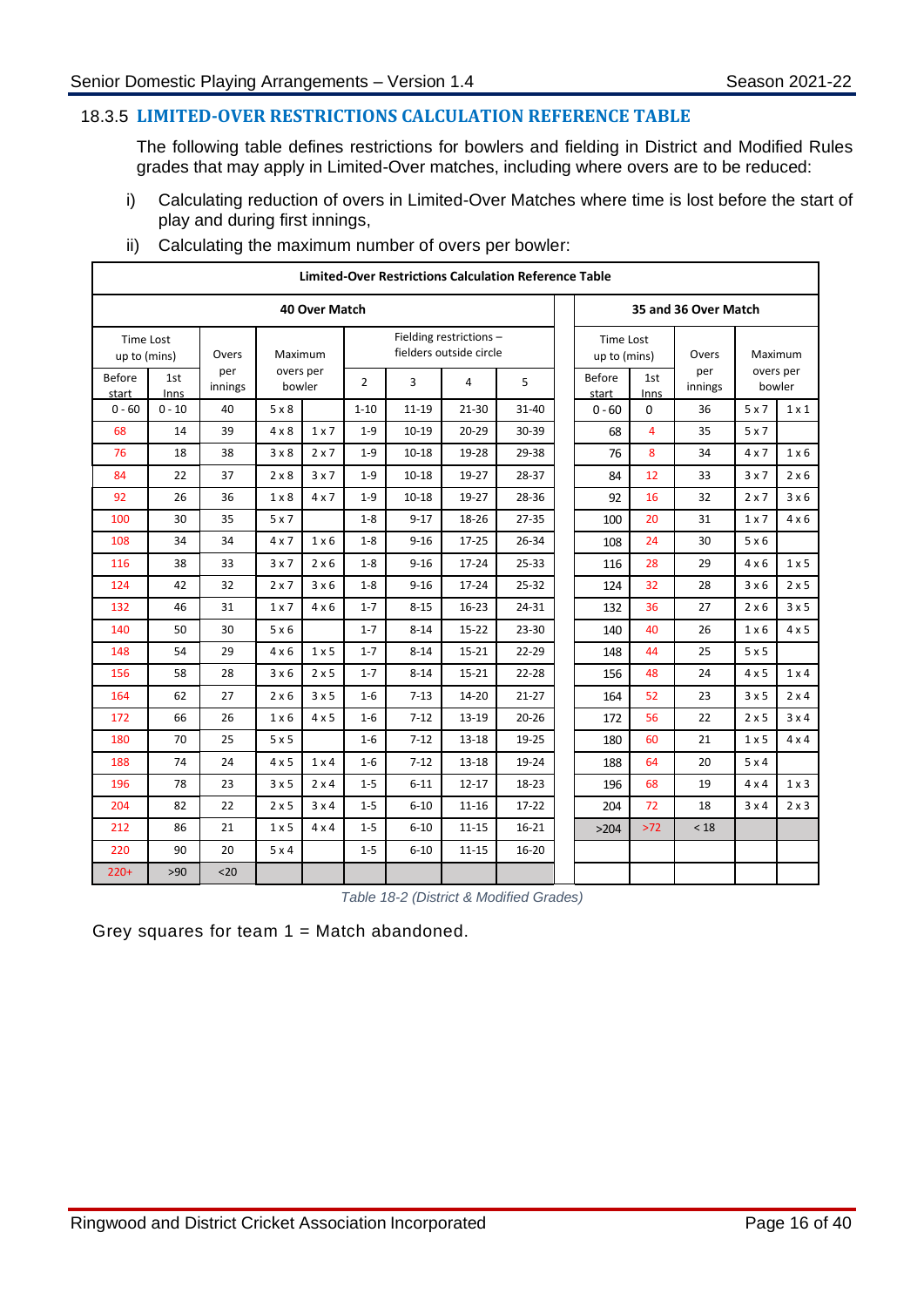### 18.3.5 LIMITED-OVER RESTRICTIONS CALCULATION REFERENCE TABLE

The following table defines restrictions for bowlers and fielding in District and Modified Rules grades that may apply in Limited-Over matches, including where overs are to be reduced:

i) Calculating reduction of overs in Limited-Over Matches where time is lost before the start of play and during first innings,

ii) Calculating the maximum number of overs per bowler:

| Limited-Over Restrictions Calculation Reference Table | | | | | | | | | | | | | | |
|---|---|---|---|---|---|---|---|---|---|---|---|---|---|---|
| 40 Over Match | | | | | | | | | 35 and 36 Over Match | | | | | |
| Time Lost up to (mins) | | Overs per innings | Maximum overs per bowler | | Fielding restrictions – fielders outside circle | | | | Time Lost up to (mins) | | Overs per innings | Maximum overs per bowler | | |
| Before start | 1st Inns | | | | 2 | 3 | 4 | 5 | Before start | 1st Inns | | | | |
| 0 - 60 | 0 - 10 | 40 | 5 x 8 | | 1-10 | 11-19 | 21-30 | 31-40 | 0 - 60 | 0 | 36 | 5 x 7 | 1 x 1 | |
| 68 | 14 | 39 | 4 x 8 | 1 x 7 | 1-9 | 10-19 | 20-29 | 30-39 | 68 | 4 | 35 | 5 x 7 | | |
| 76 | 18 | 38 | 3 x 8 | 2 x 7 | 1-9 | 10-18 | 19-28 | 29-38 | 76 | 8 | 34 | 4 x 7 | 1 x 6 | |
| 84 | 22 | 37 | 2 x 8 | 3 x 7 | 1-9 | 10-18 | 19-27 | 28-37 | 84 | 12 | 33 | 3 x 7 | 2 x 6 | |
| 92 | 26 | 36 | 1 x 8 | 4 x 7 | 1-9 | 10-18 | 19-27 | 28-36 | 92 | 16 | 32 | 2 x 7 | 3 x 6 | |
| 100 | 30 | 35 | 5 x 7 | | 1-8 | 9-17 | 18-26 | 27-35 | 100 | 20 | 31 | 1 x 7 | 4 x 6 | |
| 108 | 34 | 34 | 4 x 7 | 1 x 6 | 1-8 | 9-16 | 17-25 | 26-34 | 108 | 24 | 30 | 5 x 6 | | |
| 116 | 38 | 33 | 3 x 7 | 2 x 6 | 1-8 | 9-16 | 17-24 | 25-33 | 116 | 28 | 29 | 4 x 6 | 1 x 5 | |
| 124 | 42 | 32 | 2 x 7 | 3 x 6 | 1-8 | 9-16 | 17-24 | 25-32 | 124 | 32 | 28 | 3 x 6 | 2 x 5 | |
| 132 | 46 | 31 | 1 x 7 | 4 x 6 | 1-7 | 8-15 | 16-23 | 24-31 | 132 | 36 | 27 | 2 x 6 | 3 x 5 | |
| 140 | 50 | 30 | 5 x 6 | | 1-7 | 8-14 | 15-22 | 23-30 | 140 | 40 | 26 | 1 x 6 | 4 x 5 | |
| 148 | 54 | 29 | 4 x 6 | 1 x 5 | 1-7 | 8-14 | 15-21 | 22-29 | 148 | 44 | 25 | 5 x 5 | | |
| 156 | 58 | 28 | 3 x 6 | 2 x 5 | 1-7 | 8-14 | 15-21 | 22-28 | 156 | 48 | 24 | 4 x 5 | 1 x 4 | |
| 164 | 62 | 27 | 2 x 6 | 3 x 5 | 1-6 | 7-13 | 14-20 | 21-27 | 164 | 52 | 23 | 3 x 5 | 2 x 4 | |
| 172 | 66 | 26 | 1 x 6 | 4 x 5 | 1-6 | 7-12 | 13-19 | 20-26 | 172 | 56 | 22 | 2 x 5 | 3 x 4 | |
| 180 | 70 | 25 | 5 x 5 | | 1-6 | 7-12 | 13-18 | 19-25 | 180 | 60 | 21 | 1 x 5 | 4 x 4 | |
| 188 | 74 | 24 | 4 x 5 | 1 x 4 | 1-6 | 7-12 | 13-18 | 19-24 | 188 | 64 | 20 | 5 x 4 | | |
| 196 | 78 | 23 | 3 x 5 | 2 x 4 | 1-5 | 6-11 | 12-17 | 18-23 | 196 | 68 | 19 | 4 x 4 | 1 x 3 | |
| 204 | 82 | 22 | 2 x 5 | 3 x 4 | 1-5 | 6-10 | 11-16 | 17-22 | 204 | 72 | 18 | 3 x 4 | 2 x 3 | |
| 212 | 86 | 21 | 1 x 5 | 4 x 4 | 1-5 | 6-10 | 11-15 | 16-21 | >204 | >72 | < 18 | | | |
| 220 | 90 | 20 | 5 x 4 | | 1-5 | 6-10 | 11-15 | 16-20 | | | | | | |
| 220+ | >90 | <20 | | | | | | | | | | | | |

*Table 18-2 (District & Modified Grades)*

Grey squares for team 1 = Match abandoned.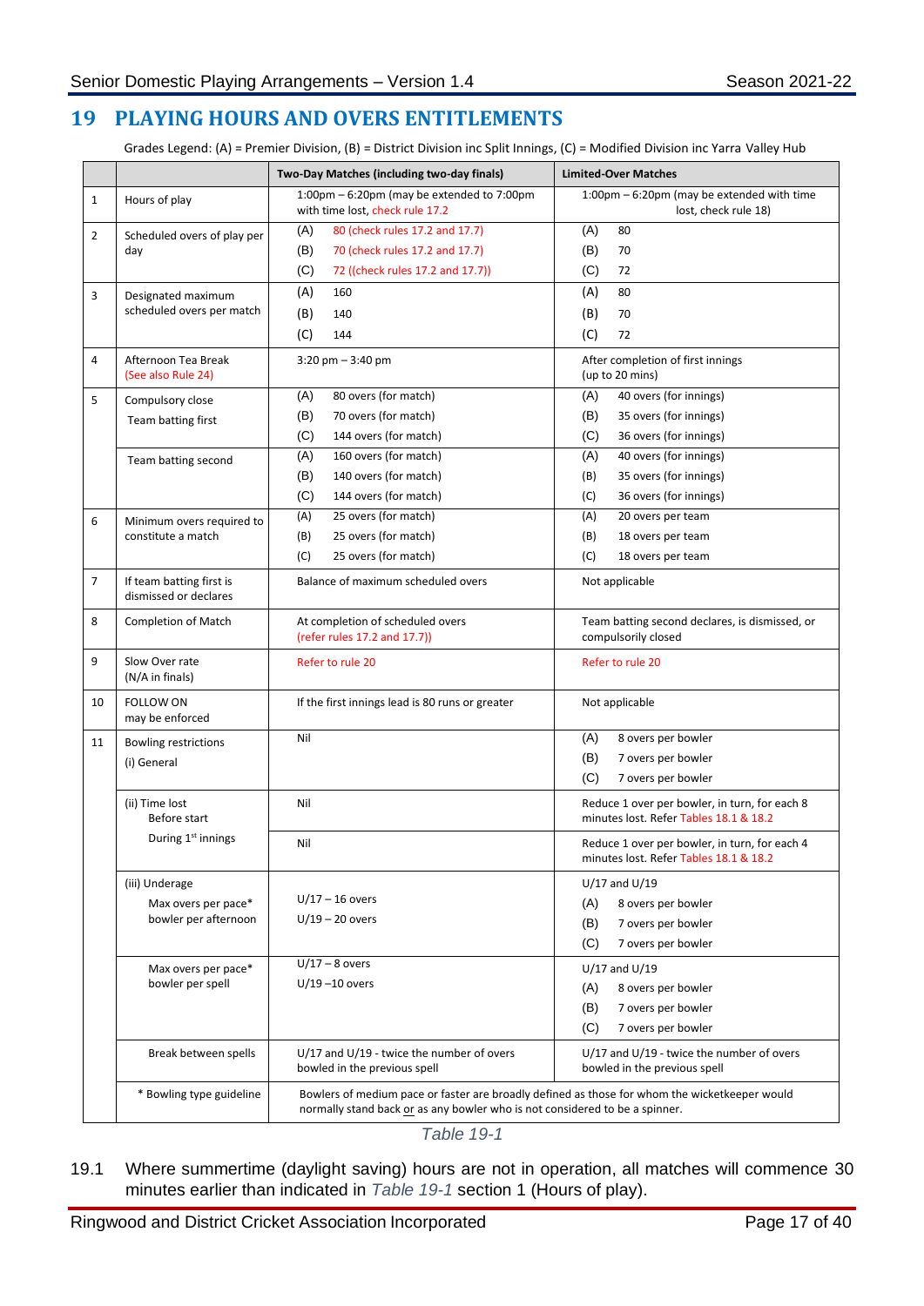# 19 PLAYING HOURS AND OVERS ENTITLEMENTS

Grades Legend: (A) = Premier Division, (B) = District Division inc Split Innings, (C) = Modified Division inc Yarra Valley Hub

| | | Two-Day Matches (including two-day finals) | Limited-Over Matches |
|---|---|---|---|
| 1 | Hours of play | 1:00pm – 6:20pm (may be extended to 7:00pm with time lost, check rule 17.2 | 1:00pm – 6:20pm (may be extended with time lost, check rule 18) |
| 2 | Scheduled overs of play per day | (A) 80 (check rules 17.2 and 17.7)<br>(B) 70 (check rules 17.2 and 17.7)<br>(C) 72 ((check rules 17.2 and 17.7)) | (A) 80<br>(B) 70<br>(C) 72 |
| 3 | Designated maximum scheduled overs per match | (A) 160<br>(B) 140<br>(C) 144 | (A) 80<br>(B) 70<br>(C) 72 |
| 4 | Afternoon Tea Break (See also Rule 24) | 3:20 pm – 3:40 pm | After completion of first innings (up to 20 mins) |
| 5 | Compulsory close<br>Team batting first | (A) 80 overs (for match)<br>(B) 70 overs (for match)<br>(C) 144 overs (for match) | (A) 40 overs (for innings)<br>(B) 35 overs (for innings)<br>(C) 36 overs (for innings) |
| | Team batting second | (A) 160 overs (for match)<br>(B) 140 overs (for match)<br>(C) 144 overs (for match) | (A) 40 overs (for innings)<br>(B) 35 overs (for innings)<br>(C) 36 overs (for innings) |
| 6 | Minimum overs required to constitute a match | (A) 25 overs (for match)<br>(B) 25 overs (for match)<br>(C) 25 overs (for match) | (A) 20 overs per team<br>(B) 18 overs per team<br>(C) 18 overs per team |
| 7 | If team batting first is dismissed or declares | Balance of maximum scheduled overs | Not applicable |
| 8 | Completion of Match | At completion of scheduled overs (refer rules 17.2 and 17.7)) | Team batting second declares, is dismissed, or compulsorily closed |
| 9 | Slow Over rate (N/A in finals) | Refer to rule 20 | Refer to rule 20 |
| 10 | FOLLOW ON may be enforced | If the first innings lead is 80 runs or greater | Not applicable |
| 11 | Bowling restrictions<br>(i) General | Nil | (A) 8 overs per bowler<br>(B) 7 overs per bowler<br>(C) 7 overs per bowler |
| | (ii) Time lost<br>Before start | Nil | Reduce 1 over per bowler, in turn, for each 8 minutes lost. Refer Tables 18.1 & 18.2 |
| | During 1st innings | Nil | Reduce 1 over per bowler, in turn, for each 4 minutes lost. Refer Tables 18.1 & 18.2 |
| | (iii) Underage<br>Max overs per pace* bowler per afternoon | U/17 – 16 overs<br>U/19 – 20 overs | U/17 and U/19<br>(A) 8 overs per bowler<br>(B) 7 overs per bowler<br>(C) 7 overs per bowler |
| | Max overs per pace* bowler per spell | U/17 – 8 overs<br>U/19 –10 overs | U/17 and U/19<br>(A) 8 overs per bowler<br>(B) 7 overs per bowler<br>(C) 7 overs per bowler |
| | Break between spells | U/17 and U/19 - twice the number of overs bowled in the previous spell | U/17 and U/19 - twice the number of overs bowled in the previous spell |
| | * Bowling type guideline | Bowlers of medium pace or faster are broadly defined as those for whom the wicketkeeper would normally stand back or as any bowler who is not considered to be a spinner. | |

*Table 19-1*

19.1 Where summertime (daylight saving) hours are not in operation, all matches will commence 30 minutes earlier than indicated in *Table 19-1* section 1 (Hours of play).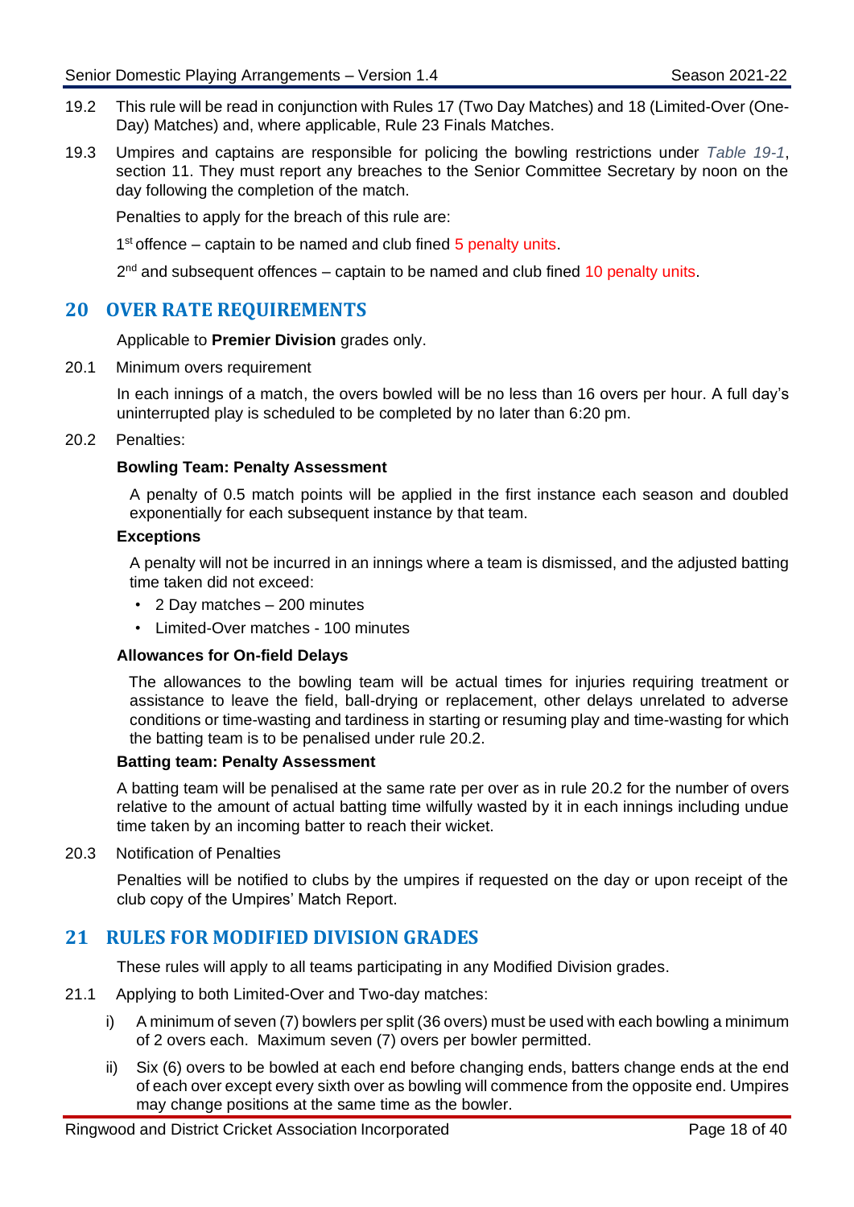19.2 This rule will be read in conjunction with Rules 17 (Two Day Matches) and 18 (Limited-Over (One-Day) Matches) and, where applicable, Rule 23 Finals Matches.

19.3 Umpires and captains are responsible for policing the bowling restrictions under *Table 19-1*, section 11. They must report any breaches to the Senior Committee Secretary by noon on the day following the completion of the match.

Penalties to apply for the breach of this rule are:

1st offence – captain to be named and club fined 5 penalty units.

2nd and subsequent offences – captain to be named and club fined 10 penalty units.

## 20 OVER RATE REQUIREMENTS

Applicable to **Premier Division** grades only.

20.1 Minimum overs requirement

In each innings of a match, the overs bowled will be no less than 16 overs per hour. A full day's uninterrupted play is scheduled to be completed by no later than 6:20 pm.

20.2 Penalties:

**Bowling Team: Penalty Assessment**

A penalty of 0.5 match points will be applied in the first instance each season and doubled exponentially for each subsequent instance by that team.

**Exceptions**

A penalty will not be incurred in an innings where a team is dismissed, and the adjusted batting time taken did not exceed:

- 2 Day matches – 200 minutes
- Limited-Over matches - 100 minutes

**Allowances for On-field Delays**

The allowances to the bowling team will be actual times for injuries requiring treatment or assistance to leave the field, ball-drying or replacement, other delays unrelated to adverse conditions or time-wasting and tardiness in starting or resuming play and time-wasting for which the batting team is to be penalised under rule 20.2.

**Batting team: Penalty Assessment**

A batting team will be penalised at the same rate per over as in rule 20.2 for the number of overs relative to the amount of actual batting time wilfully wasted by it in each innings including undue time taken by an incoming batter to reach their wicket.

20.3 Notification of Penalties

Penalties will be notified to clubs by the umpires if requested on the day or upon receipt of the club copy of the Umpires' Match Report.

## 21 RULES FOR MODIFIED DIVISION GRADES

These rules will apply to all teams participating in any Modified Division grades.

21.1 Applying to both Limited-Over and Two-day matches:

i) A minimum of seven (7) bowlers per split (36 overs) must be used with each bowling a minimum of 2 overs each. Maximum seven (7) overs per bowler permitted.

ii) Six (6) overs to be bowled at each end before changing ends, batters change ends at the end of each over except every sixth over as bowling will commence from the opposite end. Umpires may change positions at the same time as the bowler.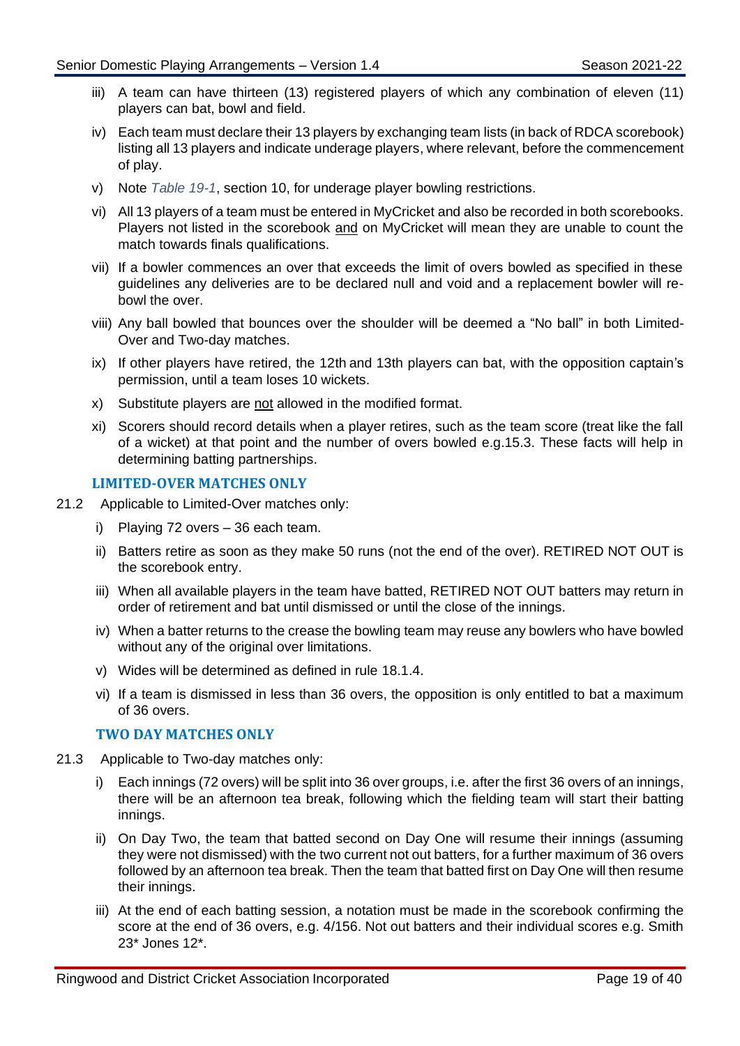iii) A team can have thirteen (13) registered players of which any combination of eleven (11) players can bat, bowl and field.

iv) Each team must declare their 13 players by exchanging team lists (in back of RDCA scorebook) listing all 13 players and indicate underage players, where relevant, before the commencement of play.

v) Note *Table 19-1*, section 10, for underage player bowling restrictions.

vi) All 13 players of a team must be entered in MyCricket and also be recorded in both scorebooks. Players not listed in the scorebook <u>and</u> on MyCricket will mean they are unable to count the match towards finals qualifications.

vii) If a bowler commences an over that exceeds the limit of overs bowled as specified in these guidelines any deliveries are to be declared null and void and a replacement bowler will re-bowl the over.

viii) Any ball bowled that bounces over the shoulder will be deemed a "No ball" in both Limited-Over and Two-day matches.

ix) If other players have retired, the 12th and 13th players can bat, with the opposition captain's permission, until a team loses 10 wickets.

x) Substitute players are <u>not</u> allowed in the modified format.

xi) Scorers should record details when a player retires, such as the team score (treat like the fall of a wicket) at that point and the number of overs bowled e.g.15.3. These facts will help in determining batting partnerships.

### LIMITED-OVER MATCHES ONLY

21.2 Applicable to Limited-Over matches only:

i) Playing 72 overs – 36 each team.

ii) Batters retire as soon as they make 50 runs (not the end of the over). RETIRED NOT OUT is the scorebook entry.

iii) When all available players in the team have batted, RETIRED NOT OUT batters may return in order of retirement and bat until dismissed or until the close of the innings.

iv) When a batter returns to the crease the bowling team may reuse any bowlers who have bowled without any of the original over limitations.

v) Wides will be determined as defined in rule 18.1.4.

vi) If a team is dismissed in less than 36 overs, the opposition is only entitled to bat a maximum of 36 overs.

### TWO DAY MATCHES ONLY

21.3 Applicable to Two-day matches only:

i) Each innings (72 overs) will be split into 36 over groups, i.e. after the first 36 overs of an innings, there will be an afternoon tea break, following which the fielding team will start their batting innings.

ii) On Day Two, the team that batted second on Day One will resume their innings (assuming they were not dismissed) with the two current not out batters, for a further maximum of 36 overs followed by an afternoon tea break. Then the team that batted first on Day One will then resume their innings.

iii) At the end of each batting session, a notation must be made in the scorebook confirming the score at the end of 36 overs, e.g. 4/156. Not out batters and their individual scores e.g. Smith 23* Jones 12*.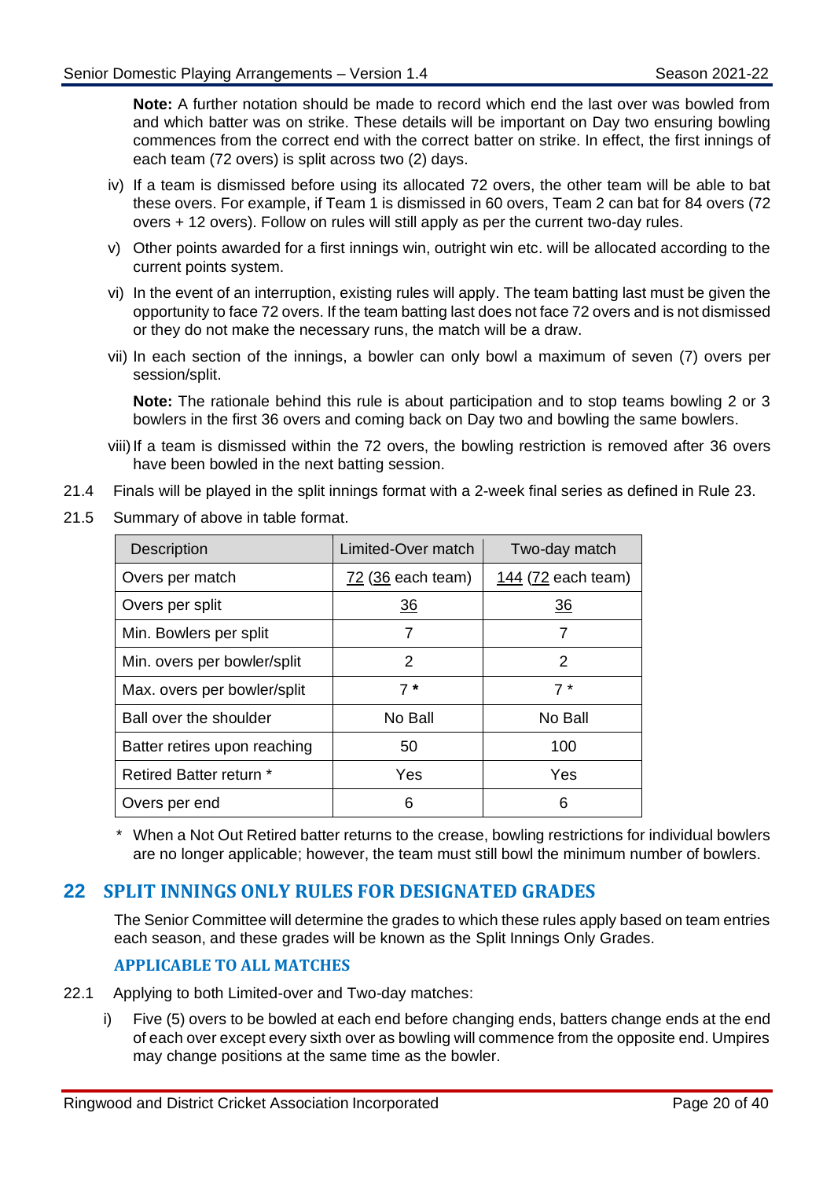**Note:** A further notation should be made to record which end the last over was bowled from and which batter was on strike. These details will be important on Day two ensuring bowling commences from the correct end with the correct batter on strike. In effect, the first innings of each team (72 overs) is split across two (2) days.

iv) If a team is dismissed before using its allocated 72 overs, the other team will be able to bat these overs. For example, if Team 1 is dismissed in 60 overs, Team 2 can bat for 84 overs (72 overs + 12 overs). Follow on rules will still apply as per the current two-day rules.

v) Other points awarded for a first innings win, outright win etc. will be allocated according to the current points system.

vi) In the event of an interruption, existing rules will apply. The team batting last must be given the opportunity to face 72 overs. If the team batting last does not face 72 overs and is not dismissed or they do not make the necessary runs, the match will be a draw.

vii) In each section of the innings, a bowler can only bowl a maximum of seven (7) overs per session/split.

**Note:** The rationale behind this rule is about participation and to stop teams bowling 2 or 3 bowlers in the first 36 overs and coming back on Day two and bowling the same bowlers.

viii) If a team is dismissed within the 72 overs, the bowling restriction is removed after 36 overs have been bowled in the next batting session.

21.4 Finals will be played in the split innings format with a 2-week final series as defined in Rule 23.

21.5 Summary of above in table format.

| Description | Limited-Over match | Two-day match |
|---|---|---|
| Overs per match | 72 (36 each team) | 144 (72 each team) |
| Overs per split | 36 | 36 |
| Min. Bowlers per split | 7 | 7 |
| Min. overs per bowler/split | 2 | 2 |
| Max. overs per bowler/split | 7 **\*** | 7 * |
| Ball over the shoulder | No Ball | No Ball |
| Batter retires upon reaching | 50 | 100 |
| Retired Batter return * | Yes | Yes |
| Overs per end | 6 | 6 |

\* When a Not Out Retired batter returns to the crease, bowling restrictions for individual bowlers are no longer applicable; however, the team must still bowl the minimum number of bowlers.

## 22 SPLIT INNINGS ONLY RULES FOR DESIGNATED GRADES

The Senior Committee will determine the grades to which these rules apply based on team entries each season, and these grades will be known as the Split Innings Only Grades.

### APPLICABLE TO ALL MATCHES

22.1 Applying to both Limited-over and Two-day matches:

i) Five (5) overs to be bowled at each end before changing ends, batters change ends at the end of each over except every sixth over as bowling will commence from the opposite end. Umpires may change positions at the same time as the bowler.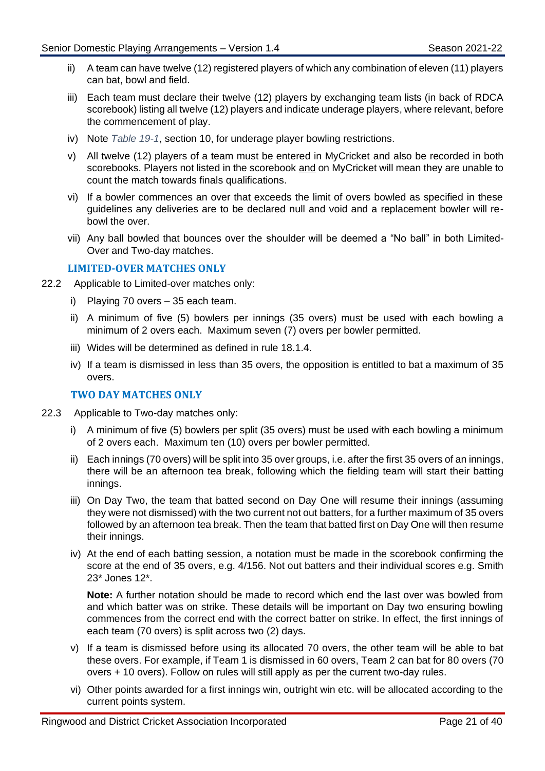ii) A team can have twelve (12) registered players of which any combination of eleven (11) players can bat, bowl and field.

iii) Each team must declare their twelve (12) players by exchanging team lists (in back of RDCA scorebook) listing all twelve (12) players and indicate underage players, where relevant, before the commencement of play.

iv) Note *Table 19-1*, section 10, for underage player bowling restrictions.

v) All twelve (12) players of a team must be entered in MyCricket and also be recorded in both scorebooks. Players not listed in the scorebook <u>and</u> on MyCricket will mean they are unable to count the match towards finals qualifications.

vi) If a bowler commences an over that exceeds the limit of overs bowled as specified in these guidelines any deliveries are to be declared null and void and a replacement bowler will re-bowl the over.

vii) Any ball bowled that bounces over the shoulder will be deemed a "No ball" in both Limited-Over and Two-day matches.

### LIMITED-OVER MATCHES ONLY

22.2 Applicable to Limited-over matches only:

i) Playing 70 overs – 35 each team.

ii) A minimum of five (5) bowlers per innings (35 overs) must be used with each bowling a minimum of 2 overs each. Maximum seven (7) overs per bowler permitted.

iii) Wides will be determined as defined in rule 18.1.4.

iv) If a team is dismissed in less than 35 overs, the opposition is entitled to bat a maximum of 35 overs.

### TWO DAY MATCHES ONLY

22.3 Applicable to Two-day matches only:

i) A minimum of five (5) bowlers per split (35 overs) must be used with each bowling a minimum of 2 overs each. Maximum ten (10) overs per bowler permitted.

ii) Each innings (70 overs) will be split into 35 over groups, i.e. after the first 35 overs of an innings, there will be an afternoon tea break, following which the fielding team will start their batting innings.

iii) On Day Two, the team that batted second on Day One will resume their innings (assuming they were not dismissed) with the two current not out batters, for a further maximum of 35 overs followed by an afternoon tea break. Then the team that batted first on Day One will then resume their innings.

iv) At the end of each batting session, a notation must be made in the scorebook confirming the score at the end of 35 overs, e.g. 4/156. Not out batters and their individual scores e.g. Smith 23* Jones 12*.

**Note:** A further notation should be made to record which end the last over was bowled from and which batter was on strike. These details will be important on Day two ensuring bowling commences from the correct end with the correct batter on strike. In effect, the first innings of each team (70 overs) is split across two (2) days.

v) If a team is dismissed before using its allocated 70 overs, the other team will be able to bat these overs. For example, if Team 1 is dismissed in 60 overs, Team 2 can bat for 80 overs (70 overs + 10 overs). Follow on rules will still apply as per the current two-day rules.

vi) Other points awarded for a first innings win, outright win etc. will be allocated according to the current points system.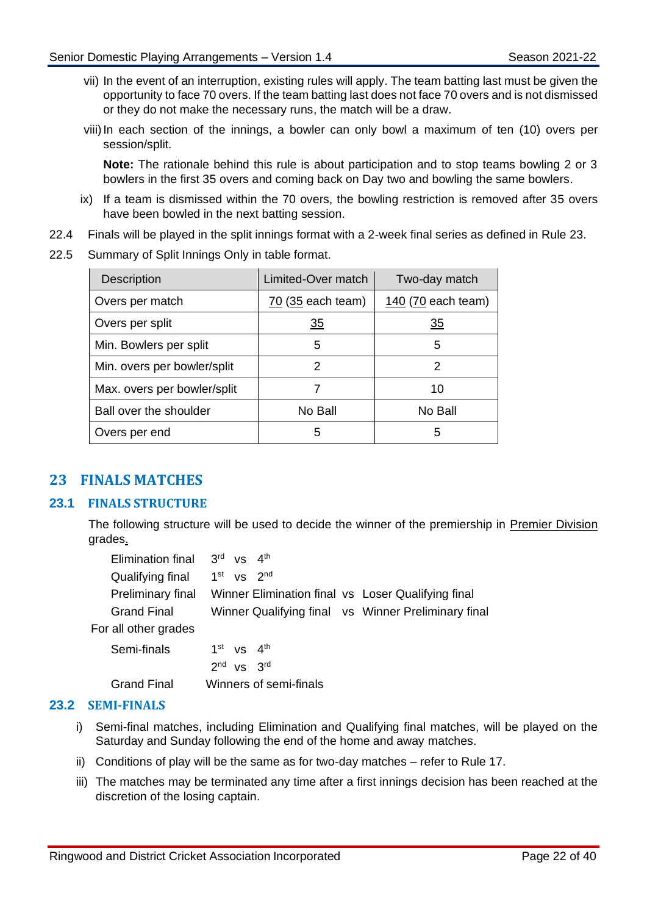vii) In the event of an interruption, existing rules will apply. The team batting last must be given the opportunity to face 70 overs. If the team batting last does not face 70 overs and is not dismissed or they do not make the necessary runs, the match will be a draw.

viii) In each section of the innings, a bowler can only bowl a maximum of ten (10) overs per session/split.

**Note:** The rationale behind this rule is about participation and to stop teams bowling 2 or 3 bowlers in the first 35 overs and coming back on Day two and bowling the same bowlers.

ix) If a team is dismissed within the 70 overs, the bowling restriction is removed after 35 overs have been bowled in the next batting session.

22.4 Finals will be played in the split innings format with a 2-week final series as defined in Rule 23.

22.5 Summary of Split Innings Only in table format.

| Description | Limited-Over match | Two-day match |
|---|---|---|
| Overs per match | 70 (35 each team) | 140 (70 each team) |
| Overs per split | 35 | 35 |
| Min. Bowlers per split | 5 | 5 |
| Min. overs per bowler/split | 2 | 2 |
| Max. overs per bowler/split | 7 | 10 |
| Ball over the shoulder | No Ball | No Ball |
| Overs per end | 5 | 5 |

# 23 FINALS MATCHES

## 23.1 FINALS STRUCTURE

The following structure will be used to decide the winner of the premiership in Premier Division grades.

| | | | |
|---|---|---|---|
| Elimination final | 3rd | vs | 4th |
| Qualifying final | 1st | vs | 2nd |
| Preliminary final | Winner Elimination final | vs | Loser Qualifying final |
| Grand Final | Winner Qualifying final | vs | Winner Preliminary final |

For all other grades

| | | | |
|---|---|---|---|
| Semi-finals | 1st | vs | 4th |
| | 2nd | vs | 3rd |
| Grand Final | Winners of semi-finals | | |

## 23.2 SEMI-FINALS

i) Semi-final matches, including Elimination and Qualifying final matches, will be played on the Saturday and Sunday following the end of the home and away matches.

ii) Conditions of play will be the same as for two-day matches – refer to Rule 17.

iii) The matches may be terminated any time after a first innings decision has been reached at the discretion of the losing captain.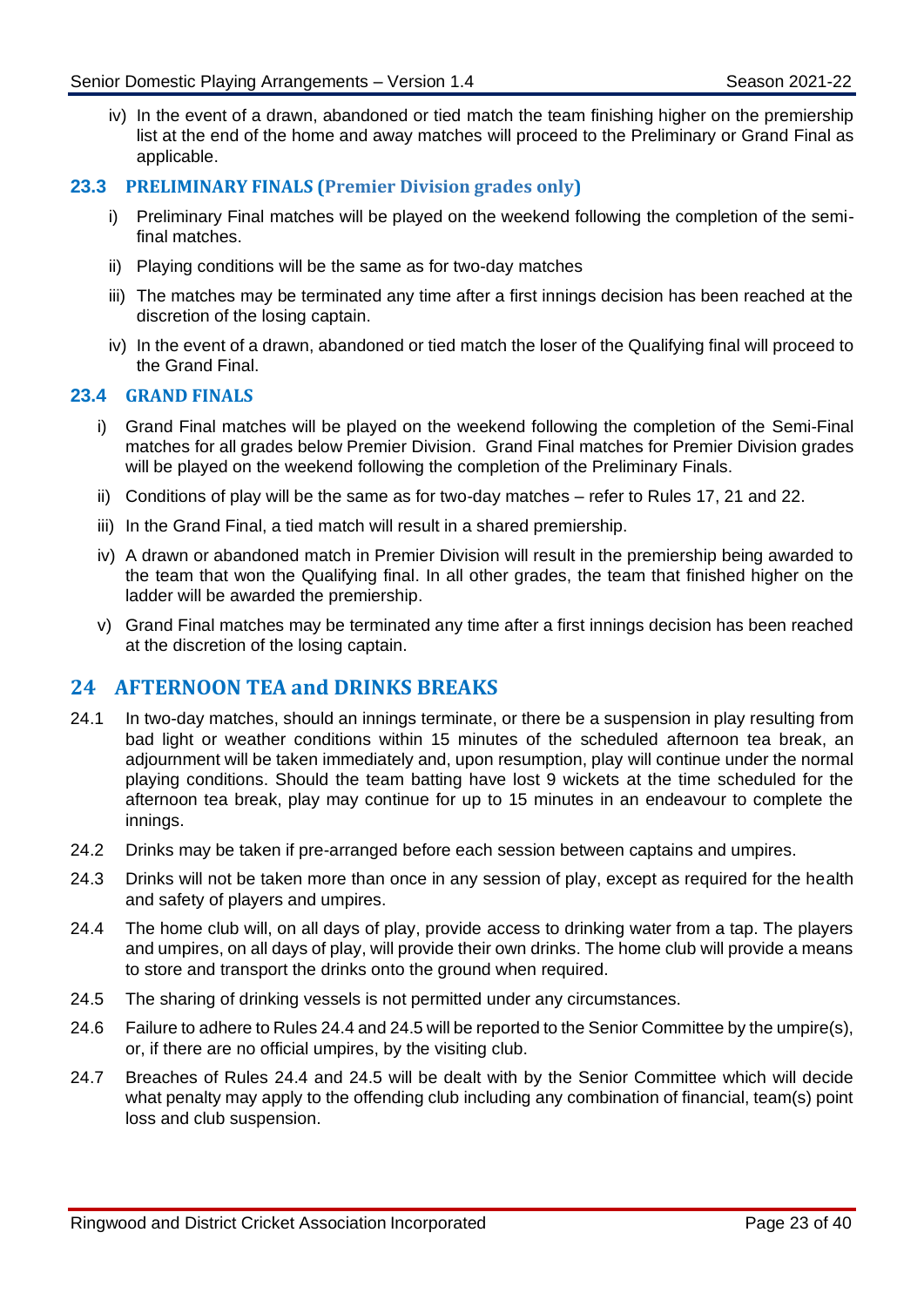iv) In the event of a drawn, abandoned or tied match the team finishing higher on the premiership list at the end of the home and away matches will proceed to the Preliminary or Grand Final as applicable.

### 23.3 PRELIMINARY FINALS (Premier Division grades only)

i) Preliminary Final matches will be played on the weekend following the completion of the semi-final matches.

ii) Playing conditions will be the same as for two-day matches

iii) The matches may be terminated any time after a first innings decision has been reached at the discretion of the losing captain.

iv) In the event of a drawn, abandoned or tied match the loser of the Qualifying final will proceed to the Grand Final.

### 23.4 GRAND FINALS

i) Grand Final matches will be played on the weekend following the completion of the Semi-Final matches for all grades below Premier Division. Grand Final matches for Premier Division grades will be played on the weekend following the completion of the Preliminary Finals.

ii) Conditions of play will be the same as for two-day matches – refer to Rules 17, 21 and 22.

iii) In the Grand Final, a tied match will result in a shared premiership.

iv) A drawn or abandoned match in Premier Division will result in the premiership being awarded to the team that won the Qualifying final. In all other grades, the team that finished higher on the ladder will be awarded the premiership.

v) Grand Final matches may be terminated any time after a first innings decision has been reached at the discretion of the losing captain.

## 24 AFTERNOON TEA and DRINKS BREAKS

24.1 In two-day matches, should an innings terminate, or there be a suspension in play resulting from bad light or weather conditions within 15 minutes of the scheduled afternoon tea break, an adjournment will be taken immediately and, upon resumption, play will continue under the normal playing conditions. Should the team batting have lost 9 wickets at the time scheduled for the afternoon tea break, play may continue for up to 15 minutes in an endeavour to complete the innings.

24.2 Drinks may be taken if pre-arranged before each session between captains and umpires.

24.3 Drinks will not be taken more than once in any session of play, except as required for the health and safety of players and umpires.

24.4 The home club will, on all days of play, provide access to drinking water from a tap. The players and umpires, on all days of play, will provide their own drinks. The home club will provide a means to store and transport the drinks onto the ground when required.

24.5 The sharing of drinking vessels is not permitted under any circumstances.

24.6 Failure to adhere to Rules 24.4 and 24.5 will be reported to the Senior Committee by the umpire(s), or, if there are no official umpires, by the visiting club.

24.7 Breaches of Rules 24.4 and 24.5 will be dealt with by the Senior Committee which will decide what penalty may apply to the offending club including any combination of financial, team(s) point loss and club suspension.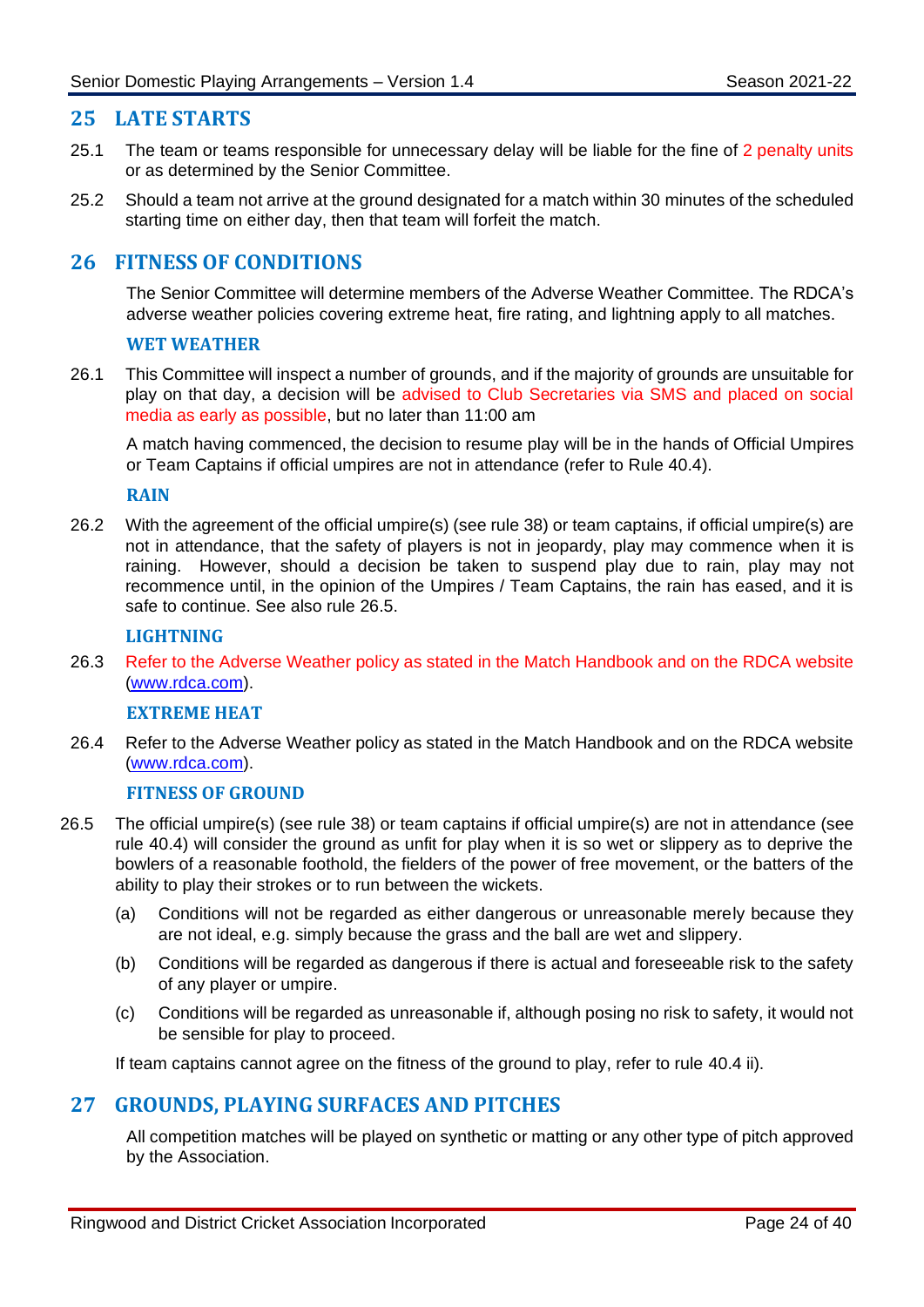## 25 LATE STARTS

25.1 The team or teams responsible for unnecessary delay will be liable for the fine of 2 penalty units or as determined by the Senior Committee.

25.2 Should a team not arrive at the ground designated for a match within 30 minutes of the scheduled starting time on either day, then that team will forfeit the match.

## 26 FITNESS OF CONDITIONS

The Senior Committee will determine members of the Adverse Weather Committee. The RDCA's adverse weather policies covering extreme heat, fire rating, and lightning apply to all matches.

### WET WEATHER

26.1 This Committee will inspect a number of grounds, and if the majority of grounds are unsuitable for play on that day, a decision will be advised to Club Secretaries via SMS and placed on social media as early as possible, but no later than 11:00 am

A match having commenced, the decision to resume play will be in the hands of Official Umpires or Team Captains if official umpires are not in attendance (refer to Rule 40.4).

### RAIN

26.2 With the agreement of the official umpire(s) (see rule 38) or team captains, if official umpire(s) are not in attendance, that the safety of players is not in jeopardy, play may commence when it is raining. However, should a decision be taken to suspend play due to rain, play may not recommence until, in the opinion of the Umpires / Team Captains, the rain has eased, and it is safe to continue. See also rule 26.5.

### LIGHTNING

26.3 Refer to the Adverse Weather policy as stated in the Match Handbook and on the RDCA website (www.rdca.com).

### EXTREME HEAT

26.4 Refer to the Adverse Weather policy as stated in the Match Handbook and on the RDCA website (www.rdca.com).

### FITNESS OF GROUND

26.5 The official umpire(s) (see rule 38) or team captains if official umpire(s) are not in attendance (see rule 40.4) will consider the ground as unfit for play when it is so wet or slippery as to deprive the bowlers of a reasonable foothold, the fielders of the power of free movement, or the batters of the ability to play their strokes or to run between the wickets.

(a) Conditions will not be regarded as either dangerous or unreasonable merely because they are not ideal, e.g. simply because the grass and the ball are wet and slippery.

(b) Conditions will be regarded as dangerous if there is actual and foreseeable risk to the safety of any player or umpire.

(c) Conditions will be regarded as unreasonable if, although posing no risk to safety, it would not be sensible for play to proceed.

If team captains cannot agree on the fitness of the ground to play, refer to rule 40.4 ii).

## 27 GROUNDS, PLAYING SURFACES AND PITCHES

All competition matches will be played on synthetic or matting or any other type of pitch approved by the Association.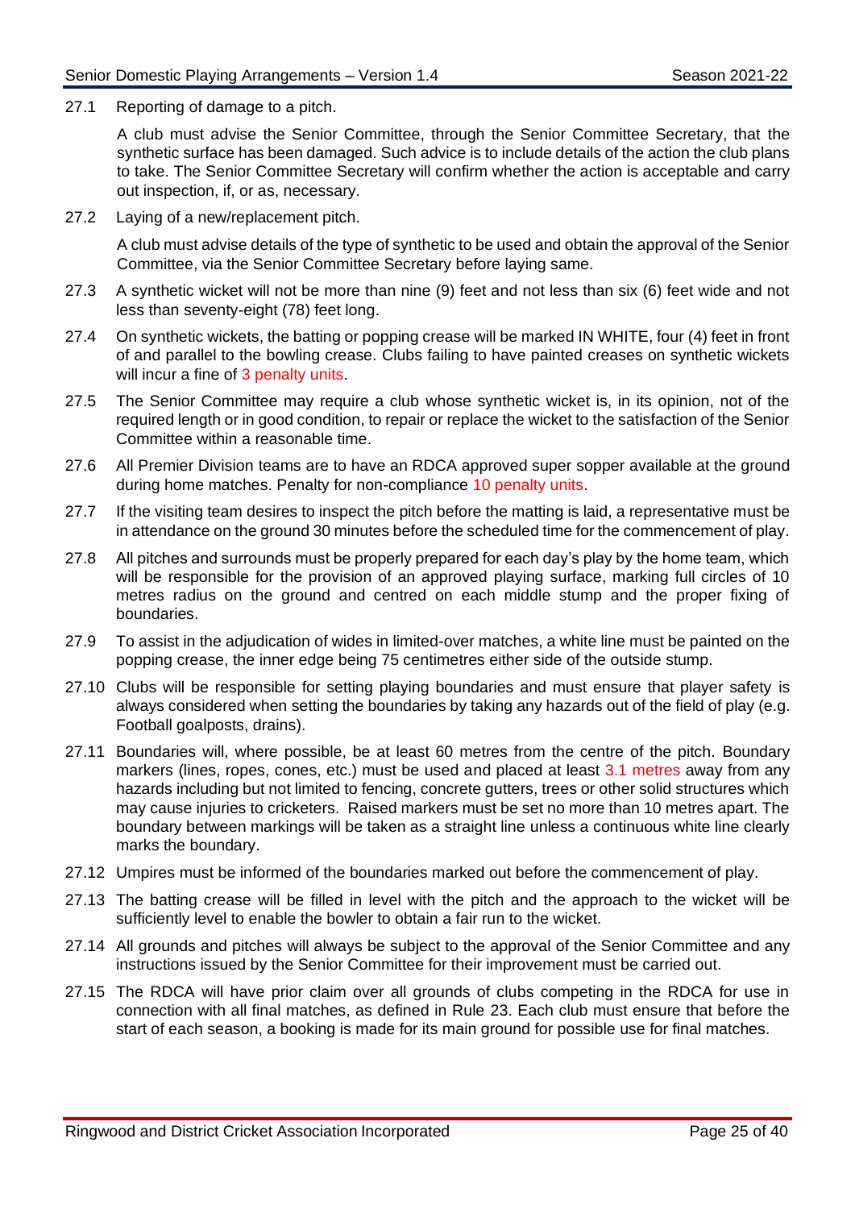27.1 Reporting of damage to a pitch.

A club must advise the Senior Committee, through the Senior Committee Secretary, that the synthetic surface has been damaged. Such advice is to include details of the action the club plans to take. The Senior Committee Secretary will confirm whether the action is acceptable and carry out inspection, if, or as, necessary.

27.2 Laying of a new/replacement pitch.

A club must advise details of the type of synthetic to be used and obtain the approval of the Senior Committee, via the Senior Committee Secretary before laying same.

27.3 A synthetic wicket will not be more than nine (9) feet and not less than six (6) feet wide and not less than seventy-eight (78) feet long.

27.4 On synthetic wickets, the batting or popping crease will be marked IN WHITE, four (4) feet in front of and parallel to the bowling crease. Clubs failing to have painted creases on synthetic wickets will incur a fine of 3 penalty units.

27.5 The Senior Committee may require a club whose synthetic wicket is, in its opinion, not of the required length or in good condition, to repair or replace the wicket to the satisfaction of the Senior Committee within a reasonable time.

27.6 All Premier Division teams are to have an RDCA approved super sopper available at the ground during home matches. Penalty for non-compliance 10 penalty units.

27.7 If the visiting team desires to inspect the pitch before the matting is laid, a representative must be in attendance on the ground 30 minutes before the scheduled time for the commencement of play.

27.8 All pitches and surrounds must be properly prepared for each day's play by the home team, which will be responsible for the provision of an approved playing surface, marking full circles of 10 metres radius on the ground and centred on each middle stump and the proper fixing of boundaries.

27.9 To assist in the adjudication of wides in limited-over matches, a white line must be painted on the popping crease, the inner edge being 75 centimetres either side of the outside stump.

27.10 Clubs will be responsible for setting playing boundaries and must ensure that player safety is always considered when setting the boundaries by taking any hazards out of the field of play (e.g. Football goalposts, drains).

27.11 Boundaries will, where possible, be at least 60 metres from the centre of the pitch. Boundary markers (lines, ropes, cones, etc.) must be used and placed at least 3.1 metres away from any hazards including but not limited to fencing, concrete gutters, trees or other solid structures which may cause injuries to cricketers. Raised markers must be set no more than 10 metres apart. The boundary between markings will be taken as a straight line unless a continuous white line clearly marks the boundary.

27.12 Umpires must be informed of the boundaries marked out before the commencement of play.

27.13 The batting crease will be filled in level with the pitch and the approach to the wicket will be sufficiently level to enable the bowler to obtain a fair run to the wicket.

27.14 All grounds and pitches will always be subject to the approval of the Senior Committee and any instructions issued by the Senior Committee for their improvement must be carried out.

27.15 The RDCA will have prior claim over all grounds of clubs competing in the RDCA for use in connection with all final matches, as defined in Rule 23. Each club must ensure that before the start of each season, a booking is made for its main ground for possible use for final matches.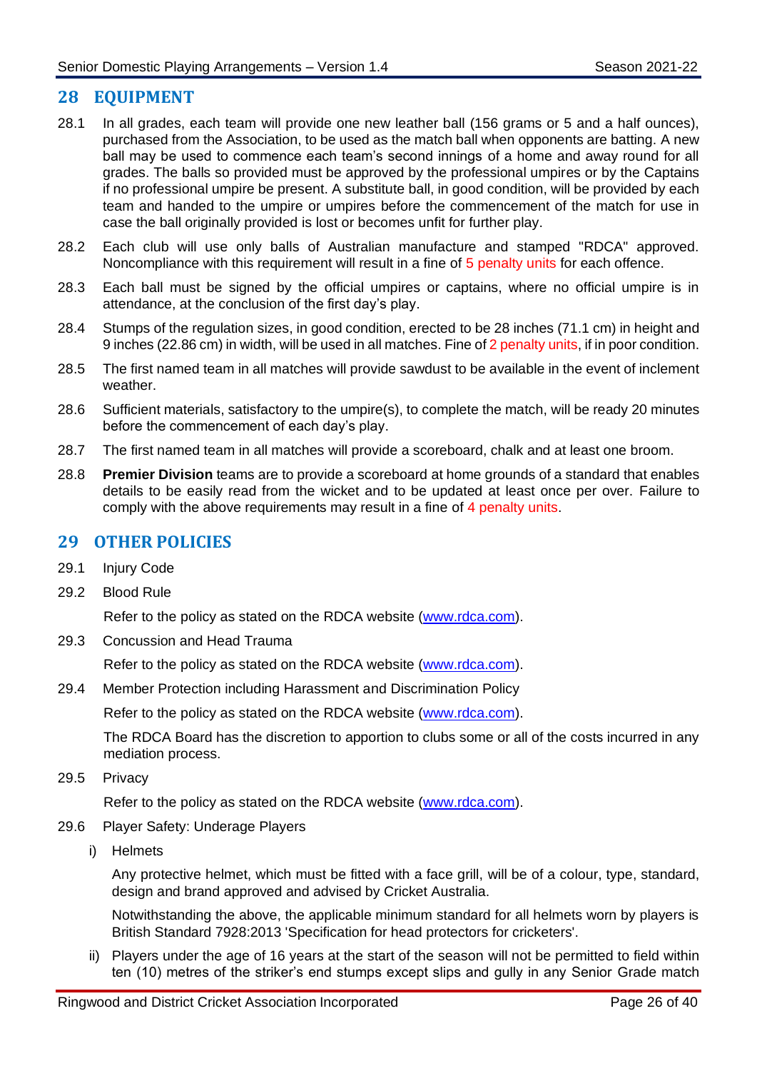## 28 EQUIPMENT

28.1 In all grades, each team will provide one new leather ball (156 grams or 5 and a half ounces), purchased from the Association, to be used as the match ball when opponents are batting. A new ball may be used to commence each team's second innings of a home and away round for all grades. The balls so provided must be approved by the professional umpires or by the Captains if no professional umpire be present. A substitute ball, in good condition, will be provided by each team and handed to the umpire or umpires before the commencement of the match for use in case the ball originally provided is lost or becomes unfit for further play.

28.2 Each club will use only balls of Australian manufacture and stamped "RDCA" approved. Noncompliance with this requirement will result in a fine of 5 penalty units for each offence.

28.3 Each ball must be signed by the official umpires or captains, where no official umpire is in attendance, at the conclusion of the first day's play.

28.4 Stumps of the regulation sizes, in good condition, erected to be 28 inches (71.1 cm) in height and 9 inches (22.86 cm) in width, will be used in all matches. Fine of 2 penalty units, if in poor condition.

28.5 The first named team in all matches will provide sawdust to be available in the event of inclement weather.

28.6 Sufficient materials, satisfactory to the umpire(s), to complete the match, will be ready 20 minutes before the commencement of each day's play.

28.7 The first named team in all matches will provide a scoreboard, chalk and at least one broom.

28.8 **Premier Division** teams are to provide a scoreboard at home grounds of a standard that enables details to be easily read from the wicket and to be updated at least once per over. Failure to comply with the above requirements may result in a fine of 4 penalty units.

## 29 OTHER POLICIES

29.1 Injury Code

29.2 Blood Rule

Refer to the policy as stated on the RDCA website (www.rdca.com).

29.3 Concussion and Head Trauma

Refer to the policy as stated on the RDCA website (www.rdca.com).

29.4 Member Protection including Harassment and Discrimination Policy

Refer to the policy as stated on the RDCA website (www.rdca.com).

The RDCA Board has the discretion to apportion to clubs some or all of the costs incurred in any mediation process.

29.5 Privacy

Refer to the policy as stated on the RDCA website (www.rdca.com).

29.6 Player Safety: Underage Players

i) Helmets

Any protective helmet, which must be fitted with a face grill, will be of a colour, type, standard, design and brand approved and advised by Cricket Australia.

Notwithstanding the above, the applicable minimum standard for all helmets worn by players is British Standard 7928:2013 'Specification for head protectors for cricketers'.

ii) Players under the age of 16 years at the start of the season will not be permitted to field within ten (10) metres of the striker's end stumps except slips and gully in any Senior Grade match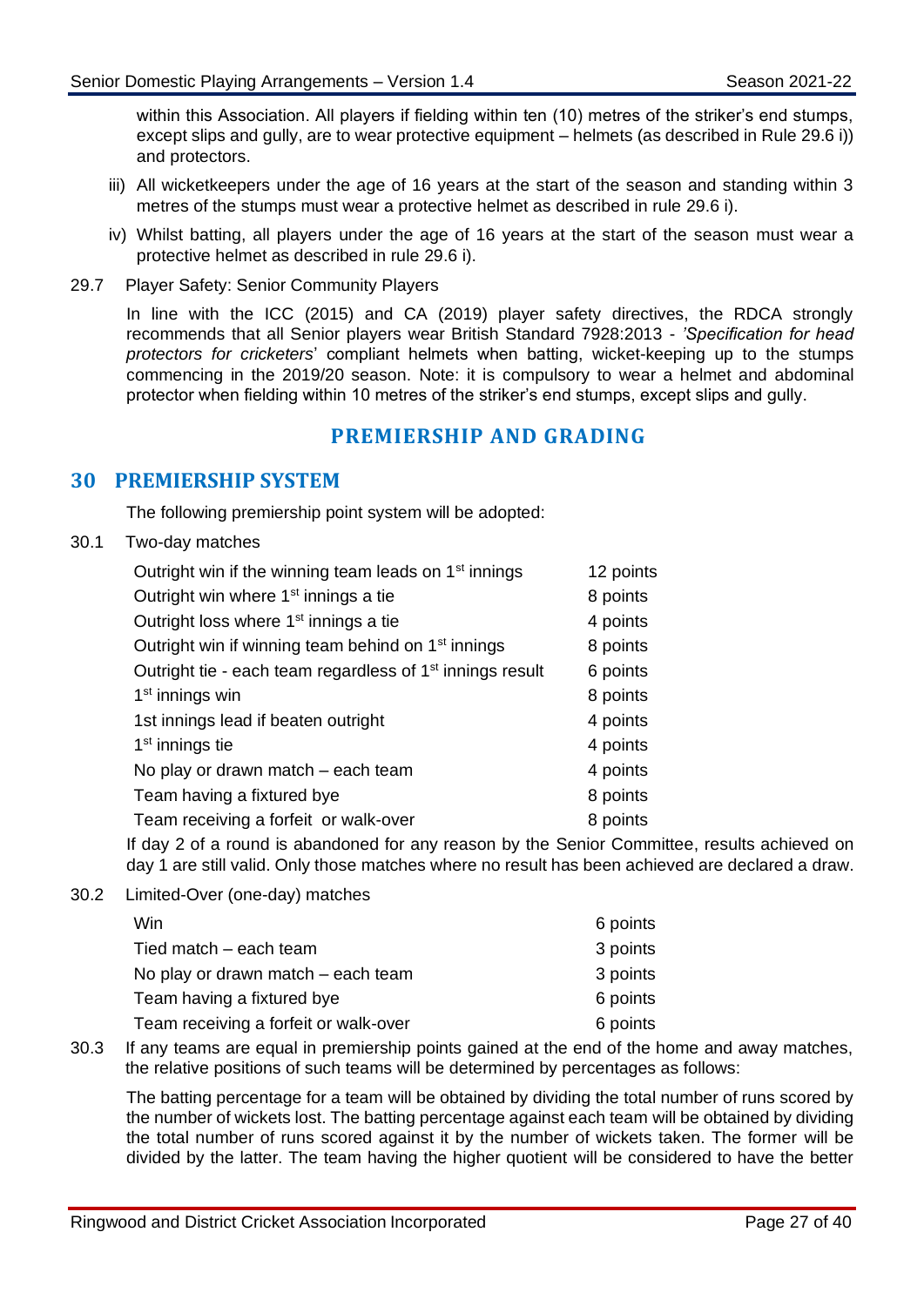within this Association. All players if fielding within ten (10) metres of the striker's end stumps, except slips and gully, are to wear protective equipment – helmets (as described in Rule 29.6 i)) and protectors.

iii) All wicketkeepers under the age of 16 years at the start of the season and standing within 3 metres of the stumps must wear a protective helmet as described in rule 29.6 i).

iv) Whilst batting, all players under the age of 16 years at the start of the season must wear a protective helmet as described in rule 29.6 i).

29.7 Player Safety: Senior Community Players

In line with the ICC (2015) and CA (2019) player safety directives, the RDCA strongly recommends that all Senior players wear British Standard 7928:2013 - '*Specification for head protectors for cricketers*' compliant helmets when batting, wicket-keeping up to the stumps commencing in the 2019/20 season. Note: it is compulsory to wear a helmet and abdominal protector when fielding within 10 metres of the striker's end stumps, except slips and gully.

## PREMIERSHIP AND GRADING

## 30 PREMIERSHIP SYSTEM

The following premiership point system will be adopted:

30.1 Two-day matches

| | |
|---|---|
| Outright win if the winning team leads on 1st innings | 12 points |
| Outright win where 1st innings a tie | 8 points |
| Outright loss where 1st innings a tie | 4 points |
| Outright win if winning team behind on 1st innings | 8 points |
| Outright tie - each team regardless of 1st innings result | 6 points |
| 1st innings win | 8 points |
| 1st innings lead if beaten outright | 4 points |
| 1st innings tie | 4 points |
| No play or drawn match – each team | 4 points |
| Team having a fixtured bye | 8 points |
| Team receiving a forfeit or walk-over | 8 points |

If day 2 of a round is abandoned for any reason by the Senior Committee, results achieved on day 1 are still valid. Only those matches where no result has been achieved are declared a draw.

30.2 Limited-Over (one-day) matches

| | |
|---|---|
| Win | 6 points |
| Tied match – each team | 3 points |
| No play or drawn match – each team | 3 points |
| Team having a fixtured bye | 6 points |
| Team receiving a forfeit or walk-over | 6 points |

30.3 If any teams are equal in premiership points gained at the end of the home and away matches, the relative positions of such teams will be determined by percentages as follows:

The batting percentage for a team will be obtained by dividing the total number of runs scored by the number of wickets lost. The batting percentage against each team will be obtained by dividing the total number of runs scored against it by the number of wickets taken. The former will be divided by the latter. The team having the higher quotient will be considered to have the better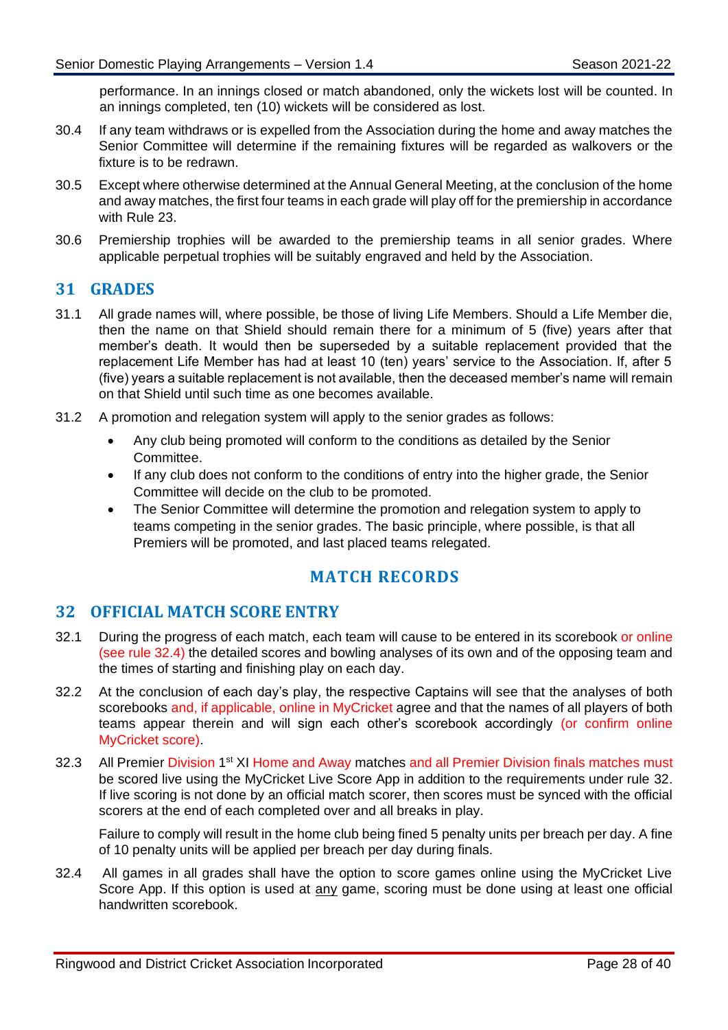performance. In an innings closed or match abandoned, only the wickets lost will be counted. In an innings completed, ten (10) wickets will be considered as lost.

30.4 If any team withdraws or is expelled from the Association during the home and away matches the Senior Committee will determine if the remaining fixtures will be regarded as walkovers or the fixture is to be redrawn.

30.5 Except where otherwise determined at the Annual General Meeting, at the conclusion of the home and away matches, the first four teams in each grade will play off for the premiership in accordance with Rule 23.

30.6 Premiership trophies will be awarded to the premiership teams in all senior grades. Where applicable perpetual trophies will be suitably engraved and held by the Association.

## 31 GRADES

31.1 All grade names will, where possible, be those of living Life Members. Should a Life Member die, then the name on that Shield should remain there for a minimum of 5 (five) years after that member's death. It would then be superseded by a suitable replacement provided that the replacement Life Member has had at least 10 (ten) years' service to the Association. If, after 5 (five) years a suitable replacement is not available, then the deceased member's name will remain on that Shield until such time as one becomes available.

31.2 A promotion and relegation system will apply to the senior grades as follows:

- Any club being promoted will conform to the conditions as detailed by the Senior Committee.
- If any club does not conform to the conditions of entry into the higher grade, the Senior Committee will decide on the club to be promoted.
- The Senior Committee will determine the promotion and relegation system to apply to teams competing in the senior grades. The basic principle, where possible, is that all Premiers will be promoted, and last placed teams relegated.

# MATCH RECORDS

## 32 OFFICIAL MATCH SCORE ENTRY

32.1 During the progress of each match, each team will cause to be entered in its scorebook or online (see rule 32.4) the detailed scores and bowling analyses of its own and of the opposing team and the times of starting and finishing play on each day.

32.2 At the conclusion of each day's play, the respective Captains will see that the analyses of both scorebooks and, if applicable, online in MyCricket agree and that the names of all players of both teams appear therein and will sign each other's scorebook accordingly (or confirm online MyCricket score).

32.3 All Premier Division 1st XI Home and Away matches and all Premier Division finals matches must be scored live using the MyCricket Live Score App in addition to the requirements under rule 32. If live scoring is not done by an official match scorer, then scores must be synced with the official scorers at the end of each completed over and all breaks in play.

Failure to comply will result in the home club being fined 5 penalty units per breach per day. A fine of 10 penalty units will be applied per breach per day during finals.

32.4 All games in all grades shall have the option to score games online using the MyCricket Live Score App. If this option is used at <u>any</u> game, scoring must be done using at least one official handwritten scorebook.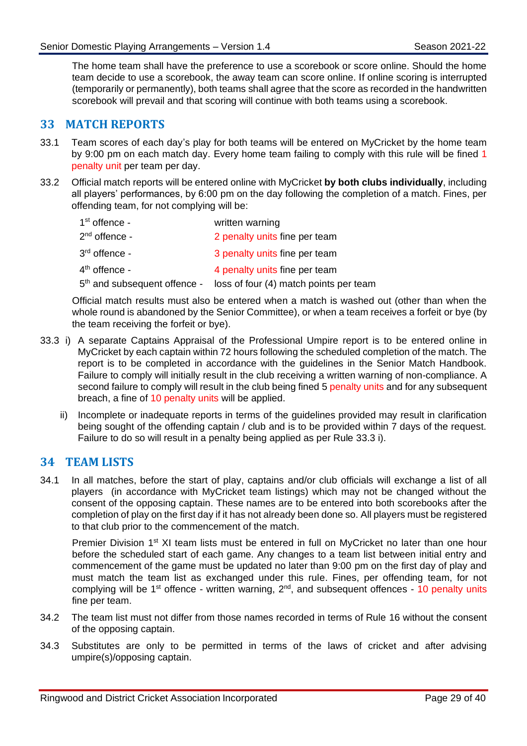The home team shall have the preference to use a scorebook or score online. Should the home team decide to use a scorebook, the away team can score online. If online scoring is interrupted (temporarily or permanently), both teams shall agree that the score as recorded in the handwritten scorebook will prevail and that scoring will continue with both teams using a scorebook.

## 33 MATCH REPORTS

33.1 Team scores of each day's play for both teams will be entered on MyCricket by the home team by 9:00 pm on each match day. Every home team failing to comply with this rule will be fined 1 penalty unit per team per day.

33.2 Official match reports will be entered online with MyCricket **by both clubs individually**, including all players' performances, by 6:00 pm on the day following the completion of a match. Fines, per offending team, for not complying will be:

| | |
|---|---|
| 1st offence - | written warning |
| 2nd offence - | 2 penalty units fine per team |
| 3rd offence - | 3 penalty units fine per team |
| 4th offence - | 4 penalty units fine per team |
| 5th and subsequent offence - | loss of four (4) match points per team |

Official match results must also be entered when a match is washed out (other than when the whole round is abandoned by the Senior Committee), or when a team receives a forfeit or bye (by the team receiving the forfeit or bye).

33.3 i) A separate Captains Appraisal of the Professional Umpire report is to be entered online in MyCricket by each captain within 72 hours following the scheduled completion of the match. The report is to be completed in accordance with the guidelines in the Senior Match Handbook. Failure to comply will initially result in the club receiving a written warning of non-compliance. A second failure to comply will result in the club being fined 5 penalty units and for any subsequent breach, a fine of 10 penalty units will be applied.

ii) Incomplete or inadequate reports in terms of the guidelines provided may result in clarification being sought of the offending captain / club and is to be provided within 7 days of the request. Failure to do so will result in a penalty being applied as per Rule 33.3 i).

## 34 TEAM LISTS

34.1 In all matches, before the start of play, captains and/or club officials will exchange a list of all players (in accordance with MyCricket team listings) which may not be changed without the consent of the opposing captain. These names are to be entered into both scorebooks after the completion of play on the first day if it has not already been done so. All players must be registered to that club prior to the commencement of the match.

Premier Division 1st XI team lists must be entered in full on MyCricket no later than one hour before the scheduled start of each game. Any changes to a team list between initial entry and commencement of the game must be updated no later than 9:00 pm on the first day of play and must match the team list as exchanged under this rule. Fines, per offending team, for not complying will be 1st offence - written warning, 2nd, and subsequent offences - 10 penalty units fine per team.

34.2 The team list must not differ from those names recorded in terms of Rule 16 without the consent of the opposing captain.

34.3 Substitutes are only to be permitted in terms of the laws of cricket and after advising umpire(s)/opposing captain.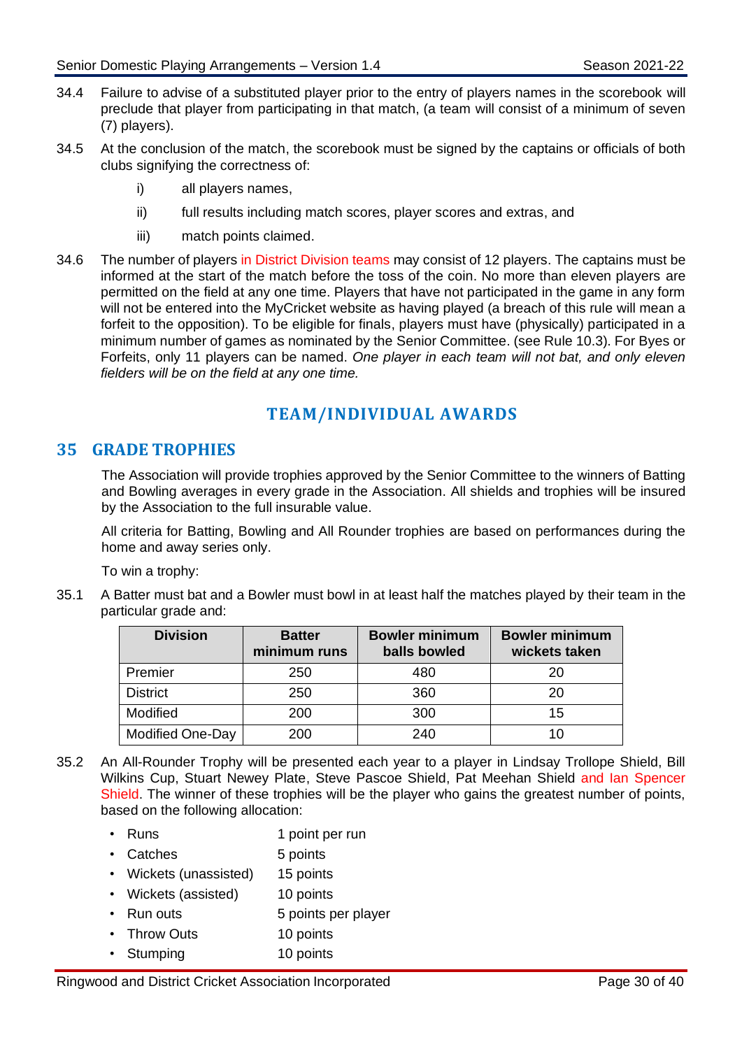34.4 Failure to advise of a substituted player prior to the entry of players names in the scorebook will preclude that player from participating in that match, (a team will consist of a minimum of seven (7) players).

34.5 At the conclusion of the match, the scorebook must be signed by the captains or officials of both clubs signifying the correctness of:

i) all players names,

ii) full results including match scores, player scores and extras, and

iii) match points claimed.

34.6 The number of players in District Division teams may consist of 12 players. The captains must be informed at the start of the match before the toss of the coin. No more than eleven players are permitted on the field at any one time. Players that have not participated in the game in any form will not be entered into the MyCricket website as having played (a breach of this rule will mean a forfeit to the opposition). To be eligible for finals, players must have (physically) participated in a minimum number of games as nominated by the Senior Committee. (see Rule 10.3). For Byes or Forfeits, only 11 players can be named. *One player in each team will not bat, and only eleven fielders will be on the field at any one time.*

# TEAM/INDIVIDUAL AWARDS

## 35 GRADE TROPHIES

The Association will provide trophies approved by the Senior Committee to the winners of Batting and Bowling averages in every grade in the Association. All shields and trophies will be insured by the Association to the full insurable value.

All criteria for Batting, Bowling and All Rounder trophies are based on performances during the home and away series only.

To win a trophy:

35.1 A Batter must bat and a Bowler must bowl in at least half the matches played by their team in the particular grade and:

| Division | Batter minimum runs | Bowler minimum balls bowled | Bowler minimum wickets taken |
|---|---|---|---|
| Premier | 250 | 480 | 20 |
| District | 250 | 360 | 20 |
| Modified | 200 | 300 | 15 |
| Modified One-Day | 200 | 240 | 10 |

35.2 An All-Rounder Trophy will be presented each year to a player in Lindsay Trollope Shield, Bill Wilkins Cup, Stuart Newey Plate, Steve Pascoe Shield, Pat Meehan Shield and Ian Spencer Shield. The winner of these trophies will be the player who gains the greatest number of points, based on the following allocation:

- Runs 1 point per run
- Catches 5 points
- Wickets (unassisted) 15 points
- Wickets (assisted) 10 points
- Run outs 5 points per player
- Throw Outs 10 points
- Stumping 10 points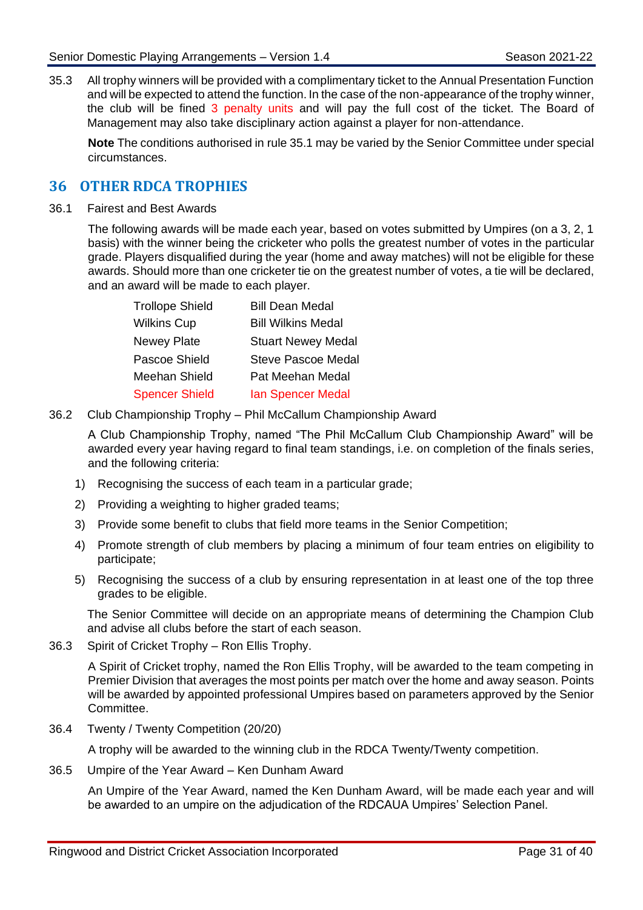35.3 All trophy winners will be provided with a complimentary ticket to the Annual Presentation Function and will be expected to attend the function. In the case of the non-appearance of the trophy winner, the club will be fined 3 penalty units and will pay the full cost of the ticket. The Board of Management may also take disciplinary action against a player for non-attendance.

**Note** The conditions authorised in rule 35.1 may be varied by the Senior Committee under special circumstances.

## 36 OTHER RDCA TROPHIES

36.1 Fairest and Best Awards

The following awards will be made each year, based on votes submitted by Umpires (on a 3, 2, 1 basis) with the winner being the cricketer who polls the greatest number of votes in the particular grade. Players disqualified during the year (home and away matches) will not be eligible for these awards. Should more than one cricketer tie on the greatest number of votes, a tie will be declared, and an award will be made to each player.

| | |
|---|---|
| Trollope Shield | Bill Dean Medal |
| Wilkins Cup | Bill Wilkins Medal |
| Newey Plate | Stuart Newey Medal |
| Pascoe Shield | Steve Pascoe Medal |
| Meehan Shield | Pat Meehan Medal |
| Spencer Shield | Ian Spencer Medal |

36.2 Club Championship Trophy – Phil McCallum Championship Award

A Club Championship Trophy, named "The Phil McCallum Club Championship Award" will be awarded every year having regard to final team standings, i.e. on completion of the finals series, and the following criteria:

1) Recognising the success of each team in a particular grade;
2) Providing a weighting to higher graded teams;
3) Provide some benefit to clubs that field more teams in the Senior Competition;
4) Promote strength of club members by placing a minimum of four team entries on eligibility to participate;
5) Recognising the success of a club by ensuring representation in at least one of the top three grades to be eligible.

The Senior Committee will decide on an appropriate means of determining the Champion Club and advise all clubs before the start of each season.

36.3 Spirit of Cricket Trophy – Ron Ellis Trophy.

A Spirit of Cricket trophy, named the Ron Ellis Trophy, will be awarded to the team competing in Premier Division that averages the most points per match over the home and away season. Points will be awarded by appointed professional Umpires based on parameters approved by the Senior Committee.

36.4 Twenty / Twenty Competition (20/20)

A trophy will be awarded to the winning club in the RDCA Twenty/Twenty competition.

36.5 Umpire of the Year Award – Ken Dunham Award

An Umpire of the Year Award, named the Ken Dunham Award, will be made each year and will be awarded to an umpire on the adjudication of the RDCAUA Umpires' Selection Panel.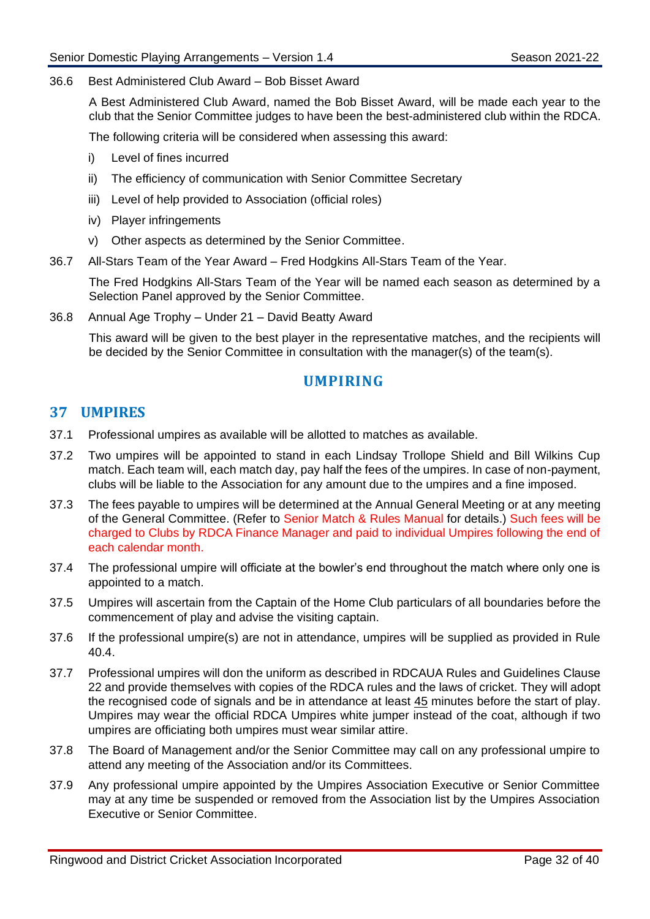36.6 Best Administered Club Award – Bob Bisset Award

A Best Administered Club Award, named the Bob Bisset Award, will be made each year to the club that the Senior Committee judges to have been the best-administered club within the RDCA.

The following criteria will be considered when assessing this award:

i) Level of fines incurred

ii) The efficiency of communication with Senior Committee Secretary

iii) Level of help provided to Association (official roles)

iv) Player infringements

v) Other aspects as determined by the Senior Committee.

36.7 All-Stars Team of the Year Award – Fred Hodgkins All-Stars Team of the Year.

The Fred Hodgkins All-Stars Team of the Year will be named each season as determined by a Selection Panel approved by the Senior Committee.

36.8 Annual Age Trophy – Under 21 – David Beatty Award

This award will be given to the best player in the representative matches, and the recipients will be decided by the Senior Committee in consultation with the manager(s) of the team(s).

# UMPIRING

## 37 UMPIRES

37.1 Professional umpires as available will be allotted to matches as available.

37.2 Two umpires will be appointed to stand in each Lindsay Trollope Shield and Bill Wilkins Cup match. Each team will, each match day, pay half the fees of the umpires. In case of non-payment, clubs will be liable to the Association for any amount due to the umpires and a fine imposed.

37.3 The fees payable to umpires will be determined at the Annual General Meeting or at any meeting of the General Committee. (Refer to Senior Match & Rules Manual for details.) Such fees will be charged to Clubs by RDCA Finance Manager and paid to individual Umpires following the end of each calendar month.

37.4 The professional umpire will officiate at the bowler's end throughout the match where only one is appointed to a match.

37.5 Umpires will ascertain from the Captain of the Home Club particulars of all boundaries before the commencement of play and advise the visiting captain.

37.6 If the professional umpire(s) are not in attendance, umpires will be supplied as provided in Rule 40.4.

37.7 Professional umpires will don the uniform as described in RDCAUA Rules and Guidelines Clause 22 and provide themselves with copies of the RDCA rules and the laws of cricket. They will adopt the recognised code of signals and be in attendance at least 45 minutes before the start of play. Umpires may wear the official RDCA Umpires white jumper instead of the coat, although if two umpires are officiating both umpires must wear similar attire.

37.8 The Board of Management and/or the Senior Committee may call on any professional umpire to attend any meeting of the Association and/or its Committees.

37.9 Any professional umpire appointed by the Umpires Association Executive or Senior Committee may at any time be suspended or removed from the Association list by the Umpires Association Executive or Senior Committee.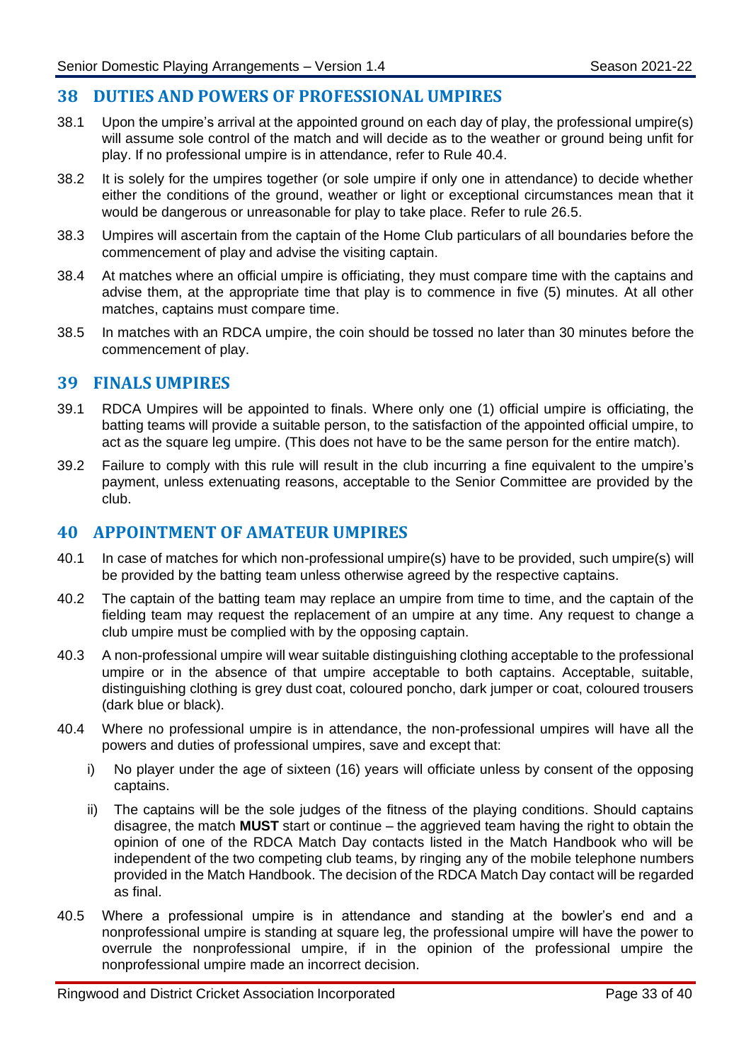## 38 DUTIES AND POWERS OF PROFESSIONAL UMPIRES

38.1 Upon the umpire's arrival at the appointed ground on each day of play, the professional umpire(s) will assume sole control of the match and will decide as to the weather or ground being unfit for play. If no professional umpire is in attendance, refer to Rule 40.4.

38.2 It is solely for the umpires together (or sole umpire if only one in attendance) to decide whether either the conditions of the ground, weather or light or exceptional circumstances mean that it would be dangerous or unreasonable for play to take place. Refer to rule 26.5.

38.3 Umpires will ascertain from the captain of the Home Club particulars of all boundaries before the commencement of play and advise the visiting captain.

38.4 At matches where an official umpire is officiating, they must compare time with the captains and advise them, at the appropriate time that play is to commence in five (5) minutes. At all other matches, captains must compare time.

38.5 In matches with an RDCA umpire, the coin should be tossed no later than 30 minutes before the commencement of play.

## 39 FINALS UMPIRES

39.1 RDCA Umpires will be appointed to finals. Where only one (1) official umpire is officiating, the batting teams will provide a suitable person, to the satisfaction of the appointed official umpire, to act as the square leg umpire. (This does not have to be the same person for the entire match).

39.2 Failure to comply with this rule will result in the club incurring a fine equivalent to the umpire's payment, unless extenuating reasons, acceptable to the Senior Committee are provided by the club.

## 40 APPOINTMENT OF AMATEUR UMPIRES

40.1 In case of matches for which non-professional umpire(s) have to be provided, such umpire(s) will be provided by the batting team unless otherwise agreed by the respective captains.

40.2 The captain of the batting team may replace an umpire from time to time, and the captain of the fielding team may request the replacement of an umpire at any time. Any request to change a club umpire must be complied with by the opposing captain.

40.3 A non-professional umpire will wear suitable distinguishing clothing acceptable to the professional umpire or in the absence of that umpire acceptable to both captains. Acceptable, suitable, distinguishing clothing is grey dust coat, coloured poncho, dark jumper or coat, coloured trousers (dark blue or black).

40.4 Where no professional umpire is in attendance, the non-professional umpires will have all the powers and duties of professional umpires, save and except that:

i) No player under the age of sixteen (16) years will officiate unless by consent of the opposing captains.

ii) The captains will be the sole judges of the fitness of the playing conditions. Should captains disagree, the match **MUST** start or continue – the aggrieved team having the right to obtain the opinion of one of the RDCA Match Day contacts listed in the Match Handbook who will be independent of the two competing club teams, by ringing any of the mobile telephone numbers provided in the Match Handbook. The decision of the RDCA Match Day contact will be regarded as final.

40.5 Where a professional umpire is in attendance and standing at the bowler's end and a nonprofessional umpire is standing at square leg, the professional umpire will have the power to overrule the nonprofessional umpire, if in the opinion of the professional umpire the nonprofessional umpire made an incorrect decision.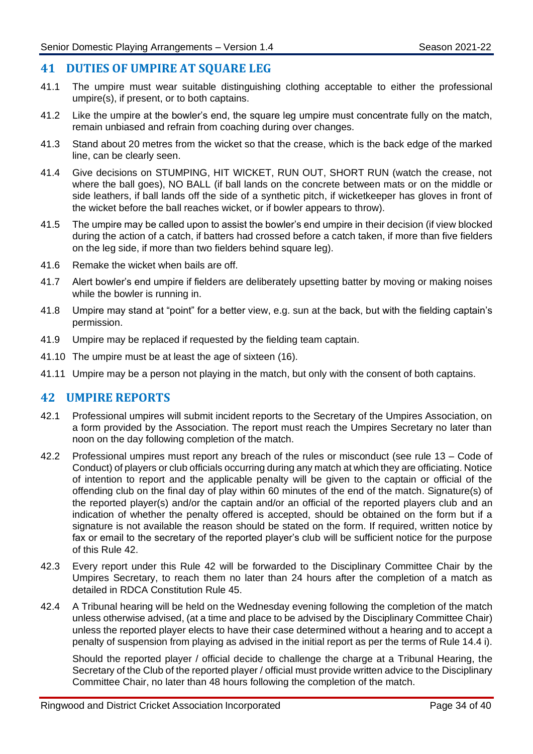## 41 DUTIES OF UMPIRE AT SQUARE LEG

41.1 The umpire must wear suitable distinguishing clothing acceptable to either the professional umpire(s), if present, or to both captains.

41.2 Like the umpire at the bowler's end, the square leg umpire must concentrate fully on the match, remain unbiased and refrain from coaching during over changes.

41.3 Stand about 20 metres from the wicket so that the crease, which is the back edge of the marked line, can be clearly seen.

41.4 Give decisions on STUMPING, HIT WICKET, RUN OUT, SHORT RUN (watch the crease, not where the ball goes), NO BALL (if ball lands on the concrete between mats or on the middle or side leathers, if ball lands off the side of a synthetic pitch, if wicketkeeper has gloves in front of the wicket before the ball reaches wicket, or if bowler appears to throw).

41.5 The umpire may be called upon to assist the bowler's end umpire in their decision (if view blocked during the action of a catch, if batters had crossed before a catch taken, if more than five fielders on the leg side, if more than two fielders behind square leg).

41.6 Remake the wicket when bails are off.

41.7 Alert bowler's end umpire if fielders are deliberately upsetting batter by moving or making noises while the bowler is running in.

41.8 Umpire may stand at "point" for a better view, e.g. sun at the back, but with the fielding captain's permission.

41.9 Umpire may be replaced if requested by the fielding team captain.

41.10 The umpire must be at least the age of sixteen (16).

41.11 Umpire may be a person not playing in the match, but only with the consent of both captains.

## 42 UMPIRE REPORTS

42.1 Professional umpires will submit incident reports to the Secretary of the Umpires Association, on a form provided by the Association. The report must reach the Umpires Secretary no later than noon on the day following completion of the match.

42.2 Professional umpires must report any breach of the rules or misconduct (see rule 13 – Code of Conduct) of players or club officials occurring during any match at which they are officiating. Notice of intention to report and the applicable penalty will be given to the captain or official of the offending club on the final day of play within 60 minutes of the end of the match. Signature(s) of the reported player(s) and/or the captain and/or an official of the reported players club and an indication of whether the penalty offered is accepted, should be obtained on the form but if a signature is not available the reason should be stated on the form. If required, written notice by fax or email to the secretary of the reported player's club will be sufficient notice for the purpose of this Rule 42.

42.3 Every report under this Rule 42 will be forwarded to the Disciplinary Committee Chair by the Umpires Secretary, to reach them no later than 24 hours after the completion of a match as detailed in RDCA Constitution Rule 45.

42.4 A Tribunal hearing will be held on the Wednesday evening following the completion of the match unless otherwise advised, (at a time and place to be advised by the Disciplinary Committee Chair) unless the reported player elects to have their case determined without a hearing and to accept a penalty of suspension from playing as advised in the initial report as per the terms of Rule 14.4 i).

Should the reported player / official decide to challenge the charge at a Tribunal Hearing, the Secretary of the Club of the reported player / official must provide written advice to the Disciplinary Committee Chair, no later than 48 hours following the completion of the match.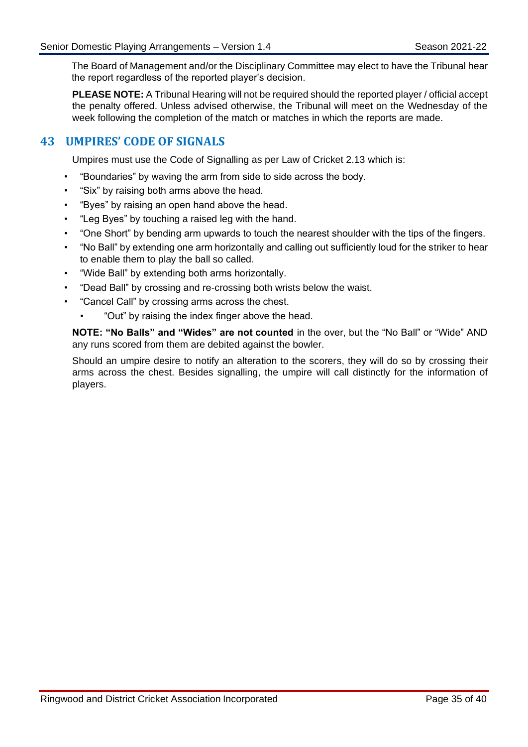The Board of Management and/or the Disciplinary Committee may elect to have the Tribunal hear the report regardless of the reported player's decision.

**PLEASE NOTE:** A Tribunal Hearing will not be required should the reported player / official accept the penalty offered. Unless advised otherwise, the Tribunal will meet on the Wednesday of the week following the completion of the match or matches in which the reports are made.

## 43 UMPIRES' CODE OF SIGNALS

Umpires must use the Code of Signalling as per Law of Cricket 2.13 which is:

- "Boundaries" by waving the arm from side to side across the body.
- "Six" by raising both arms above the head.
- "Byes" by raising an open hand above the head.
- "Leg Byes" by touching a raised leg with the hand.
- "One Short" by bending arm upwards to touch the nearest shoulder with the tips of the fingers.
- "No Ball" by extending one arm horizontally and calling out sufficiently loud for the striker to hear to enable them to play the ball so called.
- "Wide Ball" by extending both arms horizontally.
- "Dead Ball" by crossing and re-crossing both wrists below the waist.
- "Cancel Call" by crossing arms across the chest.
    - "Out" by raising the index finger above the head.

**NOTE: "No Balls" and "Wides" are not counted** in the over, but the "No Ball" or "Wide" AND any runs scored from them are debited against the bowler.

Should an umpire desire to notify an alteration to the scorers, they will do so by crossing their arms across the chest. Besides signalling, the umpire will call distinctly for the information of players.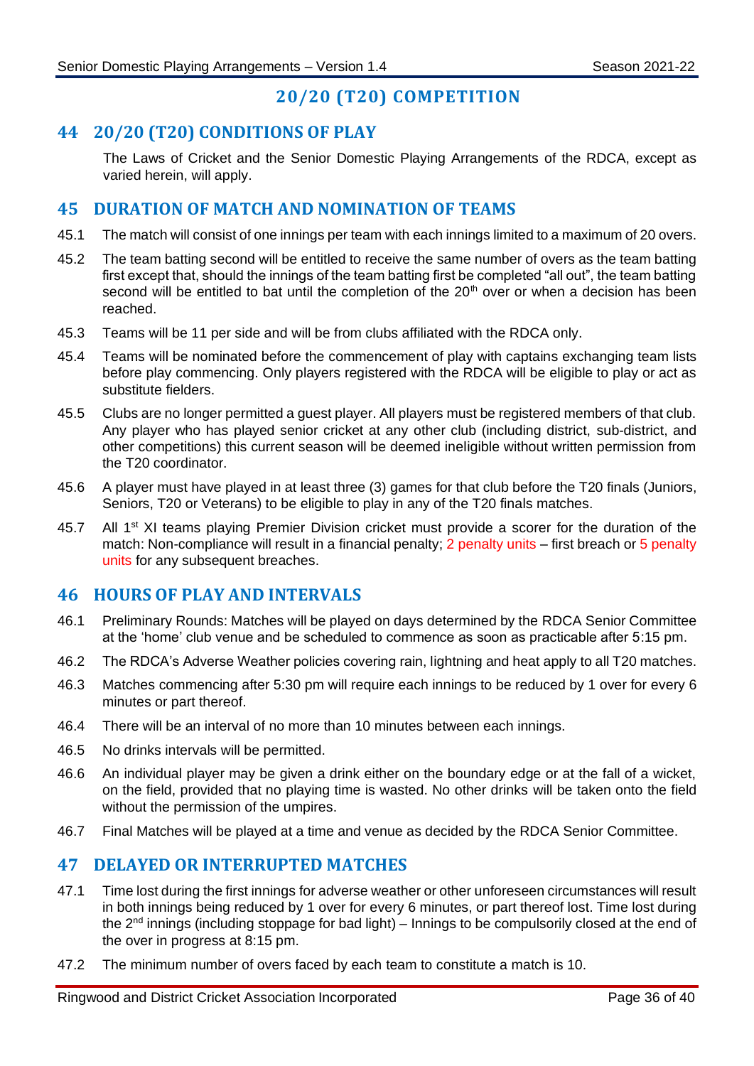# 20/20 (T20) COMPETITION

## 44 20/20 (T20) CONDITIONS OF PLAY

The Laws of Cricket and the Senior Domestic Playing Arrangements of the RDCA, except as varied herein, will apply.

## 45 DURATION OF MATCH AND NOMINATION OF TEAMS

45.1 The match will consist of one innings per team with each innings limited to a maximum of 20 overs.

45.2 The team batting second will be entitled to receive the same number of overs as the team batting first except that, should the innings of the team batting first be completed "all out", the team batting second will be entitled to bat until the completion of the 20th over or when a decision has been reached.

45.3 Teams will be 11 per side and will be from clubs affiliated with the RDCA only.

45.4 Teams will be nominated before the commencement of play with captains exchanging team lists before play commencing. Only players registered with the RDCA will be eligible to play or act as substitute fielders.

45.5 Clubs are no longer permitted a guest player. All players must be registered members of that club. Any player who has played senior cricket at any other club (including district, sub-district, and other competitions) this current season will be deemed ineligible without written permission from the T20 coordinator.

45.6 A player must have played in at least three (3) games for that club before the T20 finals (Juniors, Seniors, T20 or Veterans) to be eligible to play in any of the T20 finals matches.

45.7 All 1st XI teams playing Premier Division cricket must provide a scorer for the duration of the match: Non-compliance will result in a financial penalty; 2 penalty units – first breach or 5 penalty units for any subsequent breaches.

## 46 HOURS OF PLAY AND INTERVALS

46.1 Preliminary Rounds: Matches will be played on days determined by the RDCA Senior Committee at the 'home' club venue and be scheduled to commence as soon as practicable after 5:15 pm.

46.2 The RDCA's Adverse Weather policies covering rain, lightning and heat apply to all T20 matches.

46.3 Matches commencing after 5:30 pm will require each innings to be reduced by 1 over for every 6 minutes or part thereof.

46.4 There will be an interval of no more than 10 minutes between each innings.

46.5 No drinks intervals will be permitted.

46.6 An individual player may be given a drink either on the boundary edge or at the fall of a wicket, on the field, provided that no playing time is wasted. No other drinks will be taken onto the field without the permission of the umpires.

46.7 Final Matches will be played at a time and venue as decided by the RDCA Senior Committee.

## 47 DELAYED OR INTERRUPTED MATCHES

47.1 Time lost during the first innings for adverse weather or other unforeseen circumstances will result in both innings being reduced by 1 over for every 6 minutes, or part thereof lost. Time lost during the 2nd innings (including stoppage for bad light) – Innings to be compulsorily closed at the end of the over in progress at 8:15 pm.

47.2 The minimum number of overs faced by each team to constitute a match is 10.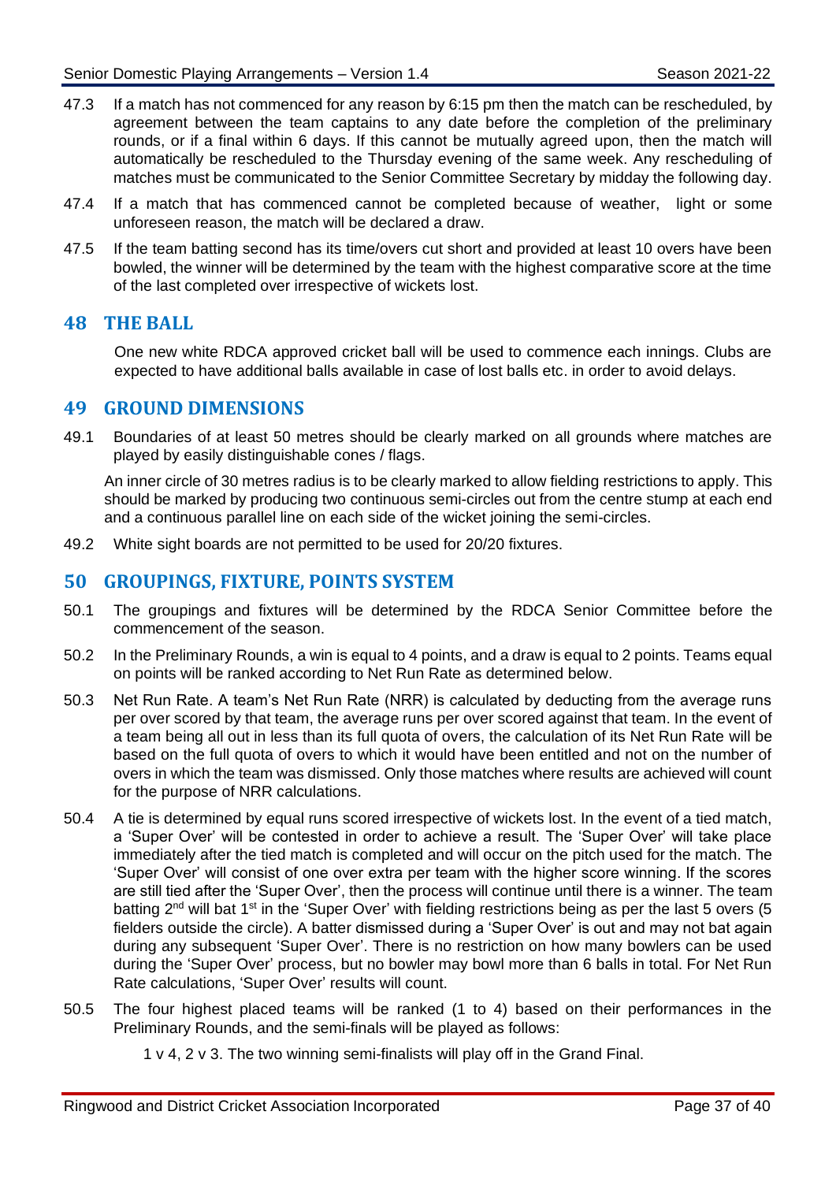47.3 If a match has not commenced for any reason by 6:15 pm then the match can be rescheduled, by agreement between the team captains to any date before the completion of the preliminary rounds, or if a final within 6 days. If this cannot be mutually agreed upon, then the match will automatically be rescheduled to the Thursday evening of the same week. Any rescheduling of matches must be communicated to the Senior Committee Secretary by midday the following day.

47.4 If a match that has commenced cannot be completed because of weather, light or some unforeseen reason, the match will be declared a draw.

47.5 If the team batting second has its time/overs cut short and provided at least 10 overs have been bowled, the winner will be determined by the team with the highest comparative score at the time of the last completed over irrespective of wickets lost.

## 48 THE BALL

One new white RDCA approved cricket ball will be used to commence each innings. Clubs are expected to have additional balls available in case of lost balls etc. in order to avoid delays.

## 49 GROUND DIMENSIONS

49.1 Boundaries of at least 50 metres should be clearly marked on all grounds where matches are played by easily distinguishable cones / flags.

An inner circle of 30 metres radius is to be clearly marked to allow fielding restrictions to apply. This should be marked by producing two continuous semi-circles out from the centre stump at each end and a continuous parallel line on each side of the wicket joining the semi-circles.

49.2 White sight boards are not permitted to be used for 20/20 fixtures.

## 50 GROUPINGS, FIXTURE, POINTS SYSTEM

50.1 The groupings and fixtures will be determined by the RDCA Senior Committee before the commencement of the season.

50.2 In the Preliminary Rounds, a win is equal to 4 points, and a draw is equal to 2 points. Teams equal on points will be ranked according to Net Run Rate as determined below.

50.3 Net Run Rate. A team's Net Run Rate (NRR) is calculated by deducting from the average runs per over scored by that team, the average runs per over scored against that team. In the event of a team being all out in less than its full quota of overs, the calculation of its Net Run Rate will be based on the full quota of overs to which it would have been entitled and not on the number of overs in which the team was dismissed. Only those matches where results are achieved will count for the purpose of NRR calculations.

50.4 A tie is determined by equal runs scored irrespective of wickets lost. In the event of a tied match, a 'Super Over' will be contested in order to achieve a result. The 'Super Over' will take place immediately after the tied match is completed and will occur on the pitch used for the match. The 'Super Over' will consist of one over extra per team with the higher score winning. If the scores are still tied after the 'Super Over', then the process will continue until there is a winner. The team batting 2nd will bat 1st in the 'Super Over' with fielding restrictions being as per the last 5 overs (5 fielders outside the circle). A batter dismissed during a 'Super Over' is out and may not bat again during any subsequent 'Super Over'. There is no restriction on how many bowlers can be used during the 'Super Over' process, but no bowler may bowl more than 6 balls in total. For Net Run Rate calculations, 'Super Over' results will count.

50.5 The four highest placed teams will be ranked (1 to 4) based on their performances in the Preliminary Rounds, and the semi-finals will be played as follows:

1 v 4, 2 v 3. The two winning semi-finalists will play off in the Grand Final.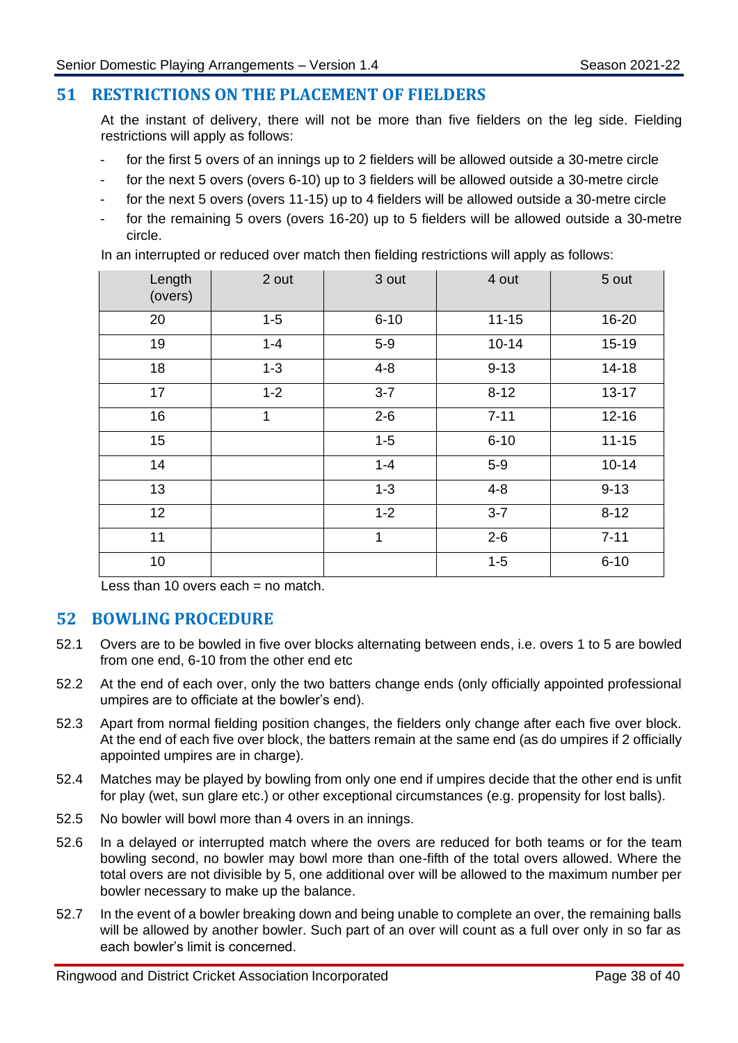## 51 RESTRICTIONS ON THE PLACEMENT OF FIELDERS

At the instant of delivery, there will not be more than five fielders on the leg side. Fielding restrictions will apply as follows:

- for the first 5 overs of an innings up to 2 fielders will be allowed outside a 30-metre circle
- for the next 5 overs (overs 6-10) up to 3 fielders will be allowed outside a 30-metre circle
- for the next 5 overs (overs 11-15) up to 4 fielders will be allowed outside a 30-metre circle
- for the remaining 5 overs (overs 16-20) up to 5 fielders will be allowed outside a 30-metre circle.

In an interrupted or reduced over match then fielding restrictions will apply as follows:

| Length (overs) | 2 out | 3 out | 4 out | 5 out |
|---|---|---|---|---|
| 20 | 1-5 | 6-10 | 11-15 | 16-20 |
| 19 | 1-4 | 5-9 | 10-14 | 15-19 |
| 18 | 1-3 | 4-8 | 9-13 | 14-18 |
| 17 | 1-2 | 3-7 | 8-12 | 13-17 |
| 16 | 1 | 2-6 | 7-11 | 12-16 |
| 15 | | 1-5 | 6-10 | 11-15 |
| 14 | | 1-4 | 5-9 | 10-14 |
| 13 | | 1-3 | 4-8 | 9-13 |
| 12 | | 1-2 | 3-7 | 8-12 |
| 11 | | 1 | 2-6 | 7-11 |
| 10 | | | 1-5 | 6-10 |

Less than 10 overs each = no match.

## 52 BOWLING PROCEDURE

52.1 Overs are to be bowled in five over blocks alternating between ends, i.e. overs 1 to 5 are bowled from one end, 6-10 from the other end etc

52.2 At the end of each over, only the two batters change ends (only officially appointed professional umpires are to officiate at the bowler's end).

52.3 Apart from normal fielding position changes, the fielders only change after each five over block. At the end of each five over block, the batters remain at the same end (as do umpires if 2 officially appointed umpires are in charge).

52.4 Matches may be played by bowling from only one end if umpires decide that the other end is unfit for play (wet, sun glare etc.) or other exceptional circumstances (e.g. propensity for lost balls).

52.5 No bowler will bowl more than 4 overs in an innings.

52.6 In a delayed or interrupted match where the overs are reduced for both teams or for the team bowling second, no bowler may bowl more than one-fifth of the total overs allowed. Where the total overs are not divisible by 5, one additional over will be allowed to the maximum number per bowler necessary to make up the balance.

52.7 In the event of a bowler breaking down and being unable to complete an over, the remaining balls will be allowed by another bowler. Such part of an over will count as a full over only in so far as each bowler's limit is concerned.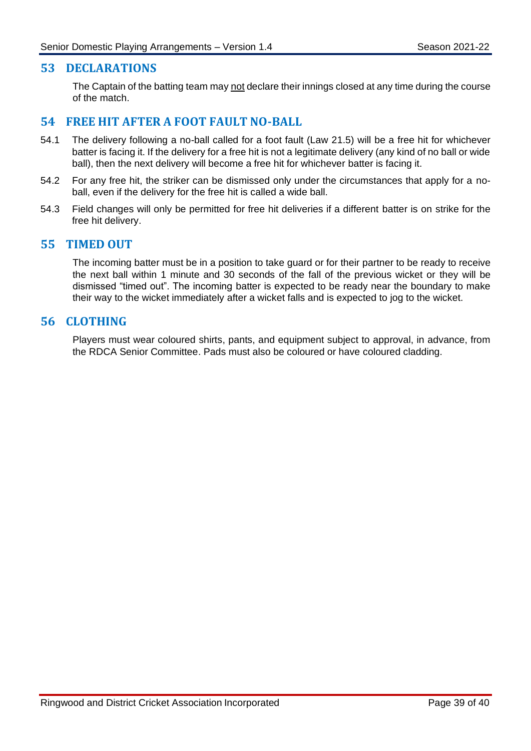## 53 DECLARATIONS

The Captain of the batting team may <u>not</u> declare their innings closed at any time during the course of the match.

## 54 FREE HIT AFTER A FOOT FAULT NO-BALL

54.1 The delivery following a no-ball called for a foot fault (Law 21.5) will be a free hit for whichever batter is facing it. If the delivery for a free hit is not a legitimate delivery (any kind of no ball or wide ball), then the next delivery will become a free hit for whichever batter is facing it.

54.2 For any free hit, the striker can be dismissed only under the circumstances that apply for a no-ball, even if the delivery for the free hit is called a wide ball.

54.3 Field changes will only be permitted for free hit deliveries if a different batter is on strike for the free hit delivery.

## 55 TIMED OUT

The incoming batter must be in a position to take guard or for their partner to be ready to receive the next ball within 1 minute and 30 seconds of the fall of the previous wicket or they will be dismissed "timed out". The incoming batter is expected to be ready near the boundary to make their way to the wicket immediately after a wicket falls and is expected to jog to the wicket.

## 56 CLOTHING

Players must wear coloured shirts, pants, and equipment subject to approval, in advance, from the RDCA Senior Committee. Pads must also be coloured or have coloured cladding.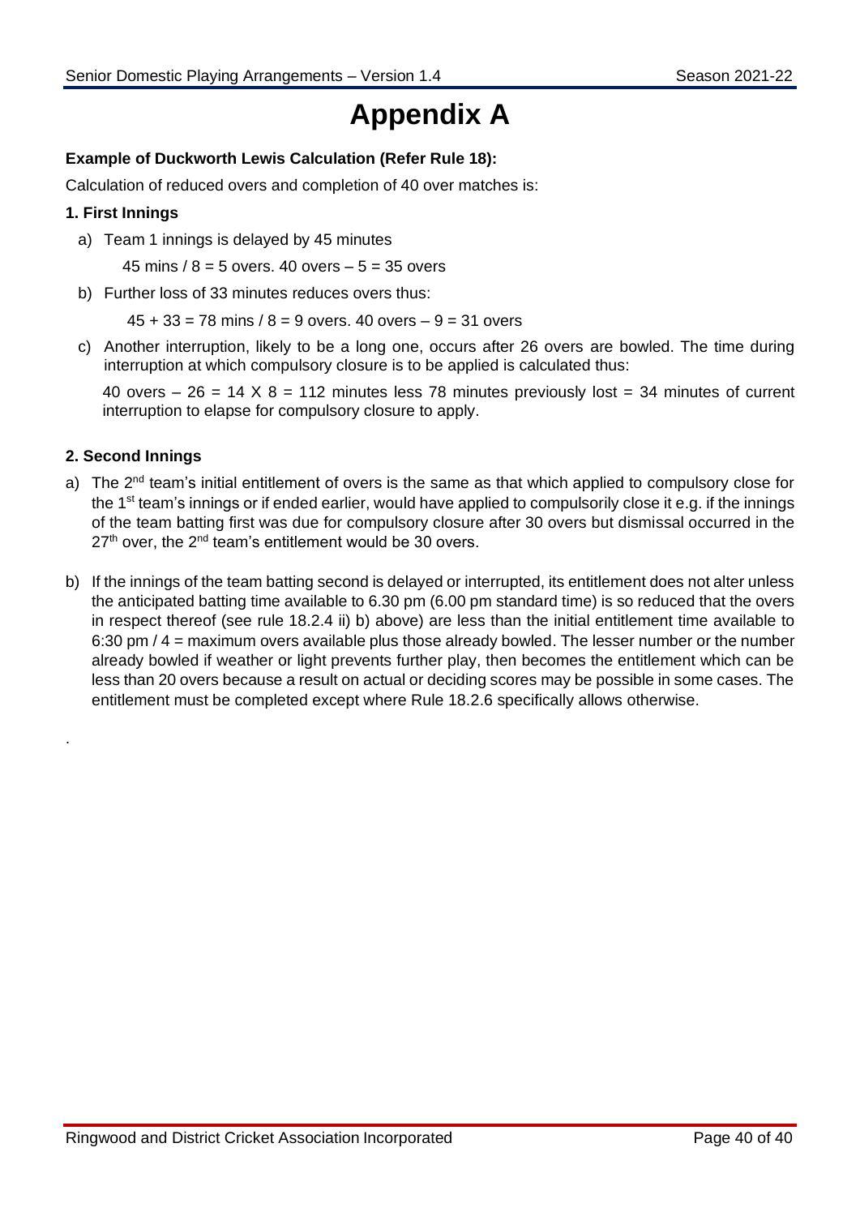# Appendix A

**Example of Duckworth Lewis Calculation (Refer Rule 18):**

Calculation of reduced overs and completion of 40 over matches is:

**1. First Innings**

a) Team 1 innings is delayed by 45 minutes

   45 mins / 8 = 5 overs. 40 overs – 5 = 35 overs

b) Further loss of 33 minutes reduces overs thus:

   45 + 33 = 78 mins / 8 = 9 overs. 40 overs – 9 = 31 overs

c) Another interruption, likely to be a long one, occurs after 26 overs are bowled. The time during interruption at which compulsory closure is to be applied is calculated thus:

   40 overs – 26 = 14 X 8 = 112 minutes less 78 minutes previously lost = 34 minutes of current interruption to elapse for compulsory closure to apply.

**2. Second Innings**

a) The 2nd team's initial entitlement of overs is the same as that which applied to compulsory close for the 1st team's innings or if ended earlier, would have applied to compulsorily close it e.g. if the innings of the team batting first was due for compulsory closure after 30 overs but dismissal occurred in the 27th over, the 2nd team's entitlement would be 30 overs.

b) If the innings of the team batting second is delayed or interrupted, its entitlement does not alter unless the anticipated batting time available to 6.30 pm (6.00 pm standard time) is so reduced that the overs in respect thereof (see rule 18.2.4 ii) b) above) are less than the initial entitlement time available to 6:30 pm / 4 = maximum overs available plus those already bowled. The lesser number or the number already bowled if weather or light prevents further play, then becomes the entitlement which can be less than 20 overs because a result on actual or deciding scores may be possible in some cases. The entitlement must be completed except where Rule 18.2.6 specifically allows otherwise.

.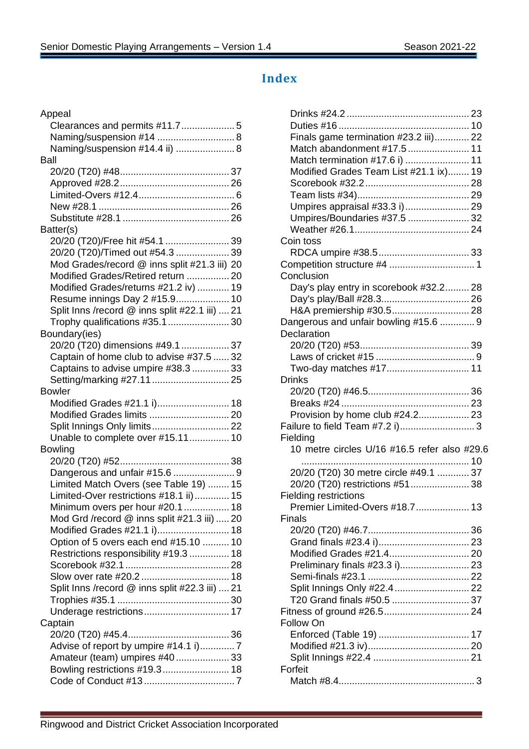# Index

Appeal
- Clearances and permits #11.7 .................... 5
- Naming/suspension #14 ............................ 8
- Naming/suspension #14.4 ii) ...................... 8

Ball
- 20/20 (T20) #48........................................ 37
- Approved #28.2......................................... 26
- Limited-Overs #12.4................................... 6
- New #28.1 ................................................ 26
- Substitute #28.1 ....................................... 26

Batter(s)
- 20/20 (T20)/Free hit #54.1 ........................ 39
- 20/20 (T20)/Timed out #54.3 .................... 39
- Mod Grades/record @ inns split #21.3 iii) 20
- Modified Grades/Retired return ................ 20
- Modified Grades/returns #21.2 iv) ............ 19
- Resume innings Day 2 #15.9.................... 10
- Split Inns /record @ inns split #22.1 iii) .... 21
- Trophy qualifications #35.1....................... 30

Boundary(ies)
- 20/20 (T20) dimensions #49.1 .................. 37
- Captain of home club to advise #37.5 ...... 32
- Captains to advise umpire #38.3 .............. 33
- Setting/marking #27.11 ............................. 25

Bowler
- Modified Grades #21.1 i).......................... 18
- Modified Grades limits ............................. 20
- Split Innings Only limits............................ 22
- Unable to complete over #15.11............... 10

Bowling
- 20/20 (T20) #52........................................ 38
- Dangerous and unfair #15.6 ....................... 9
- Limited Match Overs (see Table 19) ........ 15
- Limited-Over restrictions #18.1 ii)............. 15
- Minimum overs per hour #20.1 ................. 18
- Mod Grd /record @ inns split #21.3 iii) ..... 20
- Modified Grades #21.1 i).......................... 18
- Option of 5 overs each end #15.10 .......... 10
- Restrictions responsibility #19.3 ............... 18
- Scorebook #32.1 ...................................... 28
- Slow over rate #20.2 ................................ 18
- Split Inns /record @ inns split #22.3 iii) .... 21
- Trophies #35.1 ......................................... 30
- Underage restrictions................................ 17

Captain
- 20/20 (T20) #45.4...................................... 36
- Advise of report by umpire #14.1 i)............. 7
- Amateur (team) umpires #40 .................... 33
- Bowling restrictions #19.3......................... 18
- Code of Conduct #13 ................................. 7
- Drinks #24.2 .............................................. 23
- Duties #16 ................................................ 10
- Finals game termination #23.2 iii)............. 22
- Match abandonment #17.5 ....................... 11
- Match termination #17.6 i) ........................ 11
- Modified Grades Team List #21.1 ix)........ 19
- Scorebook #32.2 ...................................... 28
- Team lists #34)......................................... 29
- Umpires appraisal #33.3 i)........................ 29
- Umpires/Boundaries #37.5 ....................... 32
- Weather #26.1........................................... 24

Coin toss
- RDCA umpire #38.5.................................. 33

Competition structure #4 ................................ 1

Conclusion
- Day's play entry in scorebook #32.2......... 28
- Day's play/Ball #28.3................................ 26
- H&A premiership #30.5............................. 28

Dangerous and unfair bowling #15.6 ............. 9

Declaration
- 20/20 (T20) #53......................................... 39
- Laws of cricket #15 ..................................... 9
- Two-day matches #17............................... 11

Drinks
- 20/20 (T20) #46.5...................................... 36
- Breaks #24 ............................................... 23
- Provision by home club #24.2................... 23

Failure to field Team #7.2 i)............................ 3

Fielding
- 10 metre circles U/16 #16.5 refer also #29.6 ............................................................. 10
- 20/20 (T20) 30 metre circle #49.1 ............ 37
- 20/20 (T20) restrictions #51...................... 38

Fielding restrictions
- Premier Limited-Overs #18.7.................... 13

Finals
- 20/20 (T20) #46.7...................................... 36
- Grand finals #23.4 i)................................. 23
- Modified Grades #21.4.............................. 20
- Preliminary finals #23.3 i).......................... 23
- Semi-finals #23.1 ..................................... 22
- Split Innings Only #22.4 ............................ 22
- T20 Grand finals #50.5 ............................ 37

Fitness of ground #26.5................................ 24

Follow On
- Enforced (Table 19) .................................. 17
- Modified #21.3 iv)...................................... 20
- Split Innings #22.4 .................................... 21

Forfeit
- Match #8.4.................................................. 3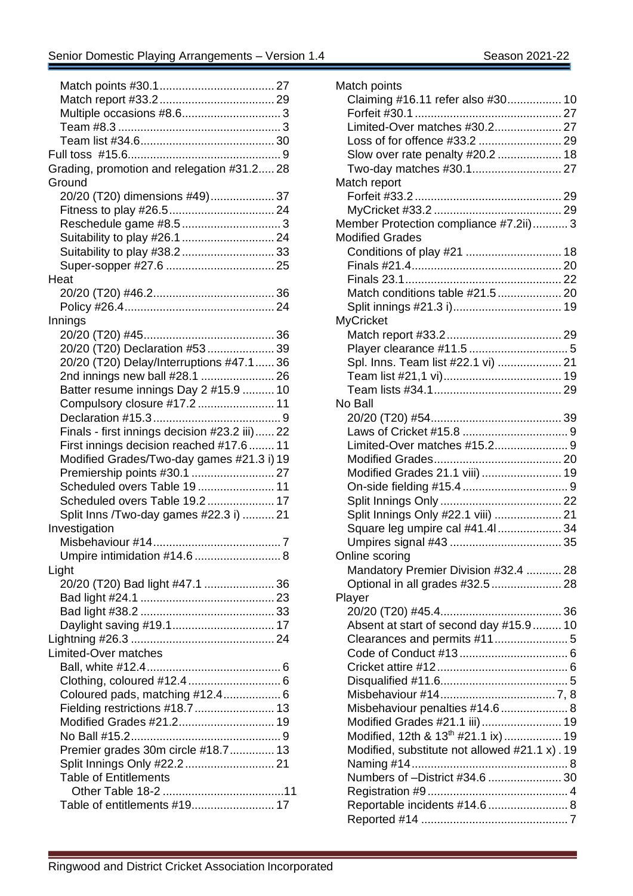- Match points #30.1 .................................... 27
- Match report #33.2 .................................... 29
- Multiple occasions #8.6 ............................... 3
- Team #8.3 ................................................... 3
- Team list #34.6 .......................................... 30

Full toss #15.6 ................................................ 9

Grading, promotion and relegation #31.2 ..... 28

Ground

- 20/20 (T20) dimensions #49) .................... 37
- Fitness to play #26.5 ................................. 24
- Reschedule game #8.5 ............................... 3
- Suitability to play #26.1 ............................. 24
- Suitability to play #38.2 ............................. 33
- Super-sopper #27.6 .................................. 25

Heat

- 20/20 (T20) #46.2 ...................................... 36
- Policy #26.4 ............................................... 24

Innings

- 20/20 (T20) #45 ......................................... 36
- 20/20 (T20) Declaration #53 ..................... 39
- 20/20 (T20) Delay/Interruptions #47.1 ...... 36
- 2nd innings new ball #28.1 ....................... 26
- Batter resume innings Day 2 #15.9 .......... 10
- Compulsory closure #17.2 ........................ 11
- Declaration #15.3 ........................................ 9
- Finals - first innings decision #23.2 iii) ...... 22
- First innings decision reached #17.6 ........ 11
- Modified Grades/Two-day games #21.3 i) 19
- Premiership points #30.1 .......................... 27
- Scheduled overs Table 19 ........................ 11
- Scheduled overs Table 19.2 ..................... 17
- Split Inns /Two-day games #22.3 i) .......... 21

Investigation

- Misbehaviour #14 ........................................ 7
- Umpire intimidation #14.6 ........................... 8

Light

- 20/20 (T20) Bad light #47.1 ...................... 36
- Bad light #24.1 .......................................... 23
- Bad light #38.2 .......................................... 33
- Daylight saving #19.1 ................................ 17

Lightning #26.3 ............................................. 24

Limited-Over matches

- Ball, white #12.4 .......................................... 6
- Clothing, coloured #12.4 ............................. 6
- Coloured pads, matching #12.4 .................. 6
- Fielding restrictions #18.7 ......................... 13
- Modified Grades #21.2 .............................. 19
- No Ball #15.2 ............................................... 9
- Premier grades 30m circle #18.7 .............. 13
- Split Innings Only #22.2 ............................ 21
- Table of Entitlements
  - Other Table 18-2 ......................................11
- Table of entitlements #19 .......................... 17

Match points

- Claiming #16.11 refer also #30 ................. 10
- Forfeit #30.1 .............................................. 27
- Limited-Over matches #30.2 ..................... 27
- Loss of for offence #33.2 .......................... 29
- Slow over rate penalty #20.2 .................... 18
- Two-day matches #30.1 ............................ 27

Match report

- Forfeit #33.2 .............................................. 29
- MyCricket #33.2 ........................................ 29

Member Protection compliance #7.2ii) ........... 3

Modified Grades

- Conditions of play #21 .............................. 18
- Finals #21.4 ............................................... 20
- Finals 23.1 ................................................. 22
- Match conditions table #21.5 .................... 20
- Split innings #21.3 i) .................................. 19

MyCricket

- Match report #33.2 .................................... 29
- Player clearance #11.5 ............................... 5
- Spl. Inns. Team list #22.1 vi) .................... 21
- Team list #21,1 vi) ..................................... 19
- Team lists #34.1 ........................................ 29

No Ball

- 20/20 (T20) #54 ......................................... 39
- Laws of Cricket #15.8 ................................. 9
- Limited-Over matches #15.2 ....................... 9
- Modified Grades ........................................ 20
- Modified Grades 21.1 viii) ......................... 19
- On-side fielding #15.4 ................................. 9
- Split Innings Only ...................................... 22
- Split Innings Only #22.1 viii) ..................... 21
- Square leg umpire cal #41.4l .................... 34
- Umpires signal #43 ................................... 35

Online scoring

- Mandatory Premier Division #32.4 ........... 28
- Optional in all grades #32.5 ...................... 28

Player

- 20/20 (T20) #45.4 ...................................... 36
- Absent at start of second day #15.9 ......... 10
- Clearances and permits #11 ....................... 5
- Code of Conduct #13 .................................. 6
- Cricket attire #12 ......................................... 6
- Disqualified #11.6 ........................................ 5
- Misbehaviour #14 ................................... 7, 8
- Misbehaviour penalties #14.6 ..................... 8
- Modified Grades #21.1 iii) ......................... 19
- Modified, 12th & 13th #21.1 ix) .................. 19
- Modified, substitute not allowed #21.1 x) . 19
- Naming #14 ................................................. 8
- Numbers of –District #34.6 ....................... 30
- Registration #9 ............................................ 4
- Reportable incidents #14.6 ......................... 8
- Reported #14 ............................................... 7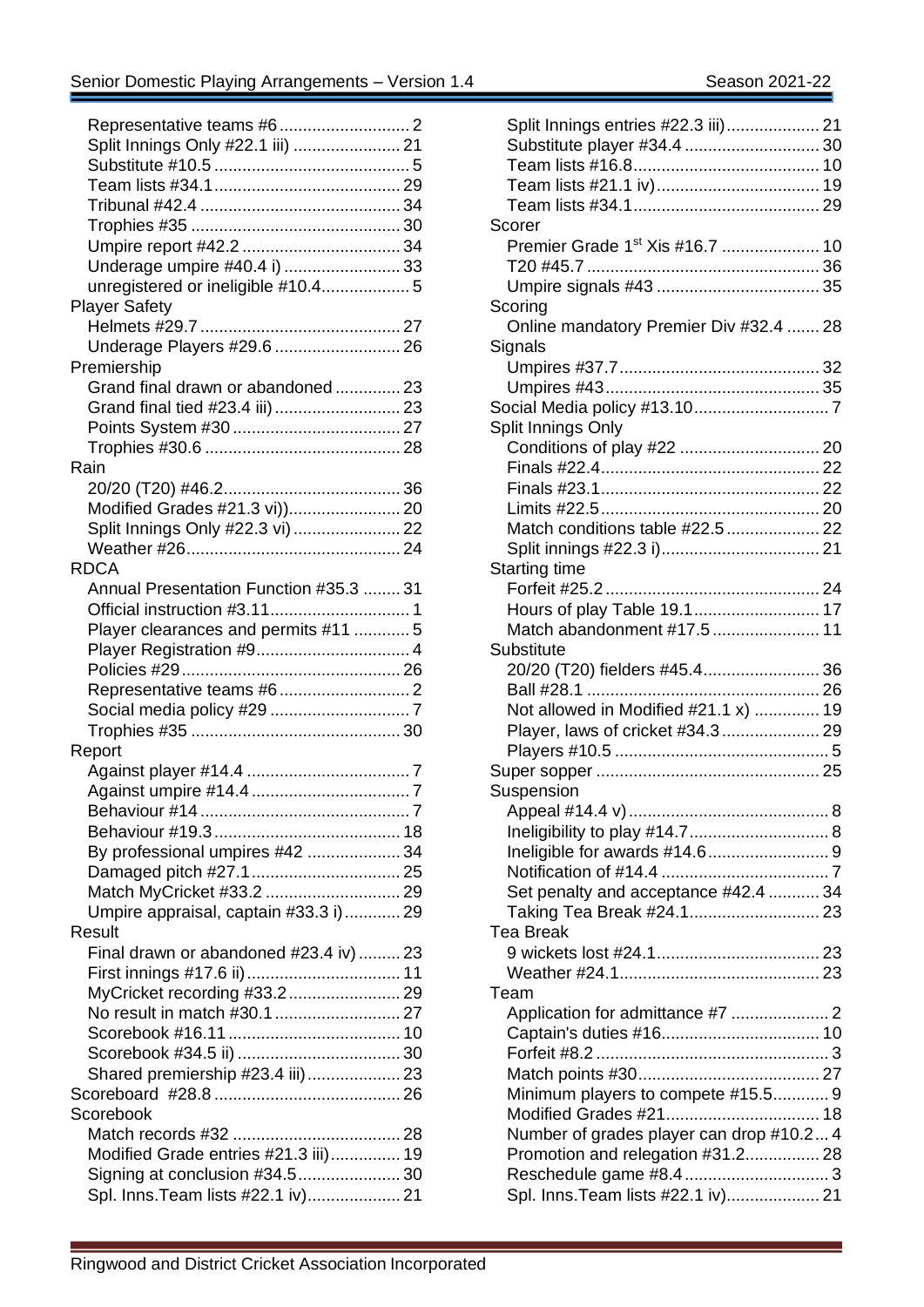Representative teams #6 ............................ 2
Split Innings Only #22.1 iii) ....................... 21
Substitute #10.5 .......................................... 5
Team lists #34.1 ........................................ 29
Tribunal #42.4 ........................................... 34
Trophies #35 ............................................. 30
Umpire report #42.2 .................................. 34
Underage umpire #40.4 i) ......................... 33
unregistered or ineligible #10.4 ................... 5

Player Safety
Helmets #29.7 ........................................... 27
Underage Players #29.6 ........................... 26

Premiership
Grand final drawn or abandoned .............. 23
Grand final tied #23.4 iii) ........................... 23
Points System #30 .................................... 27
Trophies #30.6 .......................................... 28

Rain
20/20 (T20) #46.2 ...................................... 36
Modified Grades #21.3 vi)) ........................ 20
Split Innings Only #22.3 vi) ....................... 22
Weather #26 ............................................... 24

RDCA
Annual Presentation Function #35.3 ........ 31
Official instruction #3.11 .............................. 1
Player clearances and permits #11 ............ 5
Player Registration #9 ................................. 4
Policies #29 ................................................ 26
Representative teams #6 ............................ 2
Social media policy #29 .............................. 7
Trophies #35 ............................................. 30

Report
Against player #14.4 ................................... 7
Against umpire #14.4 .................................. 7
Behaviour #14 ............................................. 7
Behaviour #19.3 ........................................ 18
By professional umpires #42 .................... 34
Damaged pitch #27.1 ................................ 25
Match MyCricket #33.2 ............................. 29
Umpire appraisal, captain #33.3 i) ............ 29

Result
Final drawn or abandoned #23.4 iv) ......... 23
First innings #17.6 ii) ................................. 11
MyCricket recording #33.2 ........................ 29
No result in match #30.1 ........................... 27
Scorebook #16.11 ..................................... 10
Scorebook #34.5 ii) ................................... 30
Shared premiership #23.4 iii) .................... 23

Scoreboard #28.8 ........................................ 26

Scorebook
Match records #32 .................................... 28
Modified Grade entries #21.3 iii) ............... 19
Signing at conclusion #34.5 ...................... 30
Spl. Inns.Team lists #22.1 iv) .................... 21
Split Innings entries #22.3 iii) .................... 21
Substitute player #34.4 ............................. 30
Team lists #16.8 ........................................ 10
Team lists #21.1 iv) ................................... 19
Team lists #34.1 ........................................ 29

Scorer
Premier Grade 1st Xis #16.7 ..................... 10
T20 #45.7 .................................................. 36
Umpire signals #43 ................................... 35

Scoring
Online mandatory Premier Div #32.4 ....... 28

Signals
Umpires #37.7 ........................................... 32
Umpires #43 .............................................. 35

Social Media policy #13.10 ............................. 7

Split Innings Only
Conditions of play #22 .............................. 20
Finals #22.4 ............................................... 22
Finals #23.1 ............................................... 22
Limits #22.5 ............................................... 20
Match conditions table #22.5 .................... 22
Split innings #22.3 i) .................................. 21

Starting time
Forfeit #25.2 .............................................. 24
Hours of play Table 19.1 ........................... 17
Match abandonment #17.5 ....................... 11

Substitute
20/20 (T20) fielders #45.4 ......................... 36
Ball #28.1 .................................................. 26
Not allowed in Modified #21.1 x) .............. 19
Player, laws of cricket #34.3 ..................... 29
Players #10.5 .............................................. 5

Super sopper ................................................ 25

Suspension
Appeal #14.4 v) ........................................... 8
Ineligibility to play #14.7 .............................. 8
Ineligible for awards #14.6 .......................... 9
Notification of #14.4 .................................... 7
Set penalty and acceptance #42.4 ........... 34
Taking Tea Break #24.1 ............................ 23

Tea Break
9 wickets lost #24.1 ................................... 23
Weather #24.1 ........................................... 23

Team
Application for admittance #7 ..................... 2
Captain's duties #16 .................................. 10
Forfeit #8.2 .................................................. 3
Match points #30 ....................................... 27
Minimum players to compete #15.5 ............ 9
Modified Grades #21 ................................. 18
Number of grades player can drop #10.2 ... 4
Promotion and relegation #31.2 ................ 28
Reschedule game #8.4 ............................... 3
Spl. Inns.Team lists #22.1 iv) .................... 21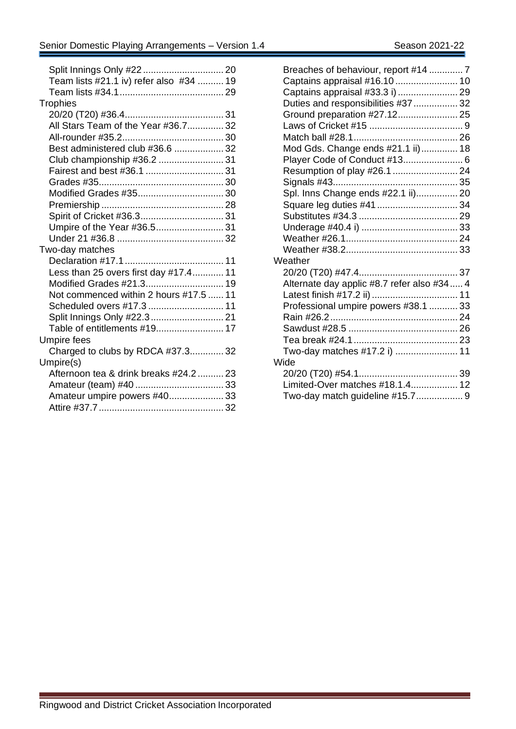Split Innings Only #22 ............................... 20
Team lists #21.1 iv) refer also #34 .......... 19
Team lists #34.1........................................ 29

Trophies

20/20 (T20) #36.4...................................... 31
All Stars Team of the Year #36.7.............. 32
All-rounder #35.2....................................... 30
Best administered club #36.6 ................... 32
Club championship #36.2 ......................... 31
Fairest and best #36.1 .............................. 31
Grades #35................................................ 30
Modified Grades #35................................. 30
Premiership ............................................... 28
Spirit of Cricket #36.3................................ 31
Umpire of the Year #36.5.......................... 31
Under 21 #36.8 ......................................... 32

Two-day matches

Declaration #17.1 ...................................... 11
Less than 25 overs first day #17.4............ 11
Modified Grades #21.3.............................. 19
Not commenced within 2 hours #17.5 ...... 11
Scheduled overs #17.3 ............................. 11
Split Innings Only #22.3............................ 21
Table of entitlements #19.......................... 17

Umpire fees

Charged to clubs by RDCA #37.3............. 32

Umpire(s)

Afternoon tea & drink breaks #24.2 .......... 23
Amateur (team) #40 .................................. 33
Amateur umpire powers #40..................... 33
Attire #37.7 ................................................ 32
Breaches of behaviour, report #14 ............. 7
Captains appraisal #16.10 ........................ 10
Captains appraisal #33.3 i) ....................... 29
Duties and responsibilities #37 ................. 32
Ground preparation #27.12....................... 25
Laws of Cricket #15 .................................... 9
Match ball #28.1........................................ 26
Mod Gds. Change ends #21.1 ii).............. 18
Player Code of Conduct #13....................... 6
Resumption of play #26.1 ......................... 24
Signals #43................................................ 35
Spl. Inns Change ends #22.1 ii)................ 20
Square leg duties #41 ............................... 34
Substitutes #34.3 ...................................... 29
Underage #40.4 i) ..................................... 33
Weather #26.1........................................... 24
Weather #38.2........................................... 33

Weather

20/20 (T20) #47.4...................................... 37
Alternate day applic #8.7 refer also #34..... 4
Latest finish #17.2 ii) ................................. 11
Professional umpire powers #38.1 ........... 33
Rain #26.2 ................................................. 24
Sawdust #28.5 .......................................... 26
Tea break #24.1 ........................................ 23
Two-day matches #17.2 i) ........................ 11

Wide

20/20 (T20) #54.1...................................... 39
Limited-Over matches #18.1.4.................. 12
Two-day match guideline #15.7.................. 9